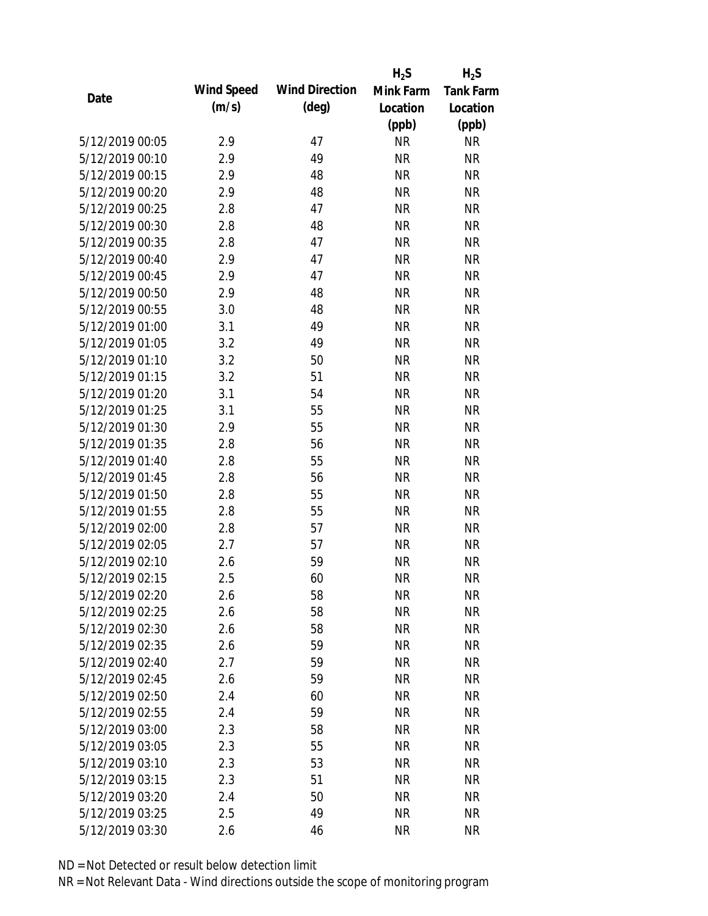| Date | Wind Speed (m/s) | Wind Direction (deg) | $H_2S$ Mink Farm Location (ppb) | $H_2S$ Tank Farm Location (ppb) |
|---|---|---|---|---|
| 5/12/2019 00:05 | 2.9 | 47 | NR | NR |
| 5/12/2019 00:10 | 2.9 | 49 | NR | NR |
| 5/12/2019 00:15 | 2.9 | 48 | NR | NR |
| 5/12/2019 00:20 | 2.9 | 48 | NR | NR |
| 5/12/2019 00:25 | 2.8 | 47 | NR | NR |
| 5/12/2019 00:30 | 2.8 | 48 | NR | NR |
| 5/12/2019 00:35 | 2.8 | 47 | NR | NR |
| 5/12/2019 00:40 | 2.9 | 47 | NR | NR |
| 5/12/2019 00:45 | 2.9 | 47 | NR | NR |
| 5/12/2019 00:50 | 2.9 | 48 | NR | NR |
| 5/12/2019 00:55 | 3.0 | 48 | NR | NR |
| 5/12/2019 01:00 | 3.1 | 49 | NR | NR |
| 5/12/2019 01:05 | 3.2 | 49 | NR | NR |
| 5/12/2019 01:10 | 3.2 | 50 | NR | NR |
| 5/12/2019 01:15 | 3.2 | 51 | NR | NR |
| 5/12/2019 01:20 | 3.1 | 54 | NR | NR |
| 5/12/2019 01:25 | 3.1 | 55 | NR | NR |
| 5/12/2019 01:30 | 2.9 | 55 | NR | NR |
| 5/12/2019 01:35 | 2.8 | 56 | NR | NR |
| 5/12/2019 01:40 | 2.8 | 55 | NR | NR |
| 5/12/2019 01:45 | 2.8 | 56 | NR | NR |
| 5/12/2019 01:50 | 2.8 | 55 | NR | NR |
| 5/12/2019 01:55 | 2.8 | 55 | NR | NR |
| 5/12/2019 02:00 | 2.8 | 57 | NR | NR |
| 5/12/2019 02:05 | 2.7 | 57 | NR | NR |
| 5/12/2019 02:10 | 2.6 | 59 | NR | NR |
| 5/12/2019 02:15 | 2.5 | 60 | NR | NR |
| 5/12/2019 02:20 | 2.6 | 58 | NR | NR |
| 5/12/2019 02:25 | 2.6 | 58 | NR | NR |
| 5/12/2019 02:30 | 2.6 | 58 | NR | NR |
| 5/12/2019 02:35 | 2.6 | 59 | NR | NR |
| 5/12/2019 02:40 | 2.7 | 59 | NR | NR |
| 5/12/2019 02:45 | 2.6 | 59 | NR | NR |
| 5/12/2019 02:50 | 2.4 | 60 | NR | NR |
| 5/12/2019 02:55 | 2.4 | 59 | NR | NR |
| 5/12/2019 03:00 | 2.3 | 58 | NR | NR |
| 5/12/2019 03:05 | 2.3 | 55 | NR | NR |
| 5/12/2019 03:10 | 2.3 | 53 | NR | NR |
| 5/12/2019 03:15 | 2.3 | 51 | NR | NR |
| 5/12/2019 03:20 | 2.4 | 50 | NR | NR |
| 5/12/2019 03:25 | 2.5 | 49 | NR | NR |
| 5/12/2019 03:30 | 2.6 | 46 | NR | NR |

ND = Not Detected or result below detection limit

NR = Not Relevant Data - Wind directions outside the scope of monitoring program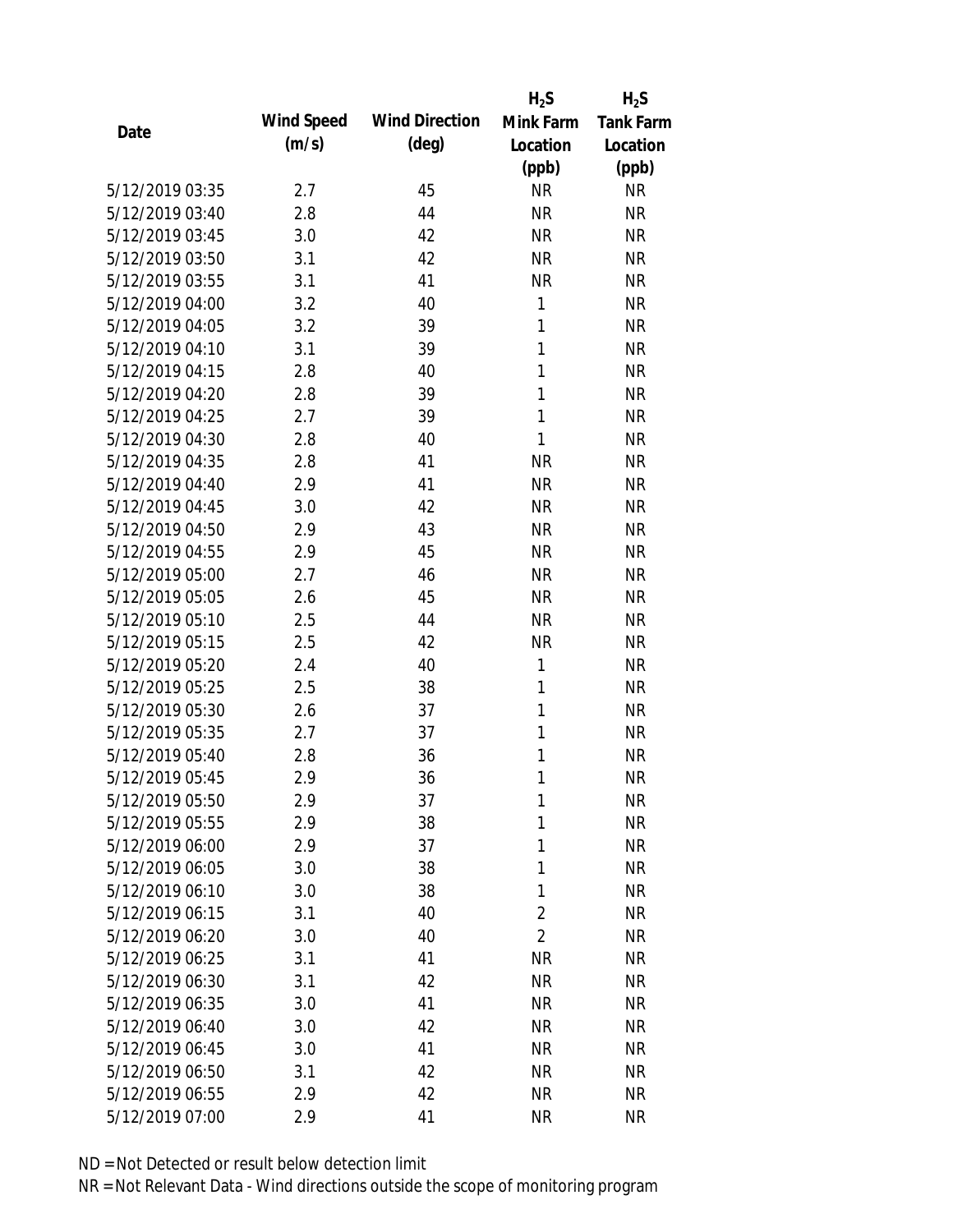| Date | Wind Speed (m/s) | Wind Direction (deg) | $H_2S$ Mink Farm Location (ppb) | $H_2S$ Tank Farm Location (ppb) |
|---|---|---|---|---|
| 5/12/2019 03:35 | 2.7 | 45 | NR | NR |
| 5/12/2019 03:40 | 2.8 | 44 | NR | NR |
| 5/12/2019 03:45 | 3.0 | 42 | NR | NR |
| 5/12/2019 03:50 | 3.1 | 42 | NR | NR |
| 5/12/2019 03:55 | 3.1 | 41 | NR | NR |
| 5/12/2019 04:00 | 3.2 | 40 | 1 | NR |
| 5/12/2019 04:05 | 3.2 | 39 | 1 | NR |
| 5/12/2019 04:10 | 3.1 | 39 | 1 | NR |
| 5/12/2019 04:15 | 2.8 | 40 | 1 | NR |
| 5/12/2019 04:20 | 2.8 | 39 | 1 | NR |
| 5/12/2019 04:25 | 2.7 | 39 | 1 | NR |
| 5/12/2019 04:30 | 2.8 | 40 | 1 | NR |
| 5/12/2019 04:35 | 2.8 | 41 | NR | NR |
| 5/12/2019 04:40 | 2.9 | 41 | NR | NR |
| 5/12/2019 04:45 | 3.0 | 42 | NR | NR |
| 5/12/2019 04:50 | 2.9 | 43 | NR | NR |
| 5/12/2019 04:55 | 2.9 | 45 | NR | NR |
| 5/12/2019 05:00 | 2.7 | 46 | NR | NR |
| 5/12/2019 05:05 | 2.6 | 45 | NR | NR |
| 5/12/2019 05:10 | 2.5 | 44 | NR | NR |
| 5/12/2019 05:15 | 2.5 | 42 | NR | NR |
| 5/12/2019 05:20 | 2.4 | 40 | 1 | NR |
| 5/12/2019 05:25 | 2.5 | 38 | 1 | NR |
| 5/12/2019 05:30 | 2.6 | 37 | 1 | NR |
| 5/12/2019 05:35 | 2.7 | 37 | 1 | NR |
| 5/12/2019 05:40 | 2.8 | 36 | 1 | NR |
| 5/12/2019 05:45 | 2.9 | 36 | 1 | NR |
| 5/12/2019 05:50 | 2.9 | 37 | 1 | NR |
| 5/12/2019 05:55 | 2.9 | 38 | 1 | NR |
| 5/12/2019 06:00 | 2.9 | 37 | 1 | NR |
| 5/12/2019 06:05 | 3.0 | 38 | 1 | NR |
| 5/12/2019 06:10 | 3.0 | 38 | 1 | NR |
| 5/12/2019 06:15 | 3.1 | 40 | 2 | NR |
| 5/12/2019 06:20 | 3.0 | 40 | 2 | NR |
| 5/12/2019 06:25 | 3.1 | 41 | NR | NR |
| 5/12/2019 06:30 | 3.1 | 42 | NR | NR |
| 5/12/2019 06:35 | 3.0 | 41 | NR | NR |
| 5/12/2019 06:40 | 3.0 | 42 | NR | NR |
| 5/12/2019 06:45 | 3.0 | 41 | NR | NR |
| 5/12/2019 06:50 | 3.1 | 42 | NR | NR |
| 5/12/2019 06:55 | 2.9 | 42 | NR | NR |
| 5/12/2019 07:00 | 2.9 | 41 | NR | NR |

ND = Not Detected or result below detection limit

NR = Not Relevant Data - Wind directions outside the scope of monitoring program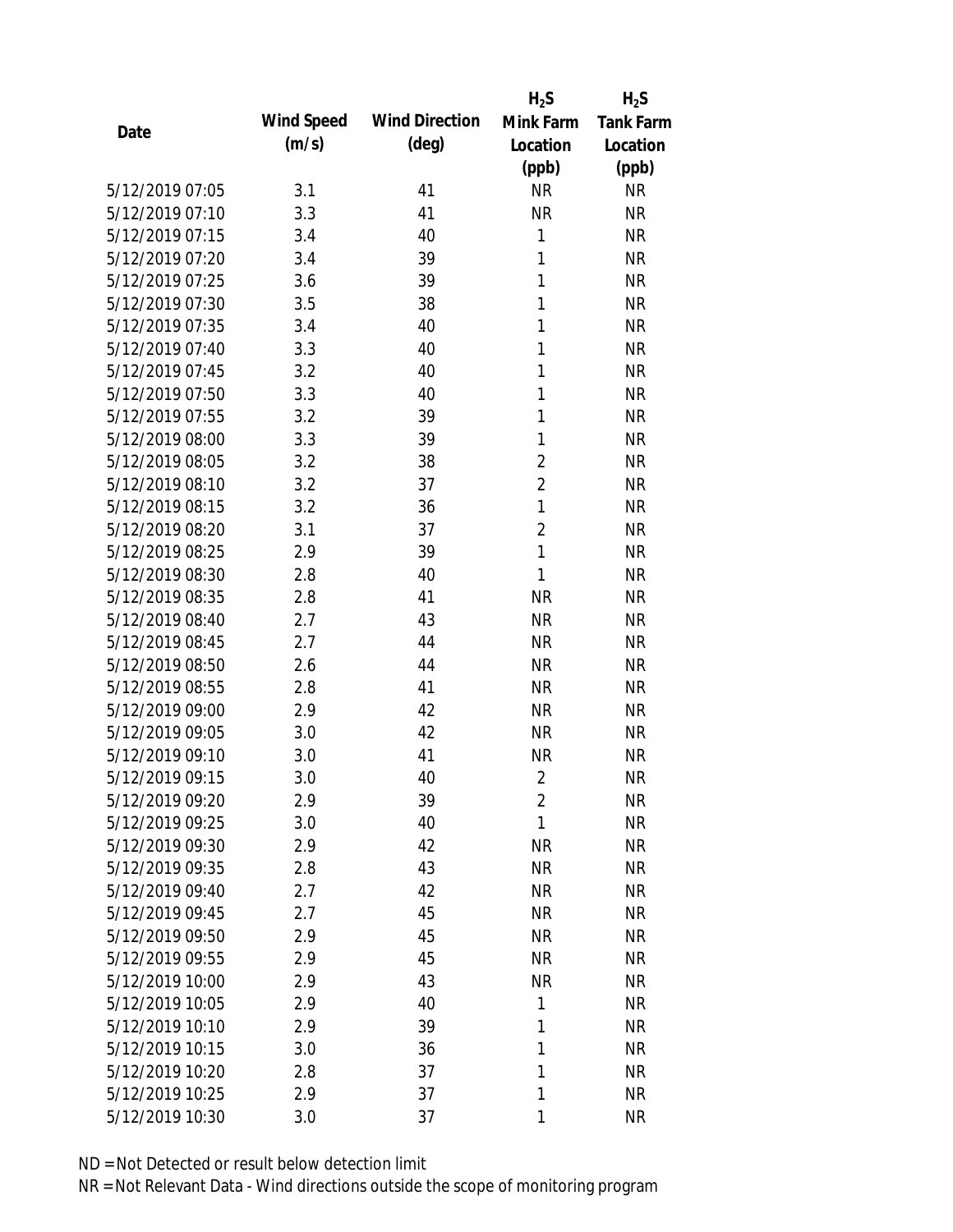| Date | Wind Speed (m/s) | Wind Direction (deg) | $H_2S$ Mink Farm Location (ppb) | $H_2S$ Tank Farm Location (ppb) |
|---|---|---|---|---|
| 5/12/2019 07:05 | 3.1 | 41 | NR | NR |
| 5/12/2019 07:10 | 3.3 | 41 | NR | NR |
| 5/12/2019 07:15 | 3.4 | 40 | 1 | NR |
| 5/12/2019 07:20 | 3.4 | 39 | 1 | NR |
| 5/12/2019 07:25 | 3.6 | 39 | 1 | NR |
| 5/12/2019 07:30 | 3.5 | 38 | 1 | NR |
| 5/12/2019 07:35 | 3.4 | 40 | 1 | NR |
| 5/12/2019 07:40 | 3.3 | 40 | 1 | NR |
| 5/12/2019 07:45 | 3.2 | 40 | 1 | NR |
| 5/12/2019 07:50 | 3.3 | 40 | 1 | NR |
| 5/12/2019 07:55 | 3.2 | 39 | 1 | NR |
| 5/12/2019 08:00 | 3.3 | 39 | 1 | NR |
| 5/12/2019 08:05 | 3.2 | 38 | 2 | NR |
| 5/12/2019 08:10 | 3.2 | 37 | 2 | NR |
| 5/12/2019 08:15 | 3.2 | 36 | 1 | NR |
| 5/12/2019 08:20 | 3.1 | 37 | 2 | NR |
| 5/12/2019 08:25 | 2.9 | 39 | 1 | NR |
| 5/12/2019 08:30 | 2.8 | 40 | 1 | NR |
| 5/12/2019 08:35 | 2.8 | 41 | NR | NR |
| 5/12/2019 08:40 | 2.7 | 43 | NR | NR |
| 5/12/2019 08:45 | 2.7 | 44 | NR | NR |
| 5/12/2019 08:50 | 2.6 | 44 | NR | NR |
| 5/12/2019 08:55 | 2.8 | 41 | NR | NR |
| 5/12/2019 09:00 | 2.9 | 42 | NR | NR |
| 5/12/2019 09:05 | 3.0 | 42 | NR | NR |
| 5/12/2019 09:10 | 3.0 | 41 | NR | NR |
| 5/12/2019 09:15 | 3.0 | 40 | 2 | NR |
| 5/12/2019 09:20 | 2.9 | 39 | 2 | NR |
| 5/12/2019 09:25 | 3.0 | 40 | 1 | NR |
| 5/12/2019 09:30 | 2.9 | 42 | NR | NR |
| 5/12/2019 09:35 | 2.8 | 43 | NR | NR |
| 5/12/2019 09:40 | 2.7 | 42 | NR | NR |
| 5/12/2019 09:45 | 2.7 | 45 | NR | NR |
| 5/12/2019 09:50 | 2.9 | 45 | NR | NR |
| 5/12/2019 09:55 | 2.9 | 45 | NR | NR |
| 5/12/2019 10:00 | 2.9 | 43 | NR | NR |
| 5/12/2019 10:05 | 2.9 | 40 | 1 | NR |
| 5/12/2019 10:10 | 2.9 | 39 | 1 | NR |
| 5/12/2019 10:15 | 3.0 | 36 | 1 | NR |
| 5/12/2019 10:20 | 2.8 | 37 | 1 | NR |
| 5/12/2019 10:25 | 2.9 | 37 | 1 | NR |
| 5/12/2019 10:30 | 3.0 | 37 | 1 | NR |

ND = Not Detected or result below detection limit

NR = Not Relevant Data - Wind directions outside the scope of monitoring program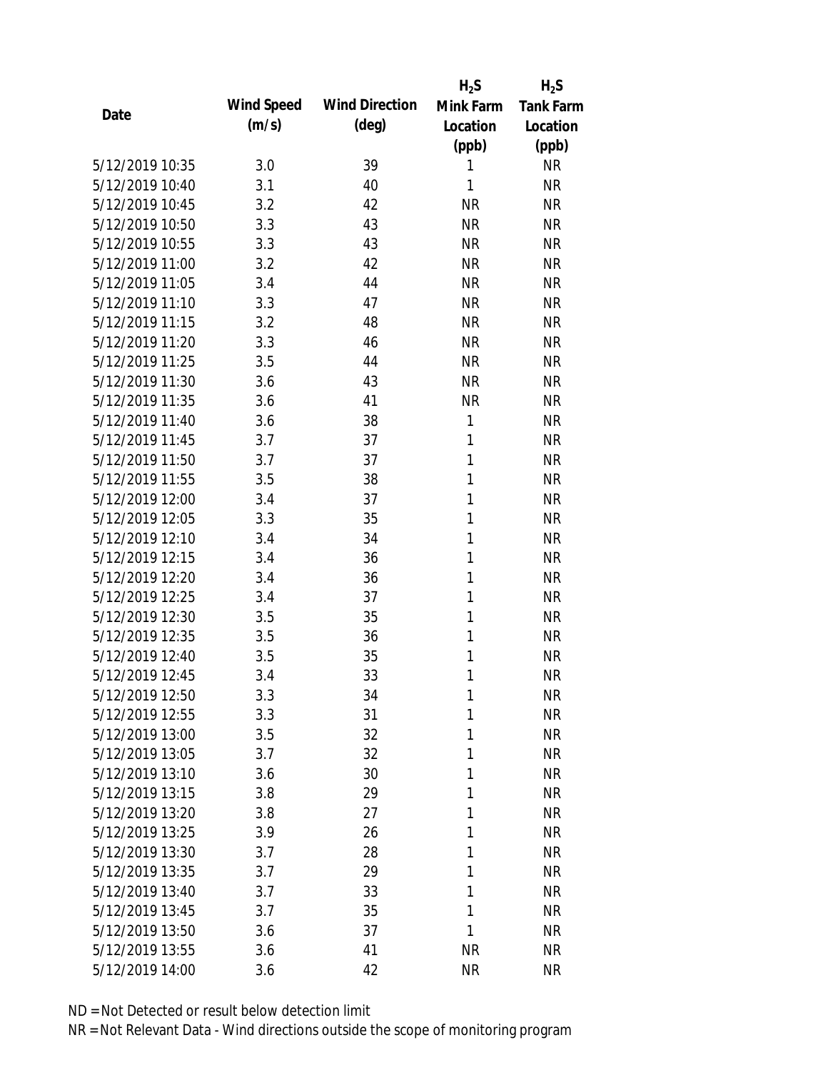| Date | Wind Speed (m/s) | Wind Direction (deg) | $H_2S$ Mink Farm Location (ppb) | $H_2S$ Tank Farm Location (ppb) |
|---|---|---|---|---|
| 5/12/2019 10:35 | 3.0 | 39 | 1 | NR |
| 5/12/2019 10:40 | 3.1 | 40 | 1 | NR |
| 5/12/2019 10:45 | 3.2 | 42 | NR | NR |
| 5/12/2019 10:50 | 3.3 | 43 | NR | NR |
| 5/12/2019 10:55 | 3.3 | 43 | NR | NR |
| 5/12/2019 11:00 | 3.2 | 42 | NR | NR |
| 5/12/2019 11:05 | 3.4 | 44 | NR | NR |
| 5/12/2019 11:10 | 3.3 | 47 | NR | NR |
| 5/12/2019 11:15 | 3.2 | 48 | NR | NR |
| 5/12/2019 11:20 | 3.3 | 46 | NR | NR |
| 5/12/2019 11:25 | 3.5 | 44 | NR | NR |
| 5/12/2019 11:30 | 3.6 | 43 | NR | NR |
| 5/12/2019 11:35 | 3.6 | 41 | NR | NR |
| 5/12/2019 11:40 | 3.6 | 38 | 1 | NR |
| 5/12/2019 11:45 | 3.7 | 37 | 1 | NR |
| 5/12/2019 11:50 | 3.7 | 37 | 1 | NR |
| 5/12/2019 11:55 | 3.5 | 38 | 1 | NR |
| 5/12/2019 12:00 | 3.4 | 37 | 1 | NR |
| 5/12/2019 12:05 | 3.3 | 35 | 1 | NR |
| 5/12/2019 12:10 | 3.4 | 34 | 1 | NR |
| 5/12/2019 12:15 | 3.4 | 36 | 1 | NR |
| 5/12/2019 12:20 | 3.4 | 36 | 1 | NR |
| 5/12/2019 12:25 | 3.4 | 37 | 1 | NR |
| 5/12/2019 12:30 | 3.5 | 35 | 1 | NR |
| 5/12/2019 12:35 | 3.5 | 36 | 1 | NR |
| 5/12/2019 12:40 | 3.5 | 35 | 1 | NR |
| 5/12/2019 12:45 | 3.4 | 33 | 1 | NR |
| 5/12/2019 12:50 | 3.3 | 34 | 1 | NR |
| 5/12/2019 12:55 | 3.3 | 31 | 1 | NR |
| 5/12/2019 13:00 | 3.5 | 32 | 1 | NR |
| 5/12/2019 13:05 | 3.7 | 32 | 1 | NR |
| 5/12/2019 13:10 | 3.6 | 30 | 1 | NR |
| 5/12/2019 13:15 | 3.8 | 29 | 1 | NR |
| 5/12/2019 13:20 | 3.8 | 27 | 1 | NR |
| 5/12/2019 13:25 | 3.9 | 26 | 1 | NR |
| 5/12/2019 13:30 | 3.7 | 28 | 1 | NR |
| 5/12/2019 13:35 | 3.7 | 29 | 1 | NR |
| 5/12/2019 13:40 | 3.7 | 33 | 1 | NR |
| 5/12/2019 13:45 | 3.7 | 35 | 1 | NR |
| 5/12/2019 13:50 | 3.6 | 37 | 1 | NR |
| 5/12/2019 13:55 | 3.6 | 41 | NR | NR |
| 5/12/2019 14:00 | 3.6 | 42 | NR | NR |

ND = Not Detected or result below detection limit

NR = Not Relevant Data - Wind directions outside the scope of monitoring program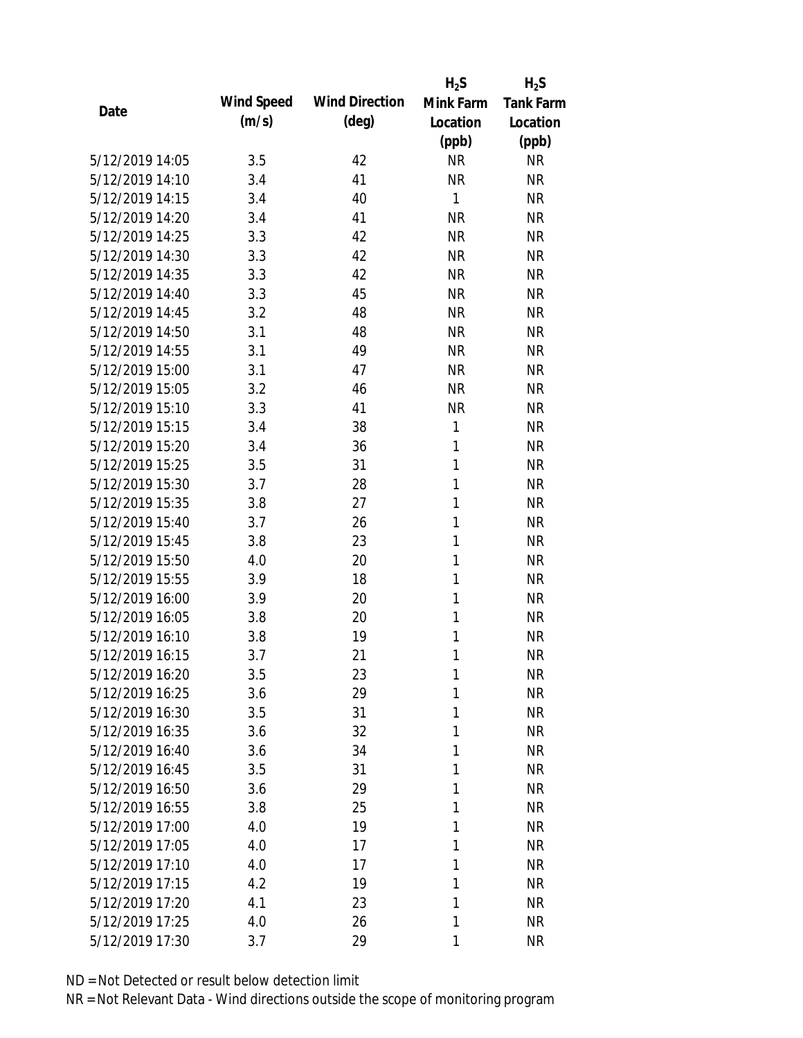| Date | Wind Speed (m/s) | Wind Direction (deg) | $H_2S$ Mink Farm Location (ppb) | $H_2S$ Tank Farm Location (ppb) |
|---|---|---|---|---|
| 5/12/2019 14:05 | 3.5 | 42 | NR | NR |
| 5/12/2019 14:10 | 3.4 | 41 | NR | NR |
| 5/12/2019 14:15 | 3.4 | 40 | 1 | NR |
| 5/12/2019 14:20 | 3.4 | 41 | NR | NR |
| 5/12/2019 14:25 | 3.3 | 42 | NR | NR |
| 5/12/2019 14:30 | 3.3 | 42 | NR | NR |
| 5/12/2019 14:35 | 3.3 | 42 | NR | NR |
| 5/12/2019 14:40 | 3.3 | 45 | NR | NR |
| 5/12/2019 14:45 | 3.2 | 48 | NR | NR |
| 5/12/2019 14:50 | 3.1 | 48 | NR | NR |
| 5/12/2019 14:55 | 3.1 | 49 | NR | NR |
| 5/12/2019 15:00 | 3.1 | 47 | NR | NR |
| 5/12/2019 15:05 | 3.2 | 46 | NR | NR |
| 5/12/2019 15:10 | 3.3 | 41 | NR | NR |
| 5/12/2019 15:15 | 3.4 | 38 | 1 | NR |
| 5/12/2019 15:20 | 3.4 | 36 | 1 | NR |
| 5/12/2019 15:25 | 3.5 | 31 | 1 | NR |
| 5/12/2019 15:30 | 3.7 | 28 | 1 | NR |
| 5/12/2019 15:35 | 3.8 | 27 | 1 | NR |
| 5/12/2019 15:40 | 3.7 | 26 | 1 | NR |
| 5/12/2019 15:45 | 3.8 | 23 | 1 | NR |
| 5/12/2019 15:50 | 4.0 | 20 | 1 | NR |
| 5/12/2019 15:55 | 3.9 | 18 | 1 | NR |
| 5/12/2019 16:00 | 3.9 | 20 | 1 | NR |
| 5/12/2019 16:05 | 3.8 | 20 | 1 | NR |
| 5/12/2019 16:10 | 3.8 | 19 | 1 | NR |
| 5/12/2019 16:15 | 3.7 | 21 | 1 | NR |
| 5/12/2019 16:20 | 3.5 | 23 | 1 | NR |
| 5/12/2019 16:25 | 3.6 | 29 | 1 | NR |
| 5/12/2019 16:30 | 3.5 | 31 | 1 | NR |
| 5/12/2019 16:35 | 3.6 | 32 | 1 | NR |
| 5/12/2019 16:40 | 3.6 | 34 | 1 | NR |
| 5/12/2019 16:45 | 3.5 | 31 | 1 | NR |
| 5/12/2019 16:50 | 3.6 | 29 | 1 | NR |
| 5/12/2019 16:55 | 3.8 | 25 | 1 | NR |
| 5/12/2019 17:00 | 4.0 | 19 | 1 | NR |
| 5/12/2019 17:05 | 4.0 | 17 | 1 | NR |
| 5/12/2019 17:10 | 4.0 | 17 | 1 | NR |
| 5/12/2019 17:15 | 4.2 | 19 | 1 | NR |
| 5/12/2019 17:20 | 4.1 | 23 | 1 | NR |
| 5/12/2019 17:25 | 4.0 | 26 | 1 | NR |
| 5/12/2019 17:30 | 3.7 | 29 | 1 | NR |

ND = Not Detected or result below detection limit
NR = Not Relevant Data - Wind directions outside the scope of monitoring program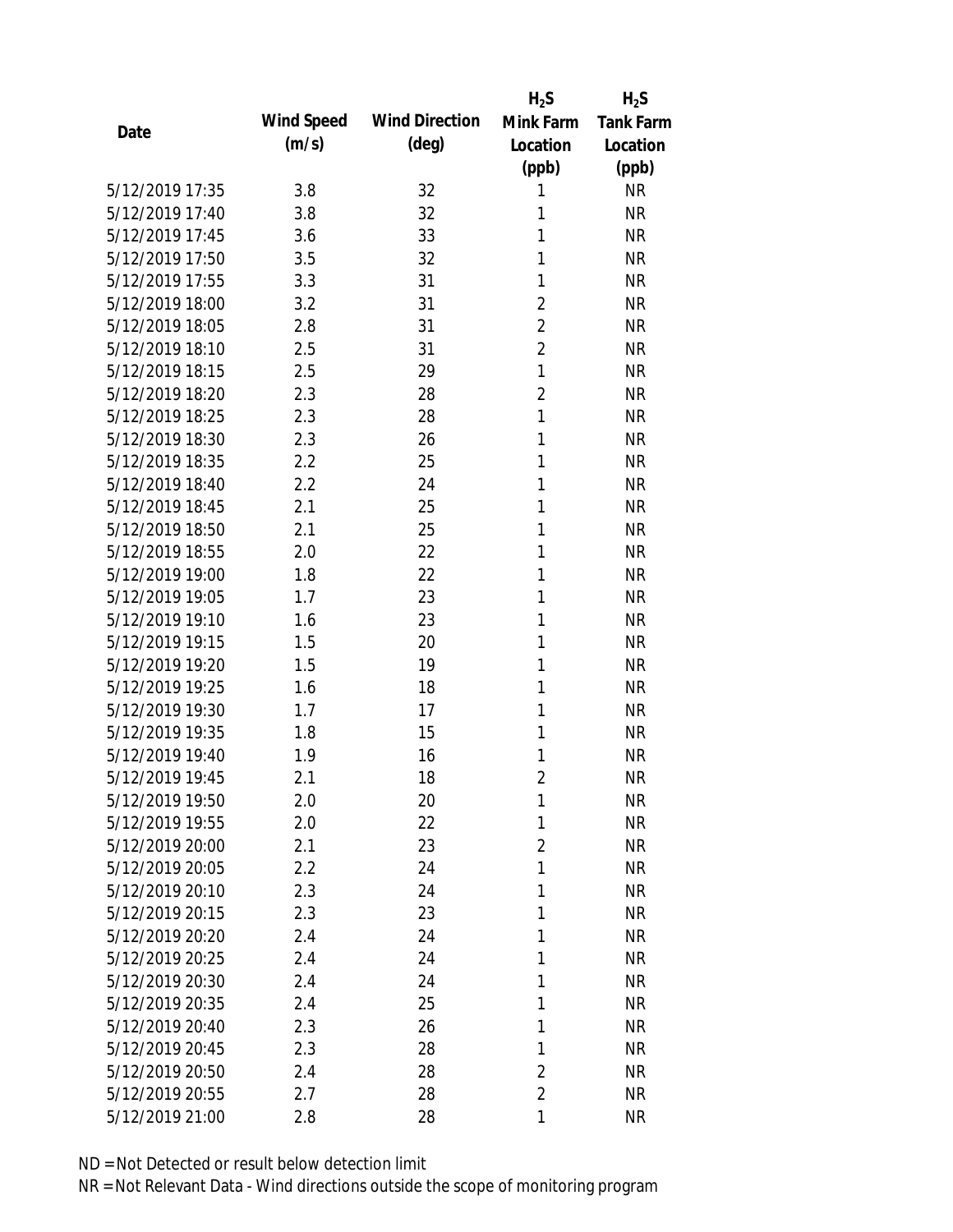| Date | Wind Speed (m/s) | Wind Direction (deg) | $H_2S$ Mink Farm Location (ppb) | $H_2S$ Tank Farm Location (ppb) |
|---|---|---|---|---|
| 5/12/2019 17:35 | 3.8 | 32 | 1 | NR |
| 5/12/2019 17:40 | 3.8 | 32 | 1 | NR |
| 5/12/2019 17:45 | 3.6 | 33 | 1 | NR |
| 5/12/2019 17:50 | 3.5 | 32 | 1 | NR |
| 5/12/2019 17:55 | 3.3 | 31 | 1 | NR |
| 5/12/2019 18:00 | 3.2 | 31 | 2 | NR |
| 5/12/2019 18:05 | 2.8 | 31 | 2 | NR |
| 5/12/2019 18:10 | 2.5 | 31 | 2 | NR |
| 5/12/2019 18:15 | 2.5 | 29 | 1 | NR |
| 5/12/2019 18:20 | 2.3 | 28 | 2 | NR |
| 5/12/2019 18:25 | 2.3 | 28 | 1 | NR |
| 5/12/2019 18:30 | 2.3 | 26 | 1 | NR |
| 5/12/2019 18:35 | 2.2 | 25 | 1 | NR |
| 5/12/2019 18:40 | 2.2 | 24 | 1 | NR |
| 5/12/2019 18:45 | 2.1 | 25 | 1 | NR |
| 5/12/2019 18:50 | 2.1 | 25 | 1 | NR |
| 5/12/2019 18:55 | 2.0 | 22 | 1 | NR |
| 5/12/2019 19:00 | 1.8 | 22 | 1 | NR |
| 5/12/2019 19:05 | 1.7 | 23 | 1 | NR |
| 5/12/2019 19:10 | 1.6 | 23 | 1 | NR |
| 5/12/2019 19:15 | 1.5 | 20 | 1 | NR |
| 5/12/2019 19:20 | 1.5 | 19 | 1 | NR |
| 5/12/2019 19:25 | 1.6 | 18 | 1 | NR |
| 5/12/2019 19:30 | 1.7 | 17 | 1 | NR |
| 5/12/2019 19:35 | 1.8 | 15 | 1 | NR |
| 5/12/2019 19:40 | 1.9 | 16 | 1 | NR |
| 5/12/2019 19:45 | 2.1 | 18 | 2 | NR |
| 5/12/2019 19:50 | 2.0 | 20 | 1 | NR |
| 5/12/2019 19:55 | 2.0 | 22 | 1 | NR |
| 5/12/2019 20:00 | 2.1 | 23 | 2 | NR |
| 5/12/2019 20:05 | 2.2 | 24 | 1 | NR |
| 5/12/2019 20:10 | 2.3 | 24 | 1 | NR |
| 5/12/2019 20:15 | 2.3 | 23 | 1 | NR |
| 5/12/2019 20:20 | 2.4 | 24 | 1 | NR |
| 5/12/2019 20:25 | 2.4 | 24 | 1 | NR |
| 5/12/2019 20:30 | 2.4 | 24 | 1 | NR |
| 5/12/2019 20:35 | 2.4 | 25 | 1 | NR |
| 5/12/2019 20:40 | 2.3 | 26 | 1 | NR |
| 5/12/2019 20:45 | 2.3 | 28 | 1 | NR |
| 5/12/2019 20:50 | 2.4 | 28 | 2 | NR |
| 5/12/2019 20:55 | 2.7 | 28 | 2 | NR |
| 5/12/2019 21:00 | 2.8 | 28 | 1 | NR |

ND = Not Detected or result below detection limit

NR = Not Relevant Data - Wind directions outside the scope of monitoring program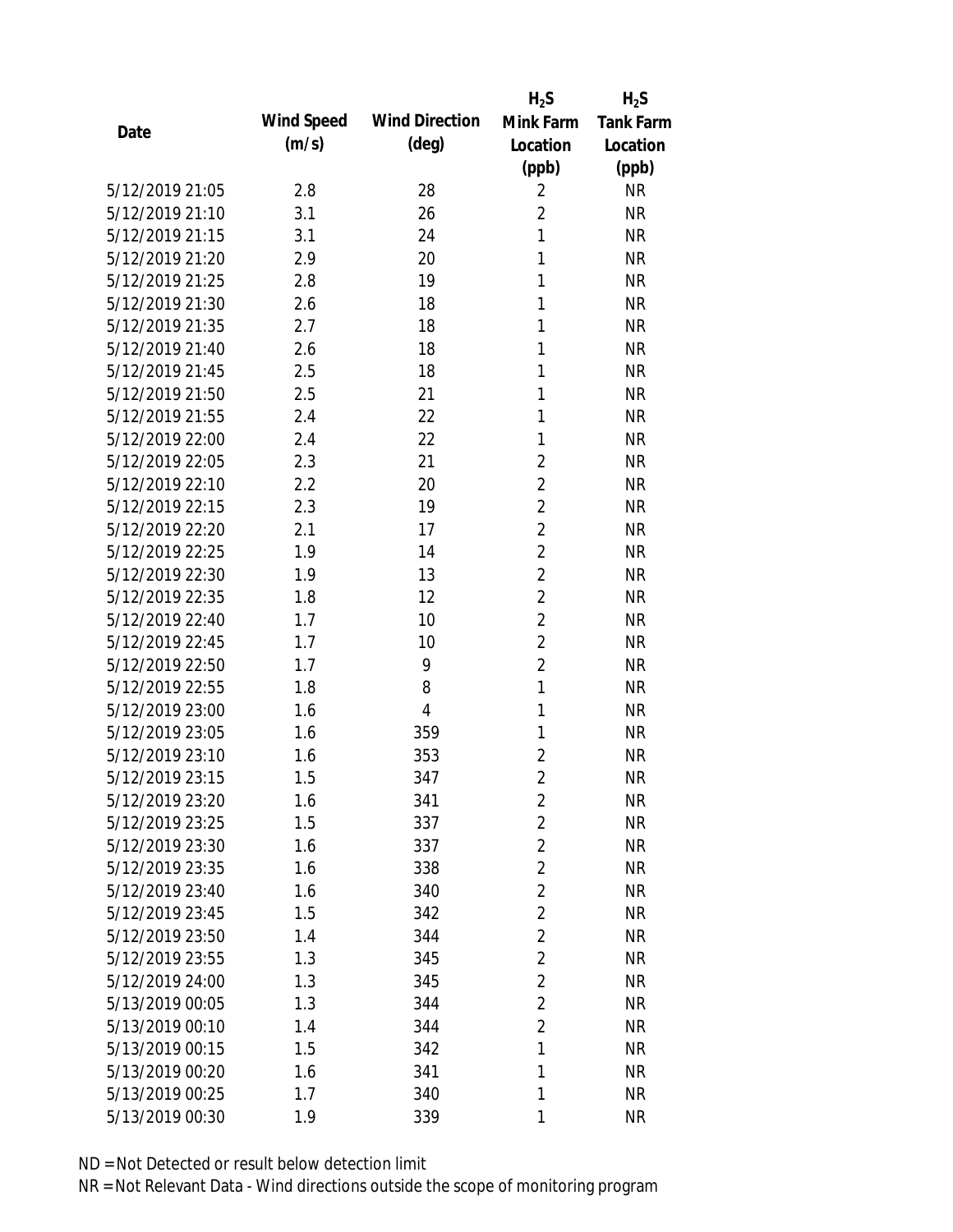| Date | Wind Speed (m/s) | Wind Direction (deg) | $H_2S$ Mink Farm Location (ppb) | $H_2S$ Tank Farm Location (ppb) |
|---|---|---|---|---|
| 5/12/2019 21:05 | 2.8 | 28 | 2 | NR |
| 5/12/2019 21:10 | 3.1 | 26 | 2 | NR |
| 5/12/2019 21:15 | 3.1 | 24 | 1 | NR |
| 5/12/2019 21:20 | 2.9 | 20 | 1 | NR |
| 5/12/2019 21:25 | 2.8 | 19 | 1 | NR |
| 5/12/2019 21:30 | 2.6 | 18 | 1 | NR |
| 5/12/2019 21:35 | 2.7 | 18 | 1 | NR |
| 5/12/2019 21:40 | 2.6 | 18 | 1 | NR |
| 5/12/2019 21:45 | 2.5 | 18 | 1 | NR |
| 5/12/2019 21:50 | 2.5 | 21 | 1 | NR |
| 5/12/2019 21:55 | 2.4 | 22 | 1 | NR |
| 5/12/2019 22:00 | 2.4 | 22 | 1 | NR |
| 5/12/2019 22:05 | 2.3 | 21 | 2 | NR |
| 5/12/2019 22:10 | 2.2 | 20 | 2 | NR |
| 5/12/2019 22:15 | 2.3 | 19 | 2 | NR |
| 5/12/2019 22:20 | 2.1 | 17 | 2 | NR |
| 5/12/2019 22:25 | 1.9 | 14 | 2 | NR |
| 5/12/2019 22:30 | 1.9 | 13 | 2 | NR |
| 5/12/2019 22:35 | 1.8 | 12 | 2 | NR |
| 5/12/2019 22:40 | 1.7 | 10 | 2 | NR |
| 5/12/2019 22:45 | 1.7 | 10 | 2 | NR |
| 5/12/2019 22:50 | 1.7 | 9 | 2 | NR |
| 5/12/2019 22:55 | 1.8 | 8 | 1 | NR |
| 5/12/2019 23:00 | 1.6 | 4 | 1 | NR |
| 5/12/2019 23:05 | 1.6 | 359 | 1 | NR |
| 5/12/2019 23:10 | 1.6 | 353 | 2 | NR |
| 5/12/2019 23:15 | 1.5 | 347 | 2 | NR |
| 5/12/2019 23:20 | 1.6 | 341 | 2 | NR |
| 5/12/2019 23:25 | 1.5 | 337 | 2 | NR |
| 5/12/2019 23:30 | 1.6 | 337 | 2 | NR |
| 5/12/2019 23:35 | 1.6 | 338 | 2 | NR |
| 5/12/2019 23:40 | 1.6 | 340 | 2 | NR |
| 5/12/2019 23:45 | 1.5 | 342 | 2 | NR |
| 5/12/2019 23:50 | 1.4 | 344 | 2 | NR |
| 5/12/2019 23:55 | 1.3 | 345 | 2 | NR |
| 5/12/2019 24:00 | 1.3 | 345 | 2 | NR |
| 5/13/2019 00:05 | 1.3 | 344 | 2 | NR |
| 5/13/2019 00:10 | 1.4 | 344 | 2 | NR |
| 5/13/2019 00:15 | 1.5 | 342 | 1 | NR |
| 5/13/2019 00:20 | 1.6 | 341 | 1 | NR |
| 5/13/2019 00:25 | 1.7 | 340 | 1 | NR |
| 5/13/2019 00:30 | 1.9 | 339 | 1 | NR |

ND = Not Detected or result below detection limit
NR = Not Relevant Data - Wind directions outside the scope of monitoring program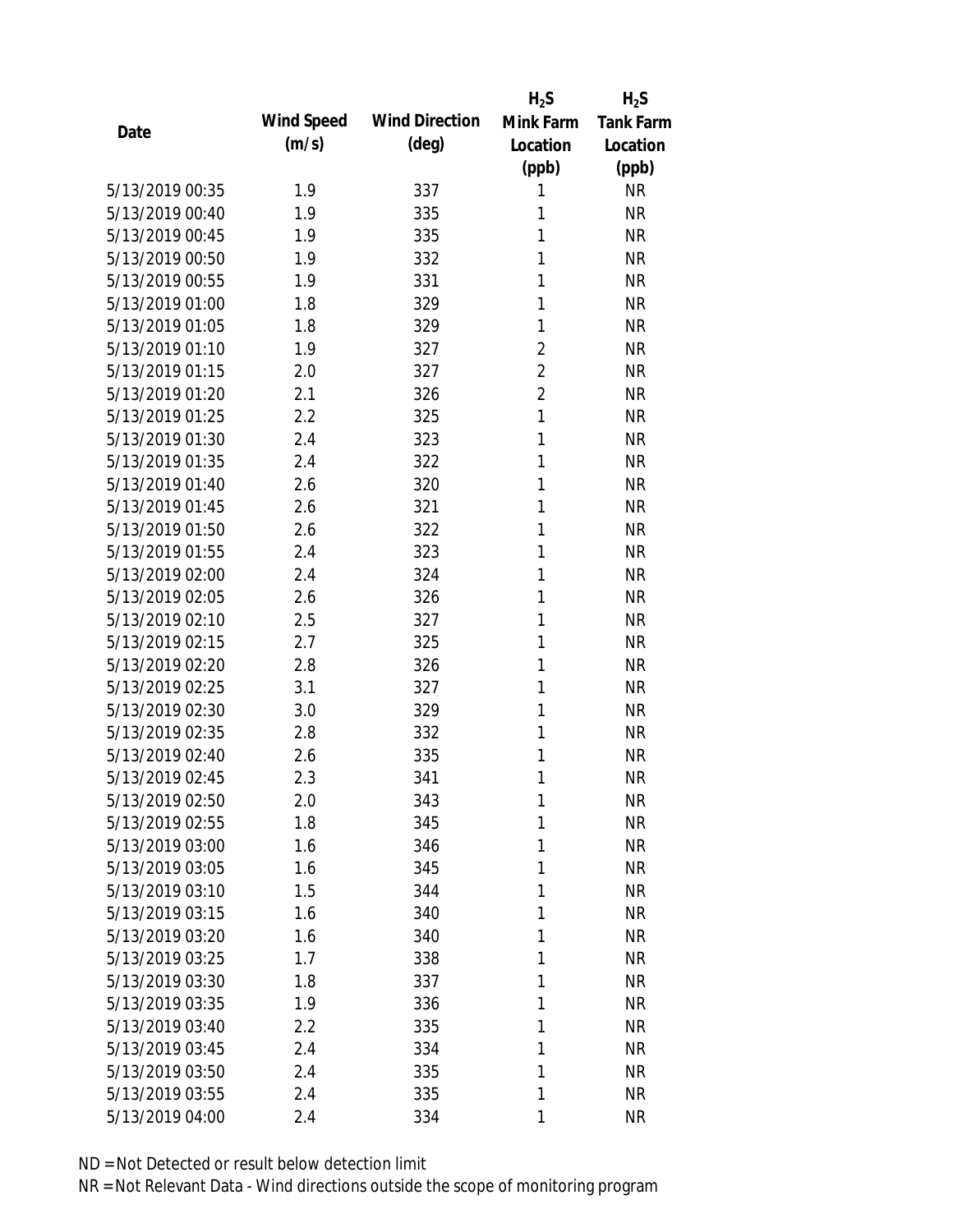| Date | Wind Speed (m/s) | Wind Direction (deg) | $H_2S$ Mink Farm Location (ppb) | $H_2S$ Tank Farm Location (ppb) |
|---|---|---|---|---|
| 5/13/2019 00:35 | 1.9 | 337 | 1 | NR |
| 5/13/2019 00:40 | 1.9 | 335 | 1 | NR |
| 5/13/2019 00:45 | 1.9 | 335 | 1 | NR |
| 5/13/2019 00:50 | 1.9 | 332 | 1 | NR |
| 5/13/2019 00:55 | 1.9 | 331 | 1 | NR |
| 5/13/2019 01:00 | 1.8 | 329 | 1 | NR |
| 5/13/2019 01:05 | 1.8 | 329 | 1 | NR |
| 5/13/2019 01:10 | 1.9 | 327 | 2 | NR |
| 5/13/2019 01:15 | 2.0 | 327 | 2 | NR |
| 5/13/2019 01:20 | 2.1 | 326 | 2 | NR |
| 5/13/2019 01:25 | 2.2 | 325 | 1 | NR |
| 5/13/2019 01:30 | 2.4 | 323 | 1 | NR |
| 5/13/2019 01:35 | 2.4 | 322 | 1 | NR |
| 5/13/2019 01:40 | 2.6 | 320 | 1 | NR |
| 5/13/2019 01:45 | 2.6 | 321 | 1 | NR |
| 5/13/2019 01:50 | 2.6 | 322 | 1 | NR |
| 5/13/2019 01:55 | 2.4 | 323 | 1 | NR |
| 5/13/2019 02:00 | 2.4 | 324 | 1 | NR |
| 5/13/2019 02:05 | 2.6 | 326 | 1 | NR |
| 5/13/2019 02:10 | 2.5 | 327 | 1 | NR |
| 5/13/2019 02:15 | 2.7 | 325 | 1 | NR |
| 5/13/2019 02:20 | 2.8 | 326 | 1 | NR |
| 5/13/2019 02:25 | 3.1 | 327 | 1 | NR |
| 5/13/2019 02:30 | 3.0 | 329 | 1 | NR |
| 5/13/2019 02:35 | 2.8 | 332 | 1 | NR |
| 5/13/2019 02:40 | 2.6 | 335 | 1 | NR |
| 5/13/2019 02:45 | 2.3 | 341 | 1 | NR |
| 5/13/2019 02:50 | 2.0 | 343 | 1 | NR |
| 5/13/2019 02:55 | 1.8 | 345 | 1 | NR |
| 5/13/2019 03:00 | 1.6 | 346 | 1 | NR |
| 5/13/2019 03:05 | 1.6 | 345 | 1 | NR |
| 5/13/2019 03:10 | 1.5 | 344 | 1 | NR |
| 5/13/2019 03:15 | 1.6 | 340 | 1 | NR |
| 5/13/2019 03:20 | 1.6 | 340 | 1 | NR |
| 5/13/2019 03:25 | 1.7 | 338 | 1 | NR |
| 5/13/2019 03:30 | 1.8 | 337 | 1 | NR |
| 5/13/2019 03:35 | 1.9 | 336 | 1 | NR |
| 5/13/2019 03:40 | 2.2 | 335 | 1 | NR |
| 5/13/2019 03:45 | 2.4 | 334 | 1 | NR |
| 5/13/2019 03:50 | 2.4 | 335 | 1 | NR |
| 5/13/2019 03:55 | 2.4 | 335 | 1 | NR |
| 5/13/2019 04:00 | 2.4 | 334 | 1 | NR |

ND = Not Detected or result below detection limit

NR = Not Relevant Data - Wind directions outside the scope of monitoring program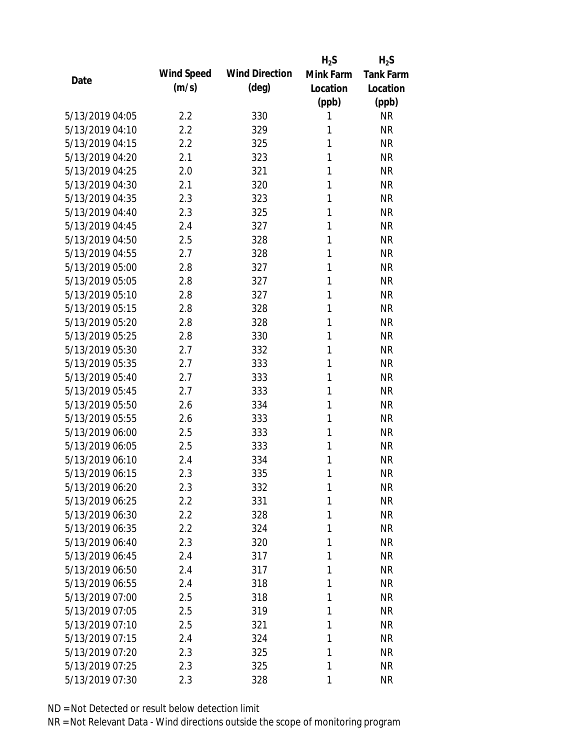| Date | Wind Speed (m/s) | Wind Direction (deg) | $H_2S$ Mink Farm Location (ppb) | $H_2S$ Tank Farm Location (ppb) |
|---|---|---|---|---|
| 5/13/2019 04:05 | 2.2 | 330 | 1 | NR |
| 5/13/2019 04:10 | 2.2 | 329 | 1 | NR |
| 5/13/2019 04:15 | 2.2 | 325 | 1 | NR |
| 5/13/2019 04:20 | 2.1 | 323 | 1 | NR |
| 5/13/2019 04:25 | 2.0 | 321 | 1 | NR |
| 5/13/2019 04:30 | 2.1 | 320 | 1 | NR |
| 5/13/2019 04:35 | 2.3 | 323 | 1 | NR |
| 5/13/2019 04:40 | 2.3 | 325 | 1 | NR |
| 5/13/2019 04:45 | 2.4 | 327 | 1 | NR |
| 5/13/2019 04:50 | 2.5 | 328 | 1 | NR |
| 5/13/2019 04:55 | 2.7 | 328 | 1 | NR |
| 5/13/2019 05:00 | 2.8 | 327 | 1 | NR |
| 5/13/2019 05:05 | 2.8 | 327 | 1 | NR |
| 5/13/2019 05:10 | 2.8 | 327 | 1 | NR |
| 5/13/2019 05:15 | 2.8 | 328 | 1 | NR |
| 5/13/2019 05:20 | 2.8 | 328 | 1 | NR |
| 5/13/2019 05:25 | 2.8 | 330 | 1 | NR |
| 5/13/2019 05:30 | 2.7 | 332 | 1 | NR |
| 5/13/2019 05:35 | 2.7 | 333 | 1 | NR |
| 5/13/2019 05:40 | 2.7 | 333 | 1 | NR |
| 5/13/2019 05:45 | 2.7 | 333 | 1 | NR |
| 5/13/2019 05:50 | 2.6 | 334 | 1 | NR |
| 5/13/2019 05:55 | 2.6 | 333 | 1 | NR |
| 5/13/2019 06:00 | 2.5 | 333 | 1 | NR |
| 5/13/2019 06:05 | 2.5 | 333 | 1 | NR |
| 5/13/2019 06:10 | 2.4 | 334 | 1 | NR |
| 5/13/2019 06:15 | 2.3 | 335 | 1 | NR |
| 5/13/2019 06:20 | 2.3 | 332 | 1 | NR |
| 5/13/2019 06:25 | 2.2 | 331 | 1 | NR |
| 5/13/2019 06:30 | 2.2 | 328 | 1 | NR |
| 5/13/2019 06:35 | 2.2 | 324 | 1 | NR |
| 5/13/2019 06:40 | 2.3 | 320 | 1 | NR |
| 5/13/2019 06:45 | 2.4 | 317 | 1 | NR |
| 5/13/2019 06:50 | 2.4 | 317 | 1 | NR |
| 5/13/2019 06:55 | 2.4 | 318 | 1 | NR |
| 5/13/2019 07:00 | 2.5 | 318 | 1 | NR |
| 5/13/2019 07:05 | 2.5 | 319 | 1 | NR |
| 5/13/2019 07:10 | 2.5 | 321 | 1 | NR |
| 5/13/2019 07:15 | 2.4 | 324 | 1 | NR |
| 5/13/2019 07:20 | 2.3 | 325 | 1 | NR |
| 5/13/2019 07:25 | 2.3 | 325 | 1 | NR |
| 5/13/2019 07:30 | 2.3 | 328 | 1 | NR |

ND = Not Detected or result below detection limit

NR = Not Relevant Data - Wind directions outside the scope of monitoring program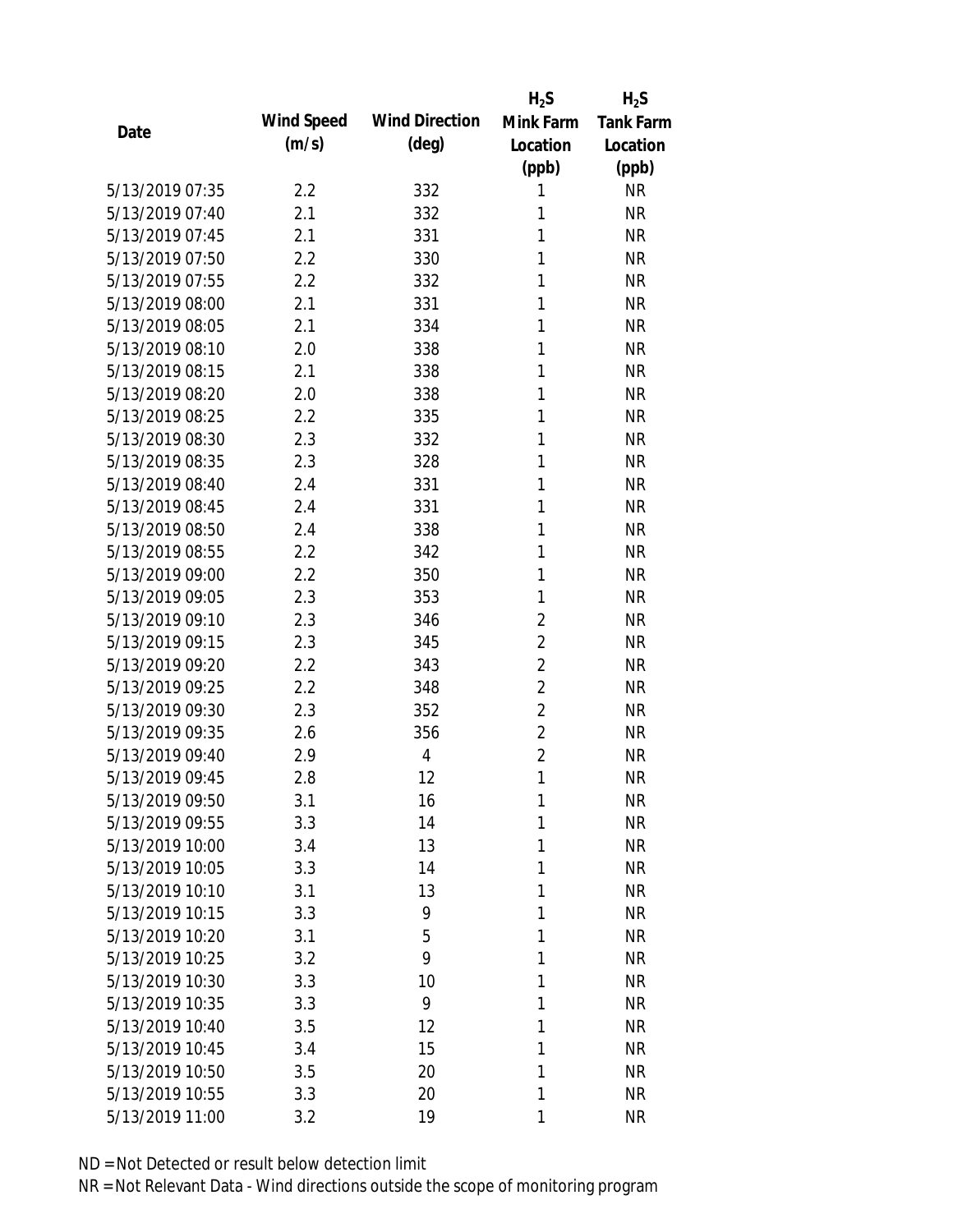| Date | Wind Speed (m/s) | Wind Direction (deg) | $H_2S$ Mink Farm Location (ppb) | $H_2S$ Tank Farm Location (ppb) |
|---|---|---|---|---|
| 5/13/2019 07:35 | 2.2 | 332 | 1 | NR |
| 5/13/2019 07:40 | 2.1 | 332 | 1 | NR |
| 5/13/2019 07:45 | 2.1 | 331 | 1 | NR |
| 5/13/2019 07:50 | 2.2 | 330 | 1 | NR |
| 5/13/2019 07:55 | 2.2 | 332 | 1 | NR |
| 5/13/2019 08:00 | 2.1 | 331 | 1 | NR |
| 5/13/2019 08:05 | 2.1 | 334 | 1 | NR |
| 5/13/2019 08:10 | 2.0 | 338 | 1 | NR |
| 5/13/2019 08:15 | 2.1 | 338 | 1 | NR |
| 5/13/2019 08:20 | 2.0 | 338 | 1 | NR |
| 5/13/2019 08:25 | 2.2 | 335 | 1 | NR |
| 5/13/2019 08:30 | 2.3 | 332 | 1 | NR |
| 5/13/2019 08:35 | 2.3 | 328 | 1 | NR |
| 5/13/2019 08:40 | 2.4 | 331 | 1 | NR |
| 5/13/2019 08:45 | 2.4 | 331 | 1 | NR |
| 5/13/2019 08:50 | 2.4 | 338 | 1 | NR |
| 5/13/2019 08:55 | 2.2 | 342 | 1 | NR |
| 5/13/2019 09:00 | 2.2 | 350 | 1 | NR |
| 5/13/2019 09:05 | 2.3 | 353 | 1 | NR |
| 5/13/2019 09:10 | 2.3 | 346 | 2 | NR |
| 5/13/2019 09:15 | 2.3 | 345 | 2 | NR |
| 5/13/2019 09:20 | 2.2 | 343 | 2 | NR |
| 5/13/2019 09:25 | 2.2 | 348 | 2 | NR |
| 5/13/2019 09:30 | 2.3 | 352 | 2 | NR |
| 5/13/2019 09:35 | 2.6 | 356 | 2 | NR |
| 5/13/2019 09:40 | 2.9 | 4 | 2 | NR |
| 5/13/2019 09:45 | 2.8 | 12 | 1 | NR |
| 5/13/2019 09:50 | 3.1 | 16 | 1 | NR |
| 5/13/2019 09:55 | 3.3 | 14 | 1 | NR |
| 5/13/2019 10:00 | 3.4 | 13 | 1 | NR |
| 5/13/2019 10:05 | 3.3 | 14 | 1 | NR |
| 5/13/2019 10:10 | 3.1 | 13 | 1 | NR |
| 5/13/2019 10:15 | 3.3 | 9 | 1 | NR |
| 5/13/2019 10:20 | 3.1 | 5 | 1 | NR |
| 5/13/2019 10:25 | 3.2 | 9 | 1 | NR |
| 5/13/2019 10:30 | 3.3 | 10 | 1 | NR |
| 5/13/2019 10:35 | 3.3 | 9 | 1 | NR |
| 5/13/2019 10:40 | 3.5 | 12 | 1 | NR |
| 5/13/2019 10:45 | 3.4 | 15 | 1 | NR |
| 5/13/2019 10:50 | 3.5 | 20 | 1 | NR |
| 5/13/2019 10:55 | 3.3 | 20 | 1 | NR |
| 5/13/2019 11:00 | 3.2 | 19 | 1 | NR |

ND = Not Detected or result below detection limit
NR = Not Relevant Data - Wind directions outside the scope of monitoring program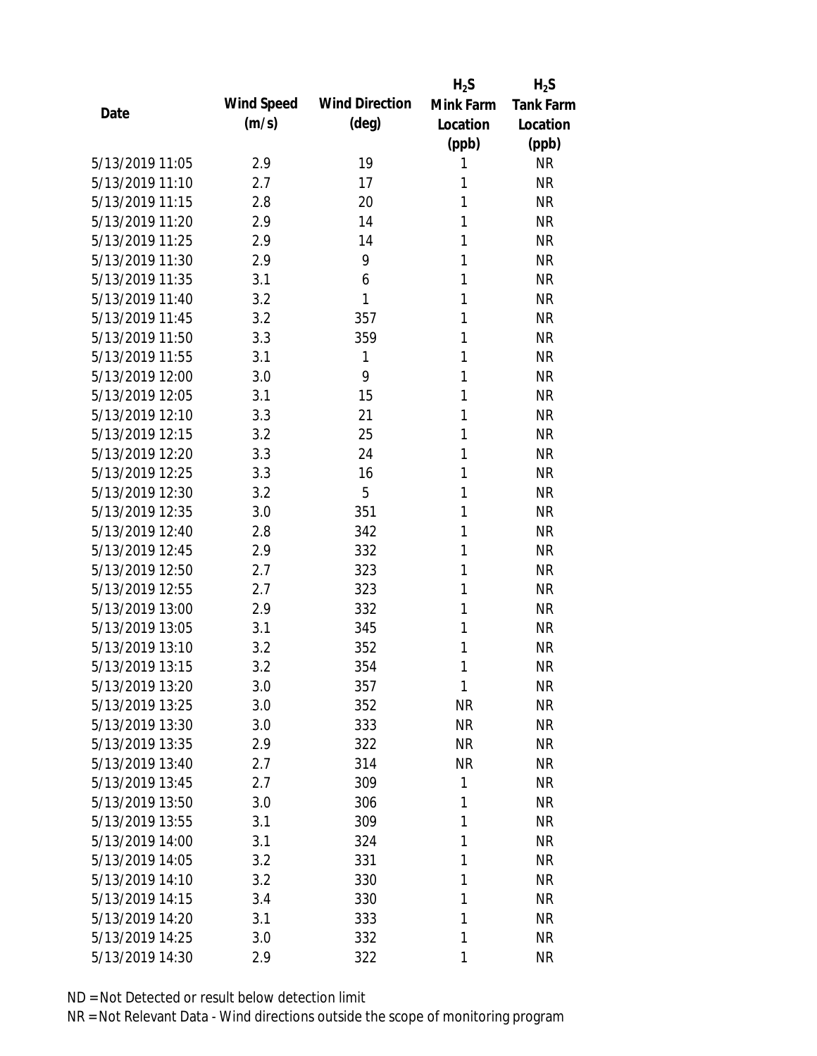| Date | Wind Speed (m/s) | Wind Direction (deg) | $H_2S$ Mink Farm Location (ppb) | $H_2S$ Tank Farm Location (ppb) |
|---|---|---|---|---|
| 5/13/2019 11:05 | 2.9 | 19 | 1 | NR |
| 5/13/2019 11:10 | 2.7 | 17 | 1 | NR |
| 5/13/2019 11:15 | 2.8 | 20 | 1 | NR |
| 5/13/2019 11:20 | 2.9 | 14 | 1 | NR |
| 5/13/2019 11:25 | 2.9 | 14 | 1 | NR |
| 5/13/2019 11:30 | 2.9 | 9 | 1 | NR |
| 5/13/2019 11:35 | 3.1 | 6 | 1 | NR |
| 5/13/2019 11:40 | 3.2 | 1 | 1 | NR |
| 5/13/2019 11:45 | 3.2 | 357 | 1 | NR |
| 5/13/2019 11:50 | 3.3 | 359 | 1 | NR |
| 5/13/2019 11:55 | 3.1 | 1 | 1 | NR |
| 5/13/2019 12:00 | 3.0 | 9 | 1 | NR |
| 5/13/2019 12:05 | 3.1 | 15 | 1 | NR |
| 5/13/2019 12:10 | 3.3 | 21 | 1 | NR |
| 5/13/2019 12:15 | 3.2 | 25 | 1 | NR |
| 5/13/2019 12:20 | 3.3 | 24 | 1 | NR |
| 5/13/2019 12:25 | 3.3 | 16 | 1 | NR |
| 5/13/2019 12:30 | 3.2 | 5 | 1 | NR |
| 5/13/2019 12:35 | 3.0 | 351 | 1 | NR |
| 5/13/2019 12:40 | 2.8 | 342 | 1 | NR |
| 5/13/2019 12:45 | 2.9 | 332 | 1 | NR |
| 5/13/2019 12:50 | 2.7 | 323 | 1 | NR |
| 5/13/2019 12:55 | 2.7 | 323 | 1 | NR |
| 5/13/2019 13:00 | 2.9 | 332 | 1 | NR |
| 5/13/2019 13:05 | 3.1 | 345 | 1 | NR |
| 5/13/2019 13:10 | 3.2 | 352 | 1 | NR |
| 5/13/2019 13:15 | 3.2 | 354 | 1 | NR |
| 5/13/2019 13:20 | 3.0 | 357 | 1 | NR |
| 5/13/2019 13:25 | 3.0 | 352 | NR | NR |
| 5/13/2019 13:30 | 3.0 | 333 | NR | NR |
| 5/13/2019 13:35 | 2.9 | 322 | NR | NR |
| 5/13/2019 13:40 | 2.7 | 314 | NR | NR |
| 5/13/2019 13:45 | 2.7 | 309 | 1 | NR |
| 5/13/2019 13:50 | 3.0 | 306 | 1 | NR |
| 5/13/2019 13:55 | 3.1 | 309 | 1 | NR |
| 5/13/2019 14:00 | 3.1 | 324 | 1 | NR |
| 5/13/2019 14:05 | 3.2 | 331 | 1 | NR |
| 5/13/2019 14:10 | 3.2 | 330 | 1 | NR |
| 5/13/2019 14:15 | 3.4 | 330 | 1 | NR |
| 5/13/2019 14:20 | 3.1 | 333 | 1 | NR |
| 5/13/2019 14:25 | 3.0 | 332 | 1 | NR |
| 5/13/2019 14:30 | 2.9 | 322 | 1 | NR |

ND = Not Detected or result below detection limit

NR = Not Relevant Data - Wind directions outside the scope of monitoring program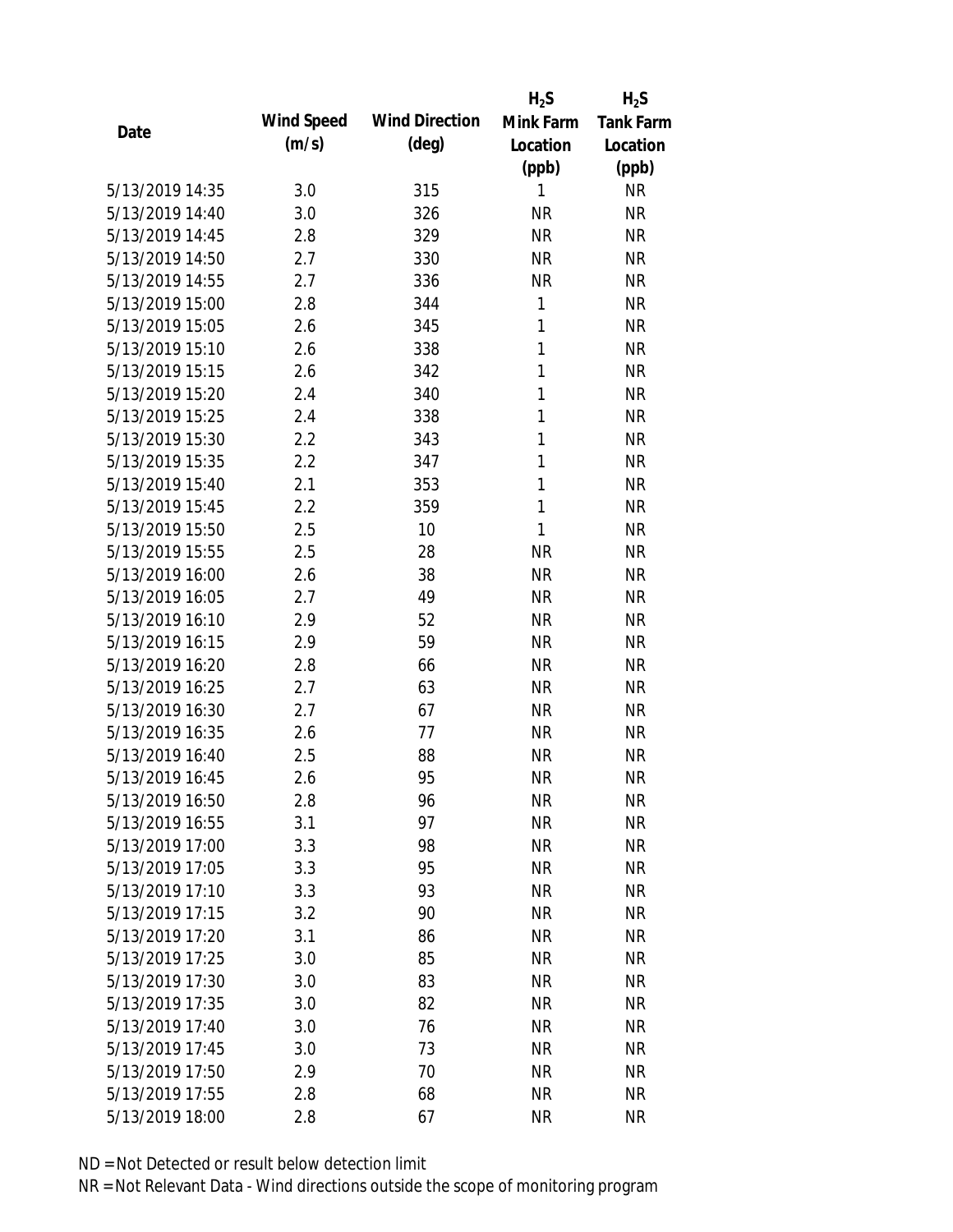| Date | Wind Speed (m/s) | Wind Direction (deg) | $H_2S$ Mink Farm Location (ppb) | $H_2S$ Tank Farm Location (ppb) |
|---|---|---|---|---|
| 5/13/2019 14:35 | 3.0 | 315 | 1 | NR |
| 5/13/2019 14:40 | 3.0 | 326 | NR | NR |
| 5/13/2019 14:45 | 2.8 | 329 | NR | NR |
| 5/13/2019 14:50 | 2.7 | 330 | NR | NR |
| 5/13/2019 14:55 | 2.7 | 336 | NR | NR |
| 5/13/2019 15:00 | 2.8 | 344 | 1 | NR |
| 5/13/2019 15:05 | 2.6 | 345 | 1 | NR |
| 5/13/2019 15:10 | 2.6 | 338 | 1 | NR |
| 5/13/2019 15:15 | 2.6 | 342 | 1 | NR |
| 5/13/2019 15:20 | 2.4 | 340 | 1 | NR |
| 5/13/2019 15:25 | 2.4 | 338 | 1 | NR |
| 5/13/2019 15:30 | 2.2 | 343 | 1 | NR |
| 5/13/2019 15:35 | 2.2 | 347 | 1 | NR |
| 5/13/2019 15:40 | 2.1 | 353 | 1 | NR |
| 5/13/2019 15:45 | 2.2 | 359 | 1 | NR |
| 5/13/2019 15:50 | 2.5 | 10 | 1 | NR |
| 5/13/2019 15:55 | 2.5 | 28 | NR | NR |
| 5/13/2019 16:00 | 2.6 | 38 | NR | NR |
| 5/13/2019 16:05 | 2.7 | 49 | NR | NR |
| 5/13/2019 16:10 | 2.9 | 52 | NR | NR |
| 5/13/2019 16:15 | 2.9 | 59 | NR | NR |
| 5/13/2019 16:20 | 2.8 | 66 | NR | NR |
| 5/13/2019 16:25 | 2.7 | 63 | NR | NR |
| 5/13/2019 16:30 | 2.7 | 67 | NR | NR |
| 5/13/2019 16:35 | 2.6 | 77 | NR | NR |
| 5/13/2019 16:40 | 2.5 | 88 | NR | NR |
| 5/13/2019 16:45 | 2.6 | 95 | NR | NR |
| 5/13/2019 16:50 | 2.8 | 96 | NR | NR |
| 5/13/2019 16:55 | 3.1 | 97 | NR | NR |
| 5/13/2019 17:00 | 3.3 | 98 | NR | NR |
| 5/13/2019 17:05 | 3.3 | 95 | NR | NR |
| 5/13/2019 17:10 | 3.3 | 93 | NR | NR |
| 5/13/2019 17:15 | 3.2 | 90 | NR | NR |
| 5/13/2019 17:20 | 3.1 | 86 | NR | NR |
| 5/13/2019 17:25 | 3.0 | 85 | NR | NR |
| 5/13/2019 17:30 | 3.0 | 83 | NR | NR |
| 5/13/2019 17:35 | 3.0 | 82 | NR | NR |
| 5/13/2019 17:40 | 3.0 | 76 | NR | NR |
| 5/13/2019 17:45 | 3.0 | 73 | NR | NR |
| 5/13/2019 17:50 | 2.9 | 70 | NR | NR |
| 5/13/2019 17:55 | 2.8 | 68 | NR | NR |
| 5/13/2019 18:00 | 2.8 | 67 | NR | NR |

ND = Not Detected or result below detection limit

NR = Not Relevant Data - Wind directions outside the scope of monitoring program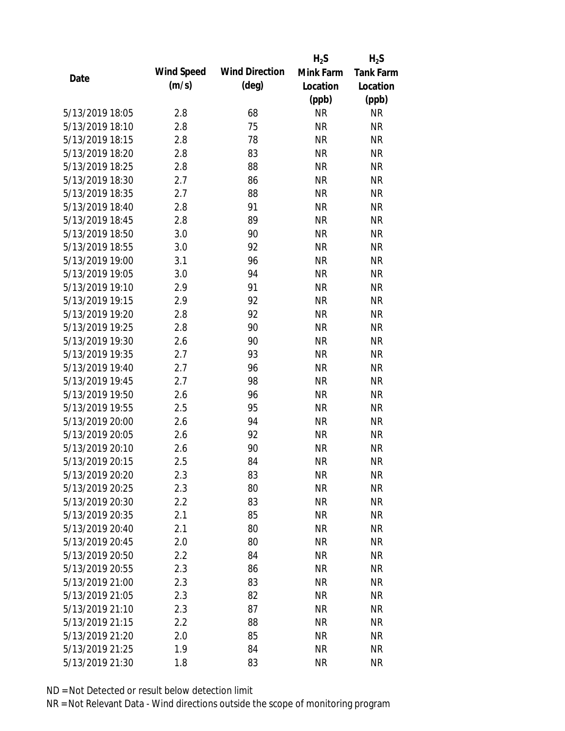| Date | Wind Speed (m/s) | Wind Direction (deg) | $H_2S$ Mink Farm Location (ppb) | $H_2S$ Tank Farm Location (ppb) |
|---|---|---|---|---|
| 5/13/2019 18:05 | 2.8 | 68 | NR | NR |
| 5/13/2019 18:10 | 2.8 | 75 | NR | NR |
| 5/13/2019 18:15 | 2.8 | 78 | NR | NR |
| 5/13/2019 18:20 | 2.8 | 83 | NR | NR |
| 5/13/2019 18:25 | 2.8 | 88 | NR | NR |
| 5/13/2019 18:30 | 2.7 | 86 | NR | NR |
| 5/13/2019 18:35 | 2.7 | 88 | NR | NR |
| 5/13/2019 18:40 | 2.8 | 91 | NR | NR |
| 5/13/2019 18:45 | 2.8 | 89 | NR | NR |
| 5/13/2019 18:50 | 3.0 | 90 | NR | NR |
| 5/13/2019 18:55 | 3.0 | 92 | NR | NR |
| 5/13/2019 19:00 | 3.1 | 96 | NR | NR |
| 5/13/2019 19:05 | 3.0 | 94 | NR | NR |
| 5/13/2019 19:10 | 2.9 | 91 | NR | NR |
| 5/13/2019 19:15 | 2.9 | 92 | NR | NR |
| 5/13/2019 19:20 | 2.8 | 92 | NR | NR |
| 5/13/2019 19:25 | 2.8 | 90 | NR | NR |
| 5/13/2019 19:30 | 2.6 | 90 | NR | NR |
| 5/13/2019 19:35 | 2.7 | 93 | NR | NR |
| 5/13/2019 19:40 | 2.7 | 96 | NR | NR |
| 5/13/2019 19:45 | 2.7 | 98 | NR | NR |
| 5/13/2019 19:50 | 2.6 | 96 | NR | NR |
| 5/13/2019 19:55 | 2.5 | 95 | NR | NR |
| 5/13/2019 20:00 | 2.6 | 94 | NR | NR |
| 5/13/2019 20:05 | 2.6 | 92 | NR | NR |
| 5/13/2019 20:10 | 2.6 | 90 | NR | NR |
| 5/13/2019 20:15 | 2.5 | 84 | NR | NR |
| 5/13/2019 20:20 | 2.3 | 83 | NR | NR |
| 5/13/2019 20:25 | 2.3 | 80 | NR | NR |
| 5/13/2019 20:30 | 2.2 | 83 | NR | NR |
| 5/13/2019 20:35 | 2.1 | 85 | NR | NR |
| 5/13/2019 20:40 | 2.1 | 80 | NR | NR |
| 5/13/2019 20:45 | 2.0 | 80 | NR | NR |
| 5/13/2019 20:50 | 2.2 | 84 | NR | NR |
| 5/13/2019 20:55 | 2.3 | 86 | NR | NR |
| 5/13/2019 21:00 | 2.3 | 83 | NR | NR |
| 5/13/2019 21:05 | 2.3 | 82 | NR | NR |
| 5/13/2019 21:10 | 2.3 | 87 | NR | NR |
| 5/13/2019 21:15 | 2.2 | 88 | NR | NR |
| 5/13/2019 21:20 | 2.0 | 85 | NR | NR |
| 5/13/2019 21:25 | 1.9 | 84 | NR | NR |
| 5/13/2019 21:30 | 1.8 | 83 | NR | NR |

ND = Not Detected or result below detection limit

NR = Not Relevant Data - Wind directions outside the scope of monitoring program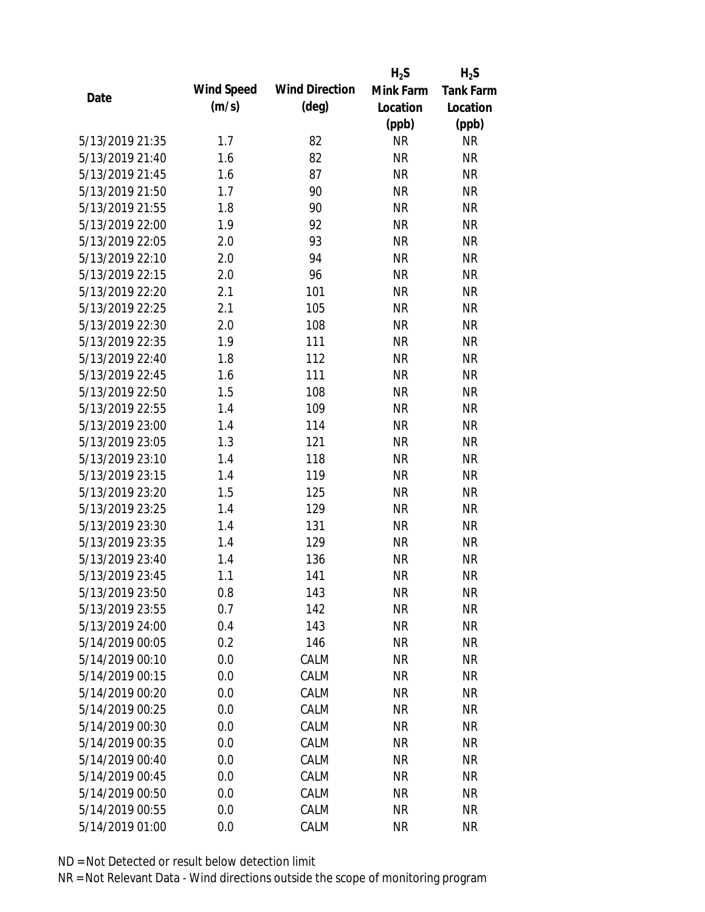| Date | Wind Speed (m/s) | Wind Direction (deg) | $H_2S$ Mink Farm Location (ppb) | $H_2S$ Tank Farm Location (ppb) |
|---|---|---|---|---|
| 5/13/2019 21:35 | 1.7 | 82 | NR | NR |
| 5/13/2019 21:40 | 1.6 | 82 | NR | NR |
| 5/13/2019 21:45 | 1.6 | 87 | NR | NR |
| 5/13/2019 21:50 | 1.7 | 90 | NR | NR |
| 5/13/2019 21:55 | 1.8 | 90 | NR | NR |
| 5/13/2019 22:00 | 1.9 | 92 | NR | NR |
| 5/13/2019 22:05 | 2.0 | 93 | NR | NR |
| 5/13/2019 22:10 | 2.0 | 94 | NR | NR |
| 5/13/2019 22:15 | 2.0 | 96 | NR | NR |
| 5/13/2019 22:20 | 2.1 | 101 | NR | NR |
| 5/13/2019 22:25 | 2.1 | 105 | NR | NR |
| 5/13/2019 22:30 | 2.0 | 108 | NR | NR |
| 5/13/2019 22:35 | 1.9 | 111 | NR | NR |
| 5/13/2019 22:40 | 1.8 | 112 | NR | NR |
| 5/13/2019 22:45 | 1.6 | 111 | NR | NR |
| 5/13/2019 22:50 | 1.5 | 108 | NR | NR |
| 5/13/2019 22:55 | 1.4 | 109 | NR | NR |
| 5/13/2019 23:00 | 1.4 | 114 | NR | NR |
| 5/13/2019 23:05 | 1.3 | 121 | NR | NR |
| 5/13/2019 23:10 | 1.4 | 118 | NR | NR |
| 5/13/2019 23:15 | 1.4 | 119 | NR | NR |
| 5/13/2019 23:20 | 1.5 | 125 | NR | NR |
| 5/13/2019 23:25 | 1.4 | 129 | NR | NR |
| 5/13/2019 23:30 | 1.4 | 131 | NR | NR |
| 5/13/2019 23:35 | 1.4 | 129 | NR | NR |
| 5/13/2019 23:40 | 1.4 | 136 | NR | NR |
| 5/13/2019 23:45 | 1.1 | 141 | NR | NR |
| 5/13/2019 23:50 | 0.8 | 143 | NR | NR |
| 5/13/2019 23:55 | 0.7 | 142 | NR | NR |
| 5/13/2019 24:00 | 0.4 | 143 | NR | NR |
| 5/14/2019 00:05 | 0.2 | 146 | NR | NR |
| 5/14/2019 00:10 | 0.0 | CALM | NR | NR |
| 5/14/2019 00:15 | 0.0 | CALM | NR | NR |
| 5/14/2019 00:20 | 0.0 | CALM | NR | NR |
| 5/14/2019 00:25 | 0.0 | CALM | NR | NR |
| 5/14/2019 00:30 | 0.0 | CALM | NR | NR |
| 5/14/2019 00:35 | 0.0 | CALM | NR | NR |
| 5/14/2019 00:40 | 0.0 | CALM | NR | NR |
| 5/14/2019 00:45 | 0.0 | CALM | NR | NR |
| 5/14/2019 00:50 | 0.0 | CALM | NR | NR |
| 5/14/2019 00:55 | 0.0 | CALM | NR | NR |
| 5/14/2019 01:00 | 0.0 | CALM | NR | NR |

ND = Not Detected or result below detection limit

NR = Not Relevant Data - Wind directions outside the scope of monitoring program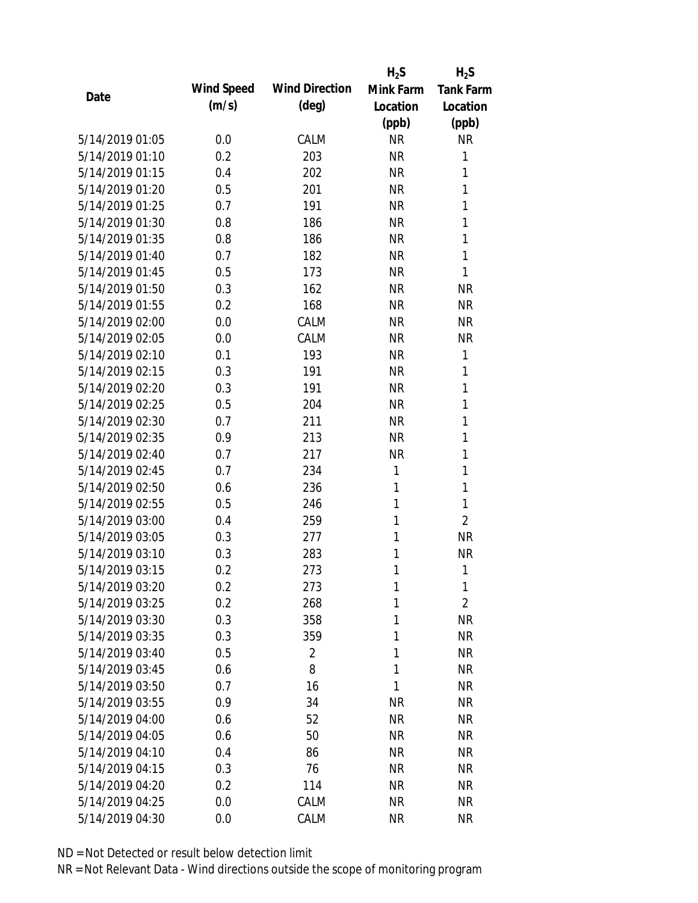| Date | Wind Speed (m/s) | Wind Direction (deg) | $H_2S$ Mink Farm Location (ppb) | $H_2S$ Tank Farm Location (ppb) |
|---|---|---|---|---|
| 5/14/2019 01:05 | 0.0 | CALM | NR | NR |
| 5/14/2019 01:10 | 0.2 | 203 | NR | 1 |
| 5/14/2019 01:15 | 0.4 | 202 | NR | 1 |
| 5/14/2019 01:20 | 0.5 | 201 | NR | 1 |
| 5/14/2019 01:25 | 0.7 | 191 | NR | 1 |
| 5/14/2019 01:30 | 0.8 | 186 | NR | 1 |
| 5/14/2019 01:35 | 0.8 | 186 | NR | 1 |
| 5/14/2019 01:40 | 0.7 | 182 | NR | 1 |
| 5/14/2019 01:45 | 0.5 | 173 | NR | 1 |
| 5/14/2019 01:50 | 0.3 | 162 | NR | NR |
| 5/14/2019 01:55 | 0.2 | 168 | NR | NR |
| 5/14/2019 02:00 | 0.0 | CALM | NR | NR |
| 5/14/2019 02:05 | 0.0 | CALM | NR | NR |
| 5/14/2019 02:10 | 0.1 | 193 | NR | 1 |
| 5/14/2019 02:15 | 0.3 | 191 | NR | 1 |
| 5/14/2019 02:20 | 0.3 | 191 | NR | 1 |
| 5/14/2019 02:25 | 0.5 | 204 | NR | 1 |
| 5/14/2019 02:30 | 0.7 | 211 | NR | 1 |
| 5/14/2019 02:35 | 0.9 | 213 | NR | 1 |
| 5/14/2019 02:40 | 0.7 | 217 | NR | 1 |
| 5/14/2019 02:45 | 0.7 | 234 | 1 | 1 |
| 5/14/2019 02:50 | 0.6 | 236 | 1 | 1 |
| 5/14/2019 02:55 | 0.5 | 246 | 1 | 1 |
| 5/14/2019 03:00 | 0.4 | 259 | 1 | 2 |
| 5/14/2019 03:05 | 0.3 | 277 | 1 | NR |
| 5/14/2019 03:10 | 0.3 | 283 | 1 | NR |
| 5/14/2019 03:15 | 0.2 | 273 | 1 | 1 |
| 5/14/2019 03:20 | 0.2 | 273 | 1 | 1 |
| 5/14/2019 03:25 | 0.2 | 268 | 1 | 2 |
| 5/14/2019 03:30 | 0.3 | 358 | 1 | NR |
| 5/14/2019 03:35 | 0.3 | 359 | 1 | NR |
| 5/14/2019 03:40 | 0.5 | 2 | 1 | NR |
| 5/14/2019 03:45 | 0.6 | 8 | 1 | NR |
| 5/14/2019 03:50 | 0.7 | 16 | 1 | NR |
| 5/14/2019 03:55 | 0.9 | 34 | NR | NR |
| 5/14/2019 04:00 | 0.6 | 52 | NR | NR |
| 5/14/2019 04:05 | 0.6 | 50 | NR | NR |
| 5/14/2019 04:10 | 0.4 | 86 | NR | NR |
| 5/14/2019 04:15 | 0.3 | 76 | NR | NR |
| 5/14/2019 04:20 | 0.2 | 114 | NR | NR |
| 5/14/2019 04:25 | 0.0 | CALM | NR | NR |
| 5/14/2019 04:30 | 0.0 | CALM | NR | NR |

ND = Not Detected or result below detection limit

NR = Not Relevant Data - Wind directions outside the scope of monitoring program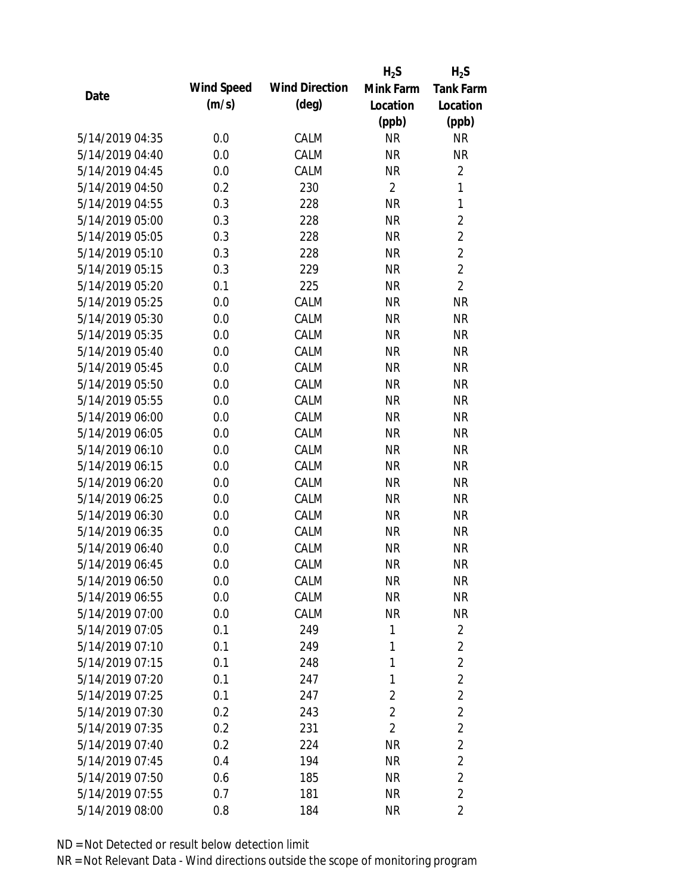| Date | Wind Speed (m/s) | Wind Direction (deg) | $H_2S$ Mink Farm Location (ppb) | $H_2S$ Tank Farm Location (ppb) |
|---|---|---|---|---|
| 5/14/2019 04:35 | 0.0 | CALM | NR | NR |
| 5/14/2019 04:40 | 0.0 | CALM | NR | NR |
| 5/14/2019 04:45 | 0.0 | CALM | NR | 2 |
| 5/14/2019 04:50 | 0.2 | 230 | 2 | 1 |
| 5/14/2019 04:55 | 0.3 | 228 | NR | 1 |
| 5/14/2019 05:00 | 0.3 | 228 | NR | 2 |
| 5/14/2019 05:05 | 0.3 | 228 | NR | 2 |
| 5/14/2019 05:10 | 0.3 | 228 | NR | 2 |
| 5/14/2019 05:15 | 0.3 | 229 | NR | 2 |
| 5/14/2019 05:20 | 0.1 | 225 | NR | 2 |
| 5/14/2019 05:25 | 0.0 | CALM | NR | NR |
| 5/14/2019 05:30 | 0.0 | CALM | NR | NR |
| 5/14/2019 05:35 | 0.0 | CALM | NR | NR |
| 5/14/2019 05:40 | 0.0 | CALM | NR | NR |
| 5/14/2019 05:45 | 0.0 | CALM | NR | NR |
| 5/14/2019 05:50 | 0.0 | CALM | NR | NR |
| 5/14/2019 05:55 | 0.0 | CALM | NR | NR |
| 5/14/2019 06:00 | 0.0 | CALM | NR | NR |
| 5/14/2019 06:05 | 0.0 | CALM | NR | NR |
| 5/14/2019 06:10 | 0.0 | CALM | NR | NR |
| 5/14/2019 06:15 | 0.0 | CALM | NR | NR |
| 5/14/2019 06:20 | 0.0 | CALM | NR | NR |
| 5/14/2019 06:25 | 0.0 | CALM | NR | NR |
| 5/14/2019 06:30 | 0.0 | CALM | NR | NR |
| 5/14/2019 06:35 | 0.0 | CALM | NR | NR |
| 5/14/2019 06:40 | 0.0 | CALM | NR | NR |
| 5/14/2019 06:45 | 0.0 | CALM | NR | NR |
| 5/14/2019 06:50 | 0.0 | CALM | NR | NR |
| 5/14/2019 06:55 | 0.0 | CALM | NR | NR |
| 5/14/2019 07:00 | 0.0 | CALM | NR | NR |
| 5/14/2019 07:05 | 0.1 | 249 | 1 | 2 |
| 5/14/2019 07:10 | 0.1 | 249 | 1 | 2 |
| 5/14/2019 07:15 | 0.1 | 248 | 1 | 2 |
| 5/14/2019 07:20 | 0.1 | 247 | 1 | 2 |
| 5/14/2019 07:25 | 0.1 | 247 | 2 | 2 |
| 5/14/2019 07:30 | 0.2 | 243 | 2 | 2 |
| 5/14/2019 07:35 | 0.2 | 231 | 2 | 2 |
| 5/14/2019 07:40 | 0.2 | 224 | NR | 2 |
| 5/14/2019 07:45 | 0.4 | 194 | NR | 2 |
| 5/14/2019 07:50 | 0.6 | 185 | NR | 2 |
| 5/14/2019 07:55 | 0.7 | 181 | NR | 2 |
| 5/14/2019 08:00 | 0.8 | 184 | NR | 2 |

ND = Not Detected or result below detection limit

NR = Not Relevant Data - Wind directions outside the scope of monitoring program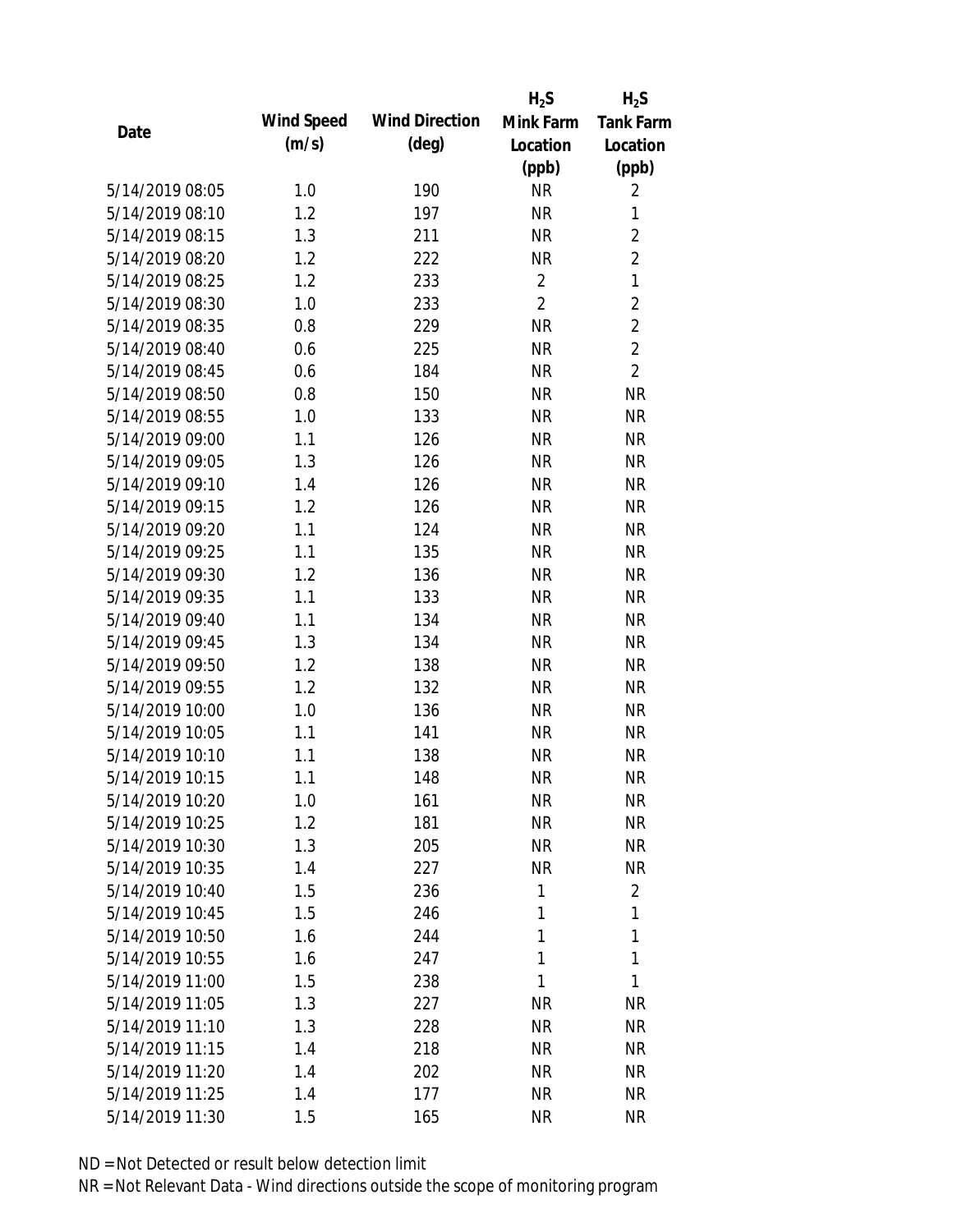| Date | Wind Speed (m/s) | Wind Direction (deg) | $H_2S$ Mink Farm Location (ppb) | $H_2S$ Tank Farm Location (ppb) |
|---|---|---|---|---|
| 5/14/2019 08:05 | 1.0 | 190 | NR | 2 |
| 5/14/2019 08:10 | 1.2 | 197 | NR | 1 |
| 5/14/2019 08:15 | 1.3 | 211 | NR | 2 |
| 5/14/2019 08:20 | 1.2 | 222 | NR | 2 |
| 5/14/2019 08:25 | 1.2 | 233 | 2 | 1 |
| 5/14/2019 08:30 | 1.0 | 233 | 2 | 2 |
| 5/14/2019 08:35 | 0.8 | 229 | NR | 2 |
| 5/14/2019 08:40 | 0.6 | 225 | NR | 2 |
| 5/14/2019 08:45 | 0.6 | 184 | NR | 2 |
| 5/14/2019 08:50 | 0.8 | 150 | NR | NR |
| 5/14/2019 08:55 | 1.0 | 133 | NR | NR |
| 5/14/2019 09:00 | 1.1 | 126 | NR | NR |
| 5/14/2019 09:05 | 1.3 | 126 | NR | NR |
| 5/14/2019 09:10 | 1.4 | 126 | NR | NR |
| 5/14/2019 09:15 | 1.2 | 126 | NR | NR |
| 5/14/2019 09:20 | 1.1 | 124 | NR | NR |
| 5/14/2019 09:25 | 1.1 | 135 | NR | NR |
| 5/14/2019 09:30 | 1.2 | 136 | NR | NR |
| 5/14/2019 09:35 | 1.1 | 133 | NR | NR |
| 5/14/2019 09:40 | 1.1 | 134 | NR | NR |
| 5/14/2019 09:45 | 1.3 | 134 | NR | NR |
| 5/14/2019 09:50 | 1.2 | 138 | NR | NR |
| 5/14/2019 09:55 | 1.2 | 132 | NR | NR |
| 5/14/2019 10:00 | 1.0 | 136 | NR | NR |
| 5/14/2019 10:05 | 1.1 | 141 | NR | NR |
| 5/14/2019 10:10 | 1.1 | 138 | NR | NR |
| 5/14/2019 10:15 | 1.1 | 148 | NR | NR |
| 5/14/2019 10:20 | 1.0 | 161 | NR | NR |
| 5/14/2019 10:25 | 1.2 | 181 | NR | NR |
| 5/14/2019 10:30 | 1.3 | 205 | NR | NR |
| 5/14/2019 10:35 | 1.4 | 227 | NR | NR |
| 5/14/2019 10:40 | 1.5 | 236 | 1 | 2 |
| 5/14/2019 10:45 | 1.5 | 246 | 1 | 1 |
| 5/14/2019 10:50 | 1.6 | 244 | 1 | 1 |
| 5/14/2019 10:55 | 1.6 | 247 | 1 | 1 |
| 5/14/2019 11:00 | 1.5 | 238 | 1 | 1 |
| 5/14/2019 11:05 | 1.3 | 227 | NR | NR |
| 5/14/2019 11:10 | 1.3 | 228 | NR | NR |
| 5/14/2019 11:15 | 1.4 | 218 | NR | NR |
| 5/14/2019 11:20 | 1.4 | 202 | NR | NR |
| 5/14/2019 11:25 | 1.4 | 177 | NR | NR |
| 5/14/2019 11:30 | 1.5 | 165 | NR | NR |

ND = Not Detected or result below detection limit

NR = Not Relevant Data - Wind directions outside the scope of monitoring program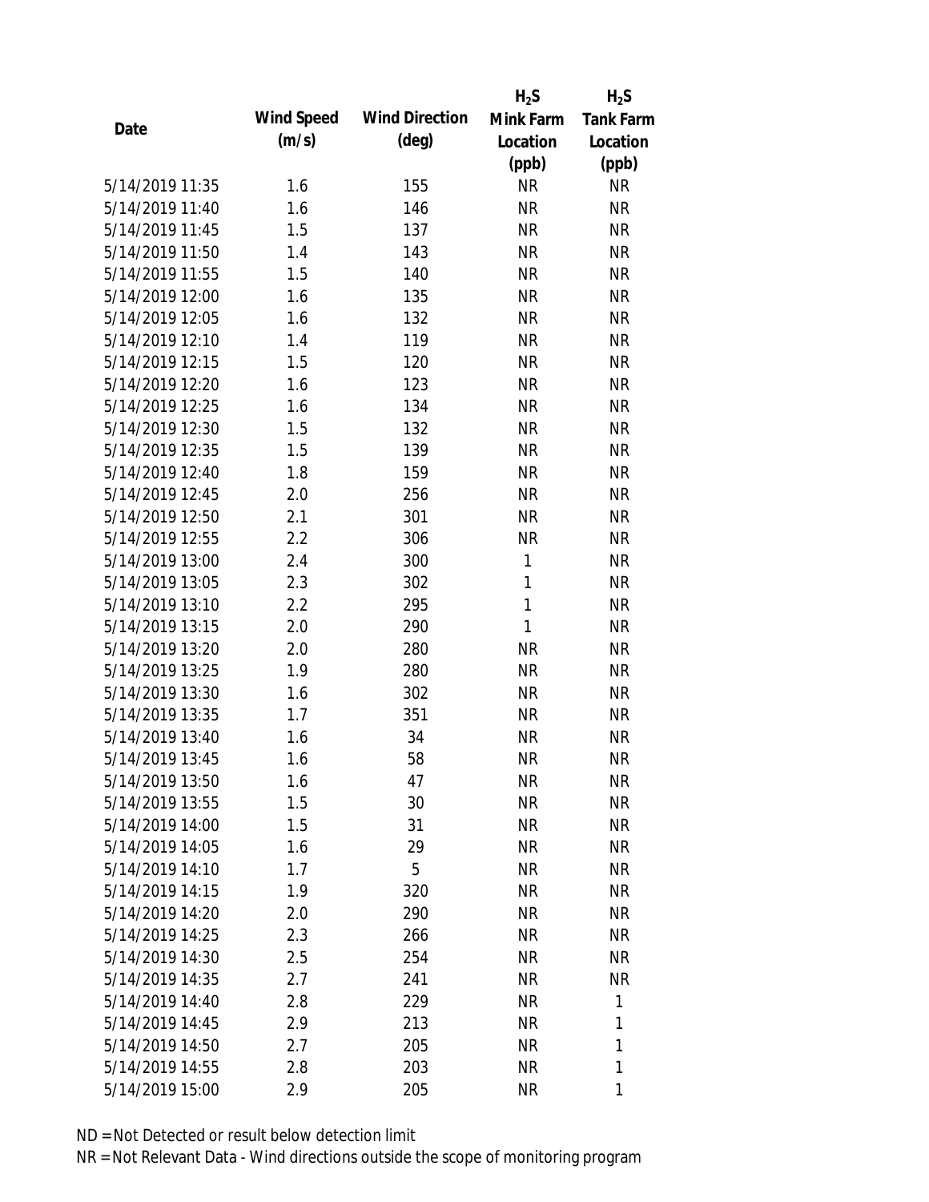| Date | Wind Speed (m/s) | Wind Direction (deg) | $H_2S$ Mink Farm Location (ppb) | $H_2S$ Tank Farm Location (ppb) |
|---|---|---|---|---|
| 5/14/2019 11:35 | 1.6 | 155 | NR | NR |
| 5/14/2019 11:40 | 1.6 | 146 | NR | NR |
| 5/14/2019 11:45 | 1.5 | 137 | NR | NR |
| 5/14/2019 11:50 | 1.4 | 143 | NR | NR |
| 5/14/2019 11:55 | 1.5 | 140 | NR | NR |
| 5/14/2019 12:00 | 1.6 | 135 | NR | NR |
| 5/14/2019 12:05 | 1.6 | 132 | NR | NR |
| 5/14/2019 12:10 | 1.4 | 119 | NR | NR |
| 5/14/2019 12:15 | 1.5 | 120 | NR | NR |
| 5/14/2019 12:20 | 1.6 | 123 | NR | NR |
| 5/14/2019 12:25 | 1.6 | 134 | NR | NR |
| 5/14/2019 12:30 | 1.5 | 132 | NR | NR |
| 5/14/2019 12:35 | 1.5 | 139 | NR | NR |
| 5/14/2019 12:40 | 1.8 | 159 | NR | NR |
| 5/14/2019 12:45 | 2.0 | 256 | NR | NR |
| 5/14/2019 12:50 | 2.1 | 301 | NR | NR |
| 5/14/2019 12:55 | 2.2 | 306 | NR | NR |
| 5/14/2019 13:00 | 2.4 | 300 | 1 | NR |
| 5/14/2019 13:05 | 2.3 | 302 | 1 | NR |
| 5/14/2019 13:10 | 2.2 | 295 | 1 | NR |
| 5/14/2019 13:15 | 2.0 | 290 | 1 | NR |
| 5/14/2019 13:20 | 2.0 | 280 | NR | NR |
| 5/14/2019 13:25 | 1.9 | 280 | NR | NR |
| 5/14/2019 13:30 | 1.6 | 302 | NR | NR |
| 5/14/2019 13:35 | 1.7 | 351 | NR | NR |
| 5/14/2019 13:40 | 1.6 | 34 | NR | NR |
| 5/14/2019 13:45 | 1.6 | 58 | NR | NR |
| 5/14/2019 13:50 | 1.6 | 47 | NR | NR |
| 5/14/2019 13:55 | 1.5 | 30 | NR | NR |
| 5/14/2019 14:00 | 1.5 | 31 | NR | NR |
| 5/14/2019 14:05 | 1.6 | 29 | NR | NR |
| 5/14/2019 14:10 | 1.7 | 5 | NR | NR |
| 5/14/2019 14:15 | 1.9 | 320 | NR | NR |
| 5/14/2019 14:20 | 2.0 | 290 | NR | NR |
| 5/14/2019 14:25 | 2.3 | 266 | NR | NR |
| 5/14/2019 14:30 | 2.5 | 254 | NR | NR |
| 5/14/2019 14:35 | 2.7 | 241 | NR | NR |
| 5/14/2019 14:40 | 2.8 | 229 | NR | 1 |
| 5/14/2019 14:45 | 2.9 | 213 | NR | 1 |
| 5/14/2019 14:50 | 2.7 | 205 | NR | 1 |
| 5/14/2019 14:55 | 2.8 | 203 | NR | 1 |
| 5/14/2019 15:00 | 2.9 | 205 | NR | 1 |

ND = Not Detected or result below detection limit

NR = Not Relevant Data - Wind directions outside the scope of monitoring program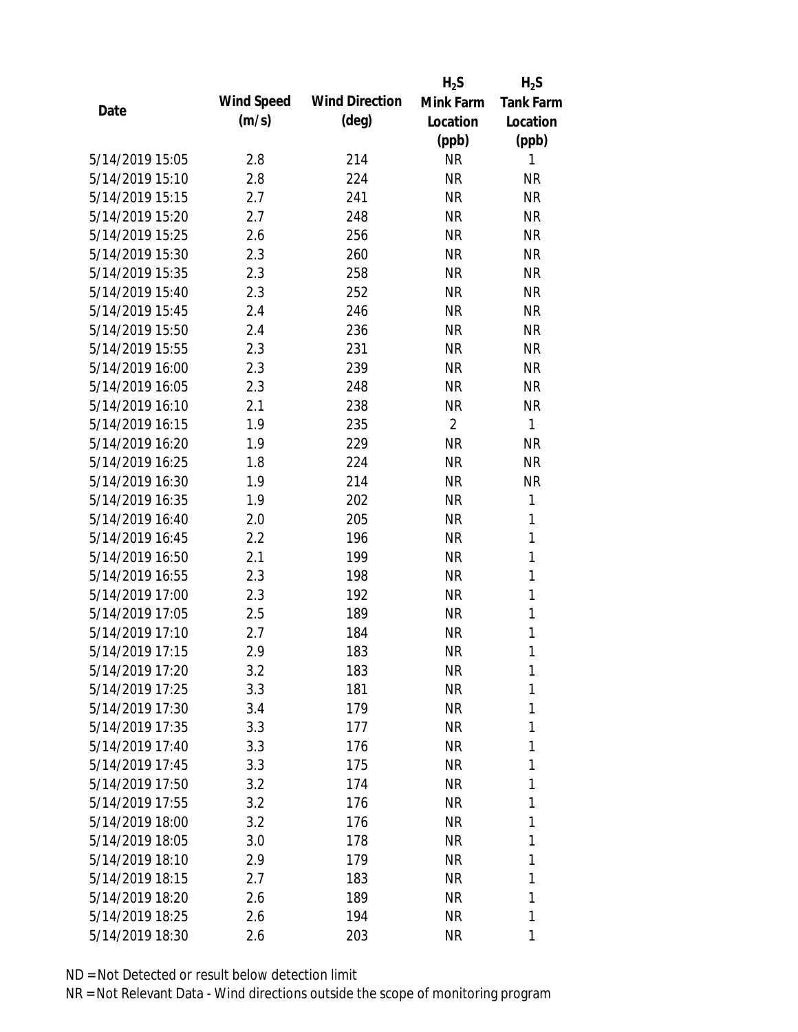| Date | Wind Speed (m/s) | Wind Direction (deg) | $H_2S$ Mink Farm Location (ppb) | $H_2S$ Tank Farm Location (ppb) |
|---|---|---|---|---|
| 5/14/2019 15:05 | 2.8 | 214 | NR | 1 |
| 5/14/2019 15:10 | 2.8 | 224 | NR | NR |
| 5/14/2019 15:15 | 2.7 | 241 | NR | NR |
| 5/14/2019 15:20 | 2.7 | 248 | NR | NR |
| 5/14/2019 15:25 | 2.6 | 256 | NR | NR |
| 5/14/2019 15:30 | 2.3 | 260 | NR | NR |
| 5/14/2019 15:35 | 2.3 | 258 | NR | NR |
| 5/14/2019 15:40 | 2.3 | 252 | NR | NR |
| 5/14/2019 15:45 | 2.4 | 246 | NR | NR |
| 5/14/2019 15:50 | 2.4 | 236 | NR | NR |
| 5/14/2019 15:55 | 2.3 | 231 | NR | NR |
| 5/14/2019 16:00 | 2.3 | 239 | NR | NR |
| 5/14/2019 16:05 | 2.3 | 248 | NR | NR |
| 5/14/2019 16:10 | 2.1 | 238 | NR | NR |
| 5/14/2019 16:15 | 1.9 | 235 | 2 | 1 |
| 5/14/2019 16:20 | 1.9 | 229 | NR | NR |
| 5/14/2019 16:25 | 1.8 | 224 | NR | NR |
| 5/14/2019 16:30 | 1.9 | 214 | NR | NR |
| 5/14/2019 16:35 | 1.9 | 202 | NR | 1 |
| 5/14/2019 16:40 | 2.0 | 205 | NR | 1 |
| 5/14/2019 16:45 | 2.2 | 196 | NR | 1 |
| 5/14/2019 16:50 | 2.1 | 199 | NR | 1 |
| 5/14/2019 16:55 | 2.3 | 198 | NR | 1 |
| 5/14/2019 17:00 | 2.3 | 192 | NR | 1 |
| 5/14/2019 17:05 | 2.5 | 189 | NR | 1 |
| 5/14/2019 17:10 | 2.7 | 184 | NR | 1 |
| 5/14/2019 17:15 | 2.9 | 183 | NR | 1 |
| 5/14/2019 17:20 | 3.2 | 183 | NR | 1 |
| 5/14/2019 17:25 | 3.3 | 181 | NR | 1 |
| 5/14/2019 17:30 | 3.4 | 179 | NR | 1 |
| 5/14/2019 17:35 | 3.3 | 177 | NR | 1 |
| 5/14/2019 17:40 | 3.3 | 176 | NR | 1 |
| 5/14/2019 17:45 | 3.3 | 175 | NR | 1 |
| 5/14/2019 17:50 | 3.2 | 174 | NR | 1 |
| 5/14/2019 17:55 | 3.2 | 176 | NR | 1 |
| 5/14/2019 18:00 | 3.2 | 176 | NR | 1 |
| 5/14/2019 18:05 | 3.0 | 178 | NR | 1 |
| 5/14/2019 18:10 | 2.9 | 179 | NR | 1 |
| 5/14/2019 18:15 | 2.7 | 183 | NR | 1 |
| 5/14/2019 18:20 | 2.6 | 189 | NR | 1 |
| 5/14/2019 18:25 | 2.6 | 194 | NR | 1 |
| 5/14/2019 18:30 | 2.6 | 203 | NR | 1 |

ND = Not Detected or result below detection limit

NR = Not Relevant Data - Wind directions outside the scope of monitoring program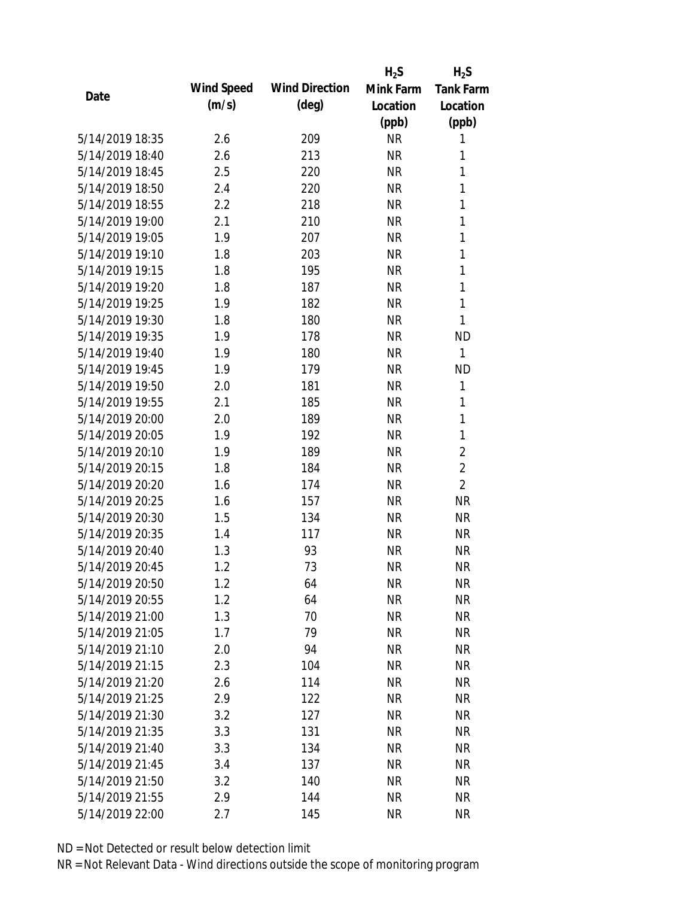| Date | Wind Speed (m/s) | Wind Direction (deg) | $H_2S$ Mink Farm Location (ppb) | $H_2S$ Tank Farm Location (ppb) |
|---|---|---|---|---|
| 5/14/2019 18:35 | 2.6 | 209 | NR | 1 |
| 5/14/2019 18:40 | 2.6 | 213 | NR | 1 |
| 5/14/2019 18:45 | 2.5 | 220 | NR | 1 |
| 5/14/2019 18:50 | 2.4 | 220 | NR | 1 |
| 5/14/2019 18:55 | 2.2 | 218 | NR | 1 |
| 5/14/2019 19:00 | 2.1 | 210 | NR | 1 |
| 5/14/2019 19:05 | 1.9 | 207 | NR | 1 |
| 5/14/2019 19:10 | 1.8 | 203 | NR | 1 |
| 5/14/2019 19:15 | 1.8 | 195 | NR | 1 |
| 5/14/2019 19:20 | 1.8 | 187 | NR | 1 |
| 5/14/2019 19:25 | 1.9 | 182 | NR | 1 |
| 5/14/2019 19:30 | 1.8 | 180 | NR | 1 |
| 5/14/2019 19:35 | 1.9 | 178 | NR | ND |
| 5/14/2019 19:40 | 1.9 | 180 | NR | 1 |
| 5/14/2019 19:45 | 1.9 | 179 | NR | ND |
| 5/14/2019 19:50 | 2.0 | 181 | NR | 1 |
| 5/14/2019 19:55 | 2.1 | 185 | NR | 1 |
| 5/14/2019 20:00 | 2.0 | 189 | NR | 1 |
| 5/14/2019 20:05 | 1.9 | 192 | NR | 1 |
| 5/14/2019 20:10 | 1.9 | 189 | NR | 2 |
| 5/14/2019 20:15 | 1.8 | 184 | NR | 2 |
| 5/14/2019 20:20 | 1.6 | 174 | NR | 2 |
| 5/14/2019 20:25 | 1.6 | 157 | NR | NR |
| 5/14/2019 20:30 | 1.5 | 134 | NR | NR |
| 5/14/2019 20:35 | 1.4 | 117 | NR | NR |
| 5/14/2019 20:40 | 1.3 | 93 | NR | NR |
| 5/14/2019 20:45 | 1.2 | 73 | NR | NR |
| 5/14/2019 20:50 | 1.2 | 64 | NR | NR |
| 5/14/2019 20:55 | 1.2 | 64 | NR | NR |
| 5/14/2019 21:00 | 1.3 | 70 | NR | NR |
| 5/14/2019 21:05 | 1.7 | 79 | NR | NR |
| 5/14/2019 21:10 | 2.0 | 94 | NR | NR |
| 5/14/2019 21:15 | 2.3 | 104 | NR | NR |
| 5/14/2019 21:20 | 2.6 | 114 | NR | NR |
| 5/14/2019 21:25 | 2.9 | 122 | NR | NR |
| 5/14/2019 21:30 | 3.2 | 127 | NR | NR |
| 5/14/2019 21:35 | 3.3 | 131 | NR | NR |
| 5/14/2019 21:40 | 3.3 | 134 | NR | NR |
| 5/14/2019 21:45 | 3.4 | 137 | NR | NR |
| 5/14/2019 21:50 | 3.2 | 140 | NR | NR |
| 5/14/2019 21:55 | 2.9 | 144 | NR | NR |
| 5/14/2019 22:00 | 2.7 | 145 | NR | NR |

ND = Not Detected or result below detection limit
NR = Not Relevant Data - Wind directions outside the scope of monitoring program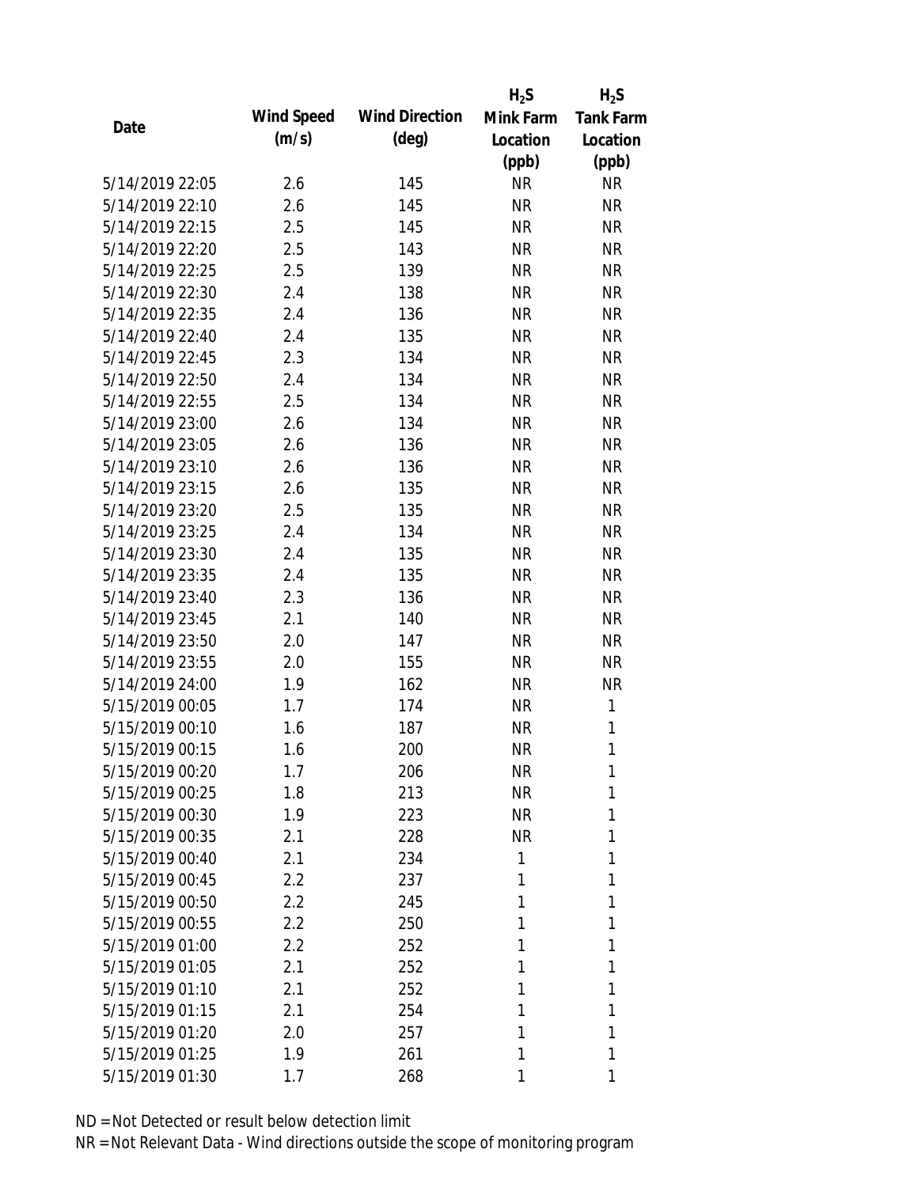| Date | Wind Speed (m/s) | Wind Direction (deg) | $H_2S$ Mink Farm Location (ppb) | $H_2S$ Tank Farm Location (ppb) |
|---|---|---|---|---|
| 5/14/2019 22:05 | 2.6 | 145 | NR | NR |
| 5/14/2019 22:10 | 2.6 | 145 | NR | NR |
| 5/14/2019 22:15 | 2.5 | 145 | NR | NR |
| 5/14/2019 22:20 | 2.5 | 143 | NR | NR |
| 5/14/2019 22:25 | 2.5 | 139 | NR | NR |
| 5/14/2019 22:30 | 2.4 | 138 | NR | NR |
| 5/14/2019 22:35 | 2.4 | 136 | NR | NR |
| 5/14/2019 22:40 | 2.4 | 135 | NR | NR |
| 5/14/2019 22:45 | 2.3 | 134 | NR | NR |
| 5/14/2019 22:50 | 2.4 | 134 | NR | NR |
| 5/14/2019 22:55 | 2.5 | 134 | NR | NR |
| 5/14/2019 23:00 | 2.6 | 134 | NR | NR |
| 5/14/2019 23:05 | 2.6 | 136 | NR | NR |
| 5/14/2019 23:10 | 2.6 | 136 | NR | NR |
| 5/14/2019 23:15 | 2.6 | 135 | NR | NR |
| 5/14/2019 23:20 | 2.5 | 135 | NR | NR |
| 5/14/2019 23:25 | 2.4 | 134 | NR | NR |
| 5/14/2019 23:30 | 2.4 | 135 | NR | NR |
| 5/14/2019 23:35 | 2.4 | 135 | NR | NR |
| 5/14/2019 23:40 | 2.3 | 136 | NR | NR |
| 5/14/2019 23:45 | 2.1 | 140 | NR | NR |
| 5/14/2019 23:50 | 2.0 | 147 | NR | NR |
| 5/14/2019 23:55 | 2.0 | 155 | NR | NR |
| 5/14/2019 24:00 | 1.9 | 162 | NR | NR |
| 5/15/2019 00:05 | 1.7 | 174 | NR | 1 |
| 5/15/2019 00:10 | 1.6 | 187 | NR | 1 |
| 5/15/2019 00:15 | 1.6 | 200 | NR | 1 |
| 5/15/2019 00:20 | 1.7 | 206 | NR | 1 |
| 5/15/2019 00:25 | 1.8 | 213 | NR | 1 |
| 5/15/2019 00:30 | 1.9 | 223 | NR | 1 |
| 5/15/2019 00:35 | 2.1 | 228 | NR | 1 |
| 5/15/2019 00:40 | 2.1 | 234 | 1 | 1 |
| 5/15/2019 00:45 | 2.2 | 237 | 1 | 1 |
| 5/15/2019 00:50 | 2.2 | 245 | 1 | 1 |
| 5/15/2019 00:55 | 2.2 | 250 | 1 | 1 |
| 5/15/2019 01:00 | 2.2 | 252 | 1 | 1 |
| 5/15/2019 01:05 | 2.1 | 252 | 1 | 1 |
| 5/15/2019 01:10 | 2.1 | 252 | 1 | 1 |
| 5/15/2019 01:15 | 2.1 | 254 | 1 | 1 |
| 5/15/2019 01:20 | 2.0 | 257 | 1 | 1 |
| 5/15/2019 01:25 | 1.9 | 261 | 1 | 1 |
| 5/15/2019 01:30 | 1.7 | 268 | 1 | 1 |

ND = Not Detected or result below detection limit
NR = Not Relevant Data - Wind directions outside the scope of monitoring program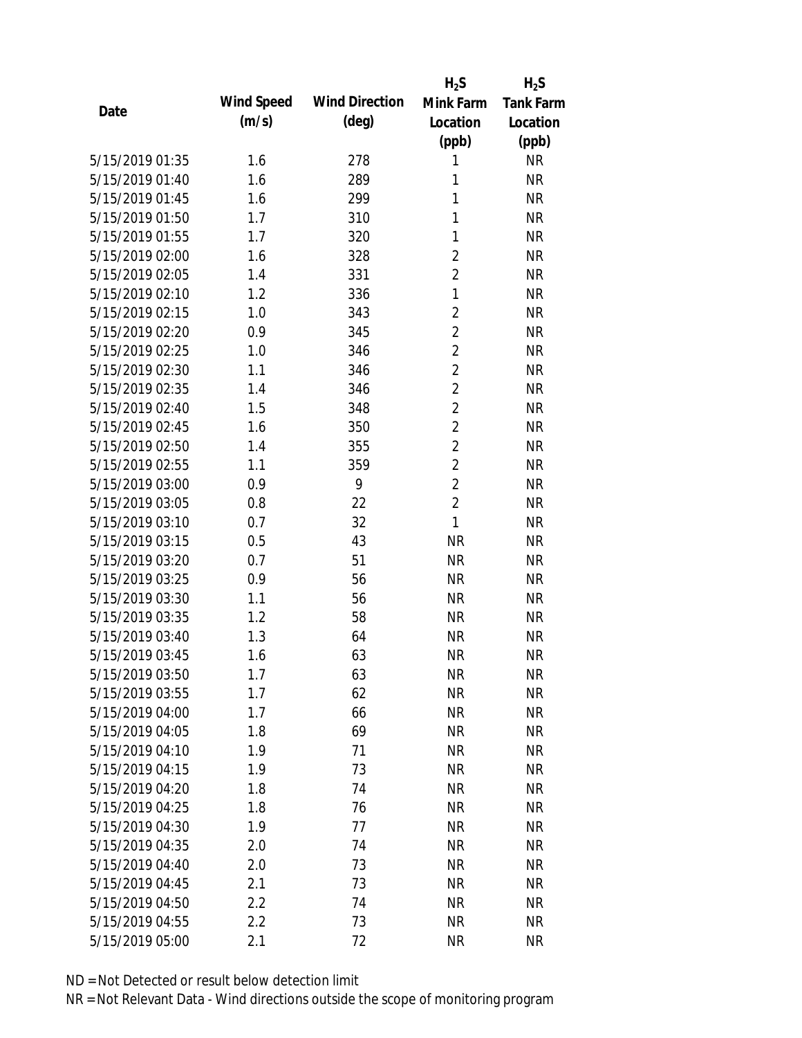| Date | Wind Speed (m/s) | Wind Direction (deg) | $H_2S$ Mink Farm Location (ppb) | $H_2S$ Tank Farm Location (ppb) |
|---|---|---|---|---|
| 5/15/2019 01:35 | 1.6 | 278 | 1 | NR |
| 5/15/2019 01:40 | 1.6 | 289 | 1 | NR |
| 5/15/2019 01:45 | 1.6 | 299 | 1 | NR |
| 5/15/2019 01:50 | 1.7 | 310 | 1 | NR |
| 5/15/2019 01:55 | 1.7 | 320 | 1 | NR |
| 5/15/2019 02:00 | 1.6 | 328 | 2 | NR |
| 5/15/2019 02:05 | 1.4 | 331 | 2 | NR |
| 5/15/2019 02:10 | 1.2 | 336 | 1 | NR |
| 5/15/2019 02:15 | 1.0 | 343 | 2 | NR |
| 5/15/2019 02:20 | 0.9 | 345 | 2 | NR |
| 5/15/2019 02:25 | 1.0 | 346 | 2 | NR |
| 5/15/2019 02:30 | 1.1 | 346 | 2 | NR |
| 5/15/2019 02:35 | 1.4 | 346 | 2 | NR |
| 5/15/2019 02:40 | 1.5 | 348 | 2 | NR |
| 5/15/2019 02:45 | 1.6 | 350 | 2 | NR |
| 5/15/2019 02:50 | 1.4 | 355 | 2 | NR |
| 5/15/2019 02:55 | 1.1 | 359 | 2 | NR |
| 5/15/2019 03:00 | 0.9 | 9 | 2 | NR |
| 5/15/2019 03:05 | 0.8 | 22 | 2 | NR |
| 5/15/2019 03:10 | 0.7 | 32 | 1 | NR |
| 5/15/2019 03:15 | 0.5 | 43 | NR | NR |
| 5/15/2019 03:20 | 0.7 | 51 | NR | NR |
| 5/15/2019 03:25 | 0.9 | 56 | NR | NR |
| 5/15/2019 03:30 | 1.1 | 56 | NR | NR |
| 5/15/2019 03:35 | 1.2 | 58 | NR | NR |
| 5/15/2019 03:40 | 1.3 | 64 | NR | NR |
| 5/15/2019 03:45 | 1.6 | 63 | NR | NR |
| 5/15/2019 03:50 | 1.7 | 63 | NR | NR |
| 5/15/2019 03:55 | 1.7 | 62 | NR | NR |
| 5/15/2019 04:00 | 1.7 | 66 | NR | NR |
| 5/15/2019 04:05 | 1.8 | 69 | NR | NR |
| 5/15/2019 04:10 | 1.9 | 71 | NR | NR |
| 5/15/2019 04:15 | 1.9 | 73 | NR | NR |
| 5/15/2019 04:20 | 1.8 | 74 | NR | NR |
| 5/15/2019 04:25 | 1.8 | 76 | NR | NR |
| 5/15/2019 04:30 | 1.9 | 77 | NR | NR |
| 5/15/2019 04:35 | 2.0 | 74 | NR | NR |
| 5/15/2019 04:40 | 2.0 | 73 | NR | NR |
| 5/15/2019 04:45 | 2.1 | 73 | NR | NR |
| 5/15/2019 04:50 | 2.2 | 74 | NR | NR |
| 5/15/2019 04:55 | 2.2 | 73 | NR | NR |
| 5/15/2019 05:00 | 2.1 | 72 | NR | NR |

ND = Not Detected or result below detection limit
NR = Not Relevant Data - Wind directions outside the scope of monitoring program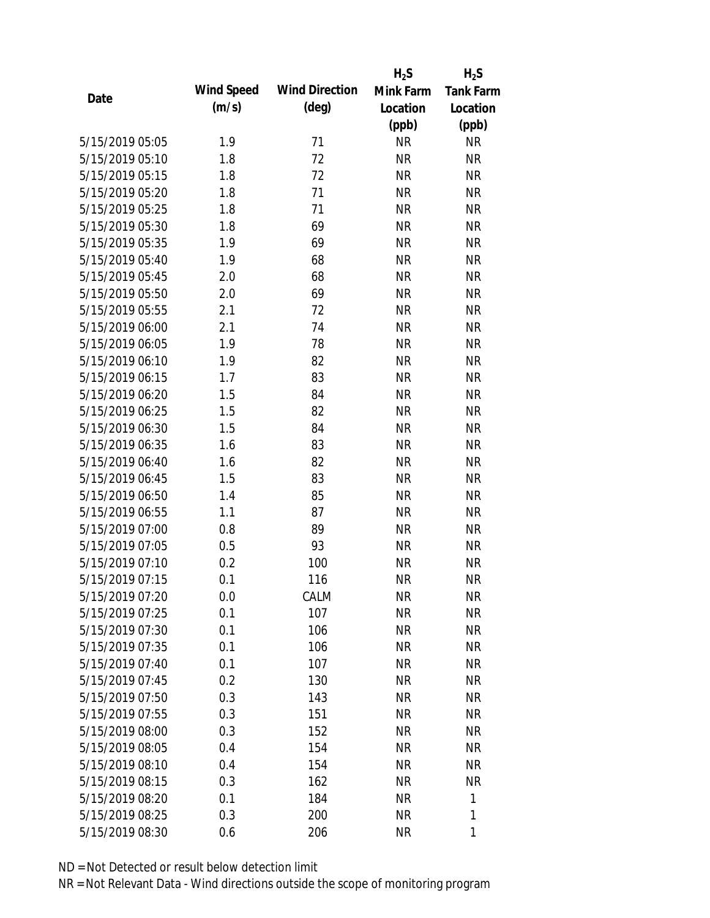| Date | Wind Speed (m/s) | Wind Direction (deg) | $H_2S$ Mink Farm Location (ppb) | $H_2S$ Tank Farm Location (ppb) |
|---|---|---|---|---|
| 5/15/2019 05:05 | 1.9 | 71 | NR | NR |
| 5/15/2019 05:10 | 1.8 | 72 | NR | NR |
| 5/15/2019 05:15 | 1.8 | 72 | NR | NR |
| 5/15/2019 05:20 | 1.8 | 71 | NR | NR |
| 5/15/2019 05:25 | 1.8 | 71 | NR | NR |
| 5/15/2019 05:30 | 1.8 | 69 | NR | NR |
| 5/15/2019 05:35 | 1.9 | 69 | NR | NR |
| 5/15/2019 05:40 | 1.9 | 68 | NR | NR |
| 5/15/2019 05:45 | 2.0 | 68 | NR | NR |
| 5/15/2019 05:50 | 2.0 | 69 | NR | NR |
| 5/15/2019 05:55 | 2.1 | 72 | NR | NR |
| 5/15/2019 06:00 | 2.1 | 74 | NR | NR |
| 5/15/2019 06:05 | 1.9 | 78 | NR | NR |
| 5/15/2019 06:10 | 1.9 | 82 | NR | NR |
| 5/15/2019 06:15 | 1.7 | 83 | NR | NR |
| 5/15/2019 06:20 | 1.5 | 84 | NR | NR |
| 5/15/2019 06:25 | 1.5 | 82 | NR | NR |
| 5/15/2019 06:30 | 1.5 | 84 | NR | NR |
| 5/15/2019 06:35 | 1.6 | 83 | NR | NR |
| 5/15/2019 06:40 | 1.6 | 82 | NR | NR |
| 5/15/2019 06:45 | 1.5 | 83 | NR | NR |
| 5/15/2019 06:50 | 1.4 | 85 | NR | NR |
| 5/15/2019 06:55 | 1.1 | 87 | NR | NR |
| 5/15/2019 07:00 | 0.8 | 89 | NR | NR |
| 5/15/2019 07:05 | 0.5 | 93 | NR | NR |
| 5/15/2019 07:10 | 0.2 | 100 | NR | NR |
| 5/15/2019 07:15 | 0.1 | 116 | NR | NR |
| 5/15/2019 07:20 | 0.0 | CALM | NR | NR |
| 5/15/2019 07:25 | 0.1 | 107 | NR | NR |
| 5/15/2019 07:30 | 0.1 | 106 | NR | NR |
| 5/15/2019 07:35 | 0.1 | 106 | NR | NR |
| 5/15/2019 07:40 | 0.1 | 107 | NR | NR |
| 5/15/2019 07:45 | 0.2 | 130 | NR | NR |
| 5/15/2019 07:50 | 0.3 | 143 | NR | NR |
| 5/15/2019 07:55 | 0.3 | 151 | NR | NR |
| 5/15/2019 08:00 | 0.3 | 152 | NR | NR |
| 5/15/2019 08:05 | 0.4 | 154 | NR | NR |
| 5/15/2019 08:10 | 0.4 | 154 | NR | NR |
| 5/15/2019 08:15 | 0.3 | 162 | NR | NR |
| 5/15/2019 08:20 | 0.1 | 184 | NR | 1 |
| 5/15/2019 08:25 | 0.3 | 200 | NR | 1 |
| 5/15/2019 08:30 | 0.6 | 206 | NR | 1 |

ND = Not Detected or result below detection limit

NR = Not Relevant Data - Wind directions outside the scope of monitoring program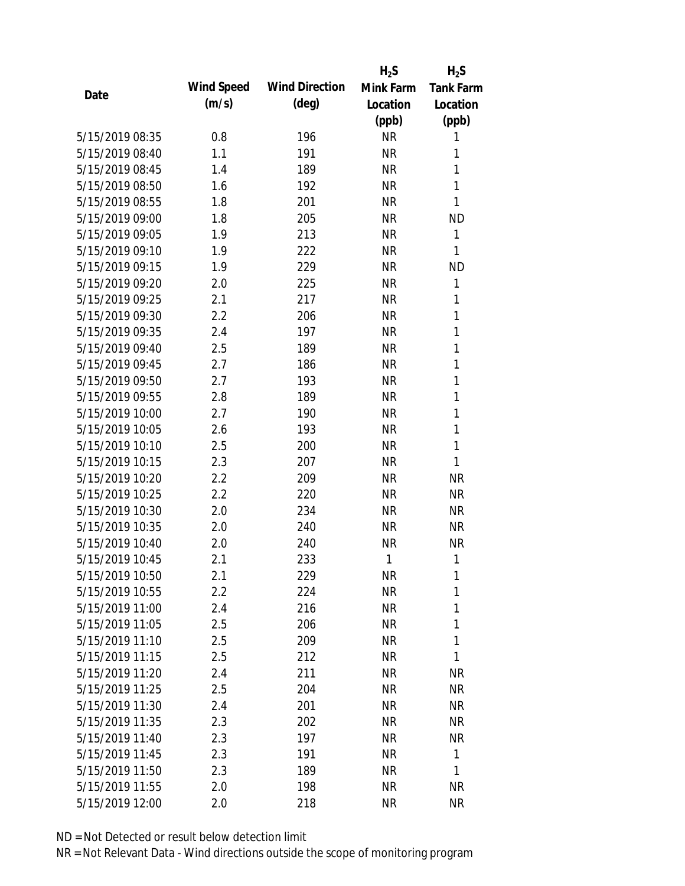| Date | Wind Speed (m/s) | Wind Direction (deg) | $H_2S$ Mink Farm Location (ppb) | $H_2S$ Tank Farm Location (ppb) |
|---|---|---|---|---|
| 5/15/2019 08:35 | 0.8 | 196 | NR | 1 |
| 5/15/2019 08:40 | 1.1 | 191 | NR | 1 |
| 5/15/2019 08:45 | 1.4 | 189 | NR | 1 |
| 5/15/2019 08:50 | 1.6 | 192 | NR | 1 |
| 5/15/2019 08:55 | 1.8 | 201 | NR | 1 |
| 5/15/2019 09:00 | 1.8 | 205 | NR | ND |
| 5/15/2019 09:05 | 1.9 | 213 | NR | 1 |
| 5/15/2019 09:10 | 1.9 | 222 | NR | 1 |
| 5/15/2019 09:15 | 1.9 | 229 | NR | ND |
| 5/15/2019 09:20 | 2.0 | 225 | NR | 1 |
| 5/15/2019 09:25 | 2.1 | 217 | NR | 1 |
| 5/15/2019 09:30 | 2.2 | 206 | NR | 1 |
| 5/15/2019 09:35 | 2.4 | 197 | NR | 1 |
| 5/15/2019 09:40 | 2.5 | 189 | NR | 1 |
| 5/15/2019 09:45 | 2.7 | 186 | NR | 1 |
| 5/15/2019 09:50 | 2.7 | 193 | NR | 1 |
| 5/15/2019 09:55 | 2.8 | 189 | NR | 1 |
| 5/15/2019 10:00 | 2.7 | 190 | NR | 1 |
| 5/15/2019 10:05 | 2.6 | 193 | NR | 1 |
| 5/15/2019 10:10 | 2.5 | 200 | NR | 1 |
| 5/15/2019 10:15 | 2.3 | 207 | NR | 1 |
| 5/15/2019 10:20 | 2.2 | 209 | NR | NR |
| 5/15/2019 10:25 | 2.2 | 220 | NR | NR |
| 5/15/2019 10:30 | 2.0 | 234 | NR | NR |
| 5/15/2019 10:35 | 2.0 | 240 | NR | NR |
| 5/15/2019 10:40 | 2.0 | 240 | NR | NR |
| 5/15/2019 10:45 | 2.1 | 233 | 1 | 1 |
| 5/15/2019 10:50 | 2.1 | 229 | NR | 1 |
| 5/15/2019 10:55 | 2.2 | 224 | NR | 1 |
| 5/15/2019 11:00 | 2.4 | 216 | NR | 1 |
| 5/15/2019 11:05 | 2.5 | 206 | NR | 1 |
| 5/15/2019 11:10 | 2.5 | 209 | NR | 1 |
| 5/15/2019 11:15 | 2.5 | 212 | NR | 1 |
| 5/15/2019 11:20 | 2.4 | 211 | NR | NR |
| 5/15/2019 11:25 | 2.5 | 204 | NR | NR |
| 5/15/2019 11:30 | 2.4 | 201 | NR | NR |
| 5/15/2019 11:35 | 2.3 | 202 | NR | NR |
| 5/15/2019 11:40 | 2.3 | 197 | NR | NR |
| 5/15/2019 11:45 | 2.3 | 191 | NR | 1 |
| 5/15/2019 11:50 | 2.3 | 189 | NR | 1 |
| 5/15/2019 11:55 | 2.0 | 198 | NR | NR |
| 5/15/2019 12:00 | 2.0 | 218 | NR | NR |

ND = Not Detected or result below detection limit

NR = Not Relevant Data - Wind directions outside the scope of monitoring program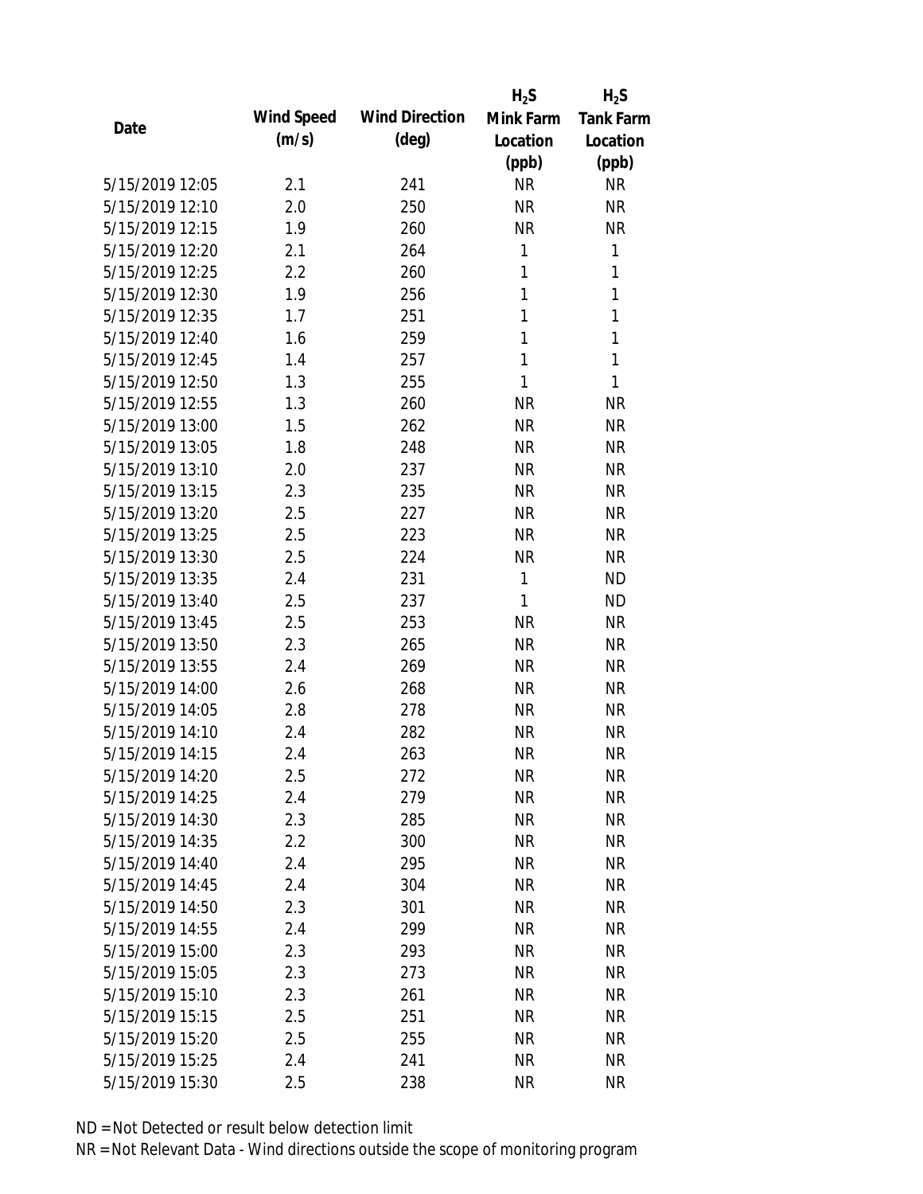| Date | Wind Speed (m/s) | Wind Direction (deg) | $H_2S$ Mink Farm Location (ppb) | $H_2S$ Tank Farm Location (ppb) |
|---|---|---|---|---|
| 5/15/2019 12:05 | 2.1 | 241 | NR | NR |
| 5/15/2019 12:10 | 2.0 | 250 | NR | NR |
| 5/15/2019 12:15 | 1.9 | 260 | NR | NR |
| 5/15/2019 12:20 | 2.1 | 264 | 1 | 1 |
| 5/15/2019 12:25 | 2.2 | 260 | 1 | 1 |
| 5/15/2019 12:30 | 1.9 | 256 | 1 | 1 |
| 5/15/2019 12:35 | 1.7 | 251 | 1 | 1 |
| 5/15/2019 12:40 | 1.6 | 259 | 1 | 1 |
| 5/15/2019 12:45 | 1.4 | 257 | 1 | 1 |
| 5/15/2019 12:50 | 1.3 | 255 | 1 | 1 |
| 5/15/2019 12:55 | 1.3 | 260 | NR | NR |
| 5/15/2019 13:00 | 1.5 | 262 | NR | NR |
| 5/15/2019 13:05 | 1.8 | 248 | NR | NR |
| 5/15/2019 13:10 | 2.0 | 237 | NR | NR |
| 5/15/2019 13:15 | 2.3 | 235 | NR | NR |
| 5/15/2019 13:20 | 2.5 | 227 | NR | NR |
| 5/15/2019 13:25 | 2.5 | 223 | NR | NR |
| 5/15/2019 13:30 | 2.5 | 224 | NR | NR |
| 5/15/2019 13:35 | 2.4 | 231 | 1 | ND |
| 5/15/2019 13:40 | 2.5 | 237 | 1 | ND |
| 5/15/2019 13:45 | 2.5 | 253 | NR | NR |
| 5/15/2019 13:50 | 2.3 | 265 | NR | NR |
| 5/15/2019 13:55 | 2.4 | 269 | NR | NR |
| 5/15/2019 14:00 | 2.6 | 268 | NR | NR |
| 5/15/2019 14:05 | 2.8 | 278 | NR | NR |
| 5/15/2019 14:10 | 2.4 | 282 | NR | NR |
| 5/15/2019 14:15 | 2.4 | 263 | NR | NR |
| 5/15/2019 14:20 | 2.5 | 272 | NR | NR |
| 5/15/2019 14:25 | 2.4 | 279 | NR | NR |
| 5/15/2019 14:30 | 2.3 | 285 | NR | NR |
| 5/15/2019 14:35 | 2.2 | 300 | NR | NR |
| 5/15/2019 14:40 | 2.4 | 295 | NR | NR |
| 5/15/2019 14:45 | 2.4 | 304 | NR | NR |
| 5/15/2019 14:50 | 2.3 | 301 | NR | NR |
| 5/15/2019 14:55 | 2.4 | 299 | NR | NR |
| 5/15/2019 15:00 | 2.3 | 293 | NR | NR |
| 5/15/2019 15:05 | 2.3 | 273 | NR | NR |
| 5/15/2019 15:10 | 2.3 | 261 | NR | NR |
| 5/15/2019 15:15 | 2.5 | 251 | NR | NR |
| 5/15/2019 15:20 | 2.5 | 255 | NR | NR |
| 5/15/2019 15:25 | 2.4 | 241 | NR | NR |
| 5/15/2019 15:30 | 2.5 | 238 | NR | NR |

ND = Not Detected or result below detection limit

NR = Not Relevant Data - Wind directions outside the scope of monitoring program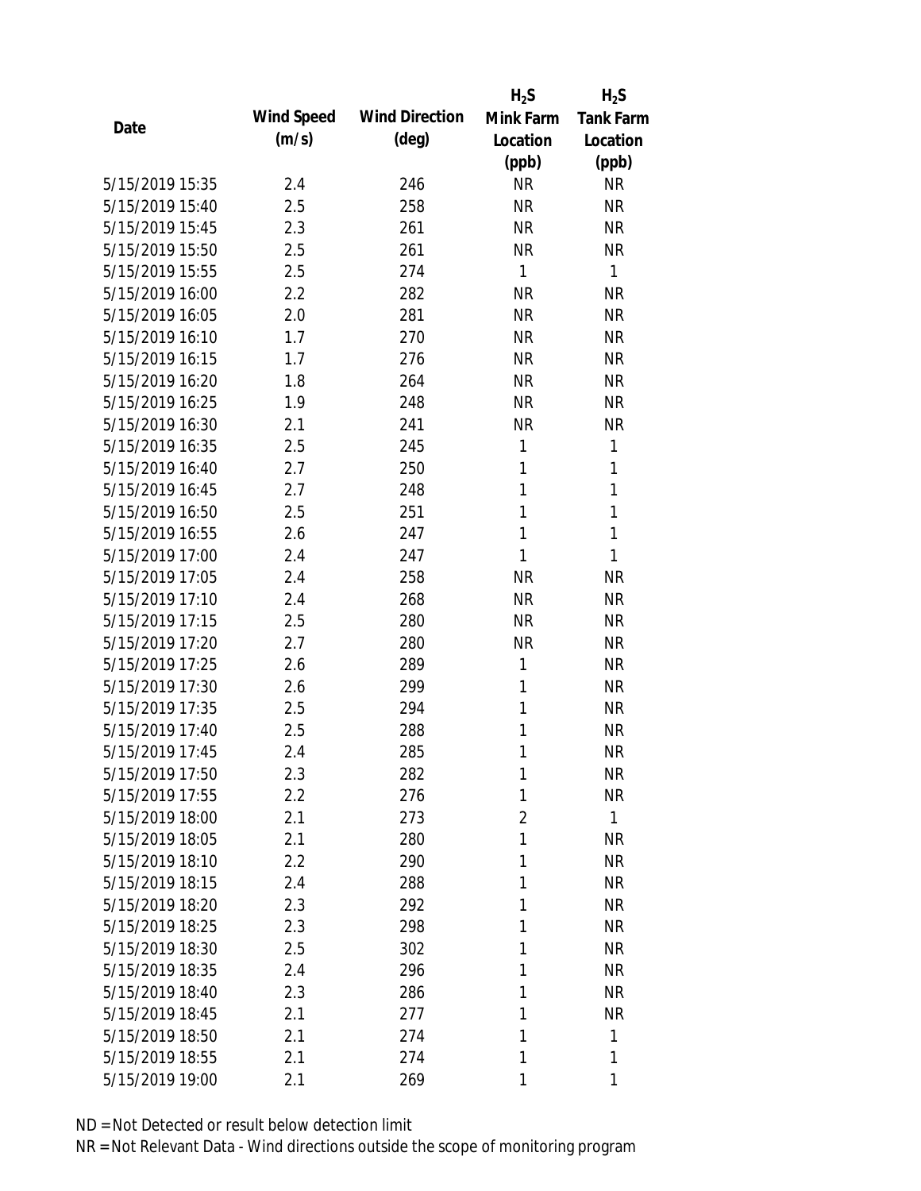| Date | Wind Speed (m/s) | Wind Direction (deg) | $H_2S$ Mink Farm Location (ppb) | $H_2S$ Tank Farm Location (ppb) |
|---|---|---|---|---|
| 5/15/2019 15:35 | 2.4 | 246 | NR | NR |
| 5/15/2019 15:40 | 2.5 | 258 | NR | NR |
| 5/15/2019 15:45 | 2.3 | 261 | NR | NR |
| 5/15/2019 15:50 | 2.5 | 261 | NR | NR |
| 5/15/2019 15:55 | 2.5 | 274 | 1 | 1 |
| 5/15/2019 16:00 | 2.2 | 282 | NR | NR |
| 5/15/2019 16:05 | 2.0 | 281 | NR | NR |
| 5/15/2019 16:10 | 1.7 | 270 | NR | NR |
| 5/15/2019 16:15 | 1.7 | 276 | NR | NR |
| 5/15/2019 16:20 | 1.8 | 264 | NR | NR |
| 5/15/2019 16:25 | 1.9 | 248 | NR | NR |
| 5/15/2019 16:30 | 2.1 | 241 | NR | NR |
| 5/15/2019 16:35 | 2.5 | 245 | 1 | 1 |
| 5/15/2019 16:40 | 2.7 | 250 | 1 | 1 |
| 5/15/2019 16:45 | 2.7 | 248 | 1 | 1 |
| 5/15/2019 16:50 | 2.5 | 251 | 1 | 1 |
| 5/15/2019 16:55 | 2.6 | 247 | 1 | 1 |
| 5/15/2019 17:00 | 2.4 | 247 | 1 | 1 |
| 5/15/2019 17:05 | 2.4 | 258 | NR | NR |
| 5/15/2019 17:10 | 2.4 | 268 | NR | NR |
| 5/15/2019 17:15 | 2.5 | 280 | NR | NR |
| 5/15/2019 17:20 | 2.7 | 280 | NR | NR |
| 5/15/2019 17:25 | 2.6 | 289 | 1 | NR |
| 5/15/2019 17:30 | 2.6 | 299 | 1 | NR |
| 5/15/2019 17:35 | 2.5 | 294 | 1 | NR |
| 5/15/2019 17:40 | 2.5 | 288 | 1 | NR |
| 5/15/2019 17:45 | 2.4 | 285 | 1 | NR |
| 5/15/2019 17:50 | 2.3 | 282 | 1 | NR |
| 5/15/2019 17:55 | 2.2 | 276 | 1 | NR |
| 5/15/2019 18:00 | 2.1 | 273 | 2 | 1 |
| 5/15/2019 18:05 | 2.1 | 280 | 1 | NR |
| 5/15/2019 18:10 | 2.2 | 290 | 1 | NR |
| 5/15/2019 18:15 | 2.4 | 288 | 1 | NR |
| 5/15/2019 18:20 | 2.3 | 292 | 1 | NR |
| 5/15/2019 18:25 | 2.3 | 298 | 1 | NR |
| 5/15/2019 18:30 | 2.5 | 302 | 1 | NR |
| 5/15/2019 18:35 | 2.4 | 296 | 1 | NR |
| 5/15/2019 18:40 | 2.3 | 286 | 1 | NR |
| 5/15/2019 18:45 | 2.1 | 277 | 1 | NR |
| 5/15/2019 18:50 | 2.1 | 274 | 1 | 1 |
| 5/15/2019 18:55 | 2.1 | 274 | 1 | 1 |
| 5/15/2019 19:00 | 2.1 | 269 | 1 | 1 |

ND = Not Detected or result below detection limit

NR = Not Relevant Data - Wind directions outside the scope of monitoring program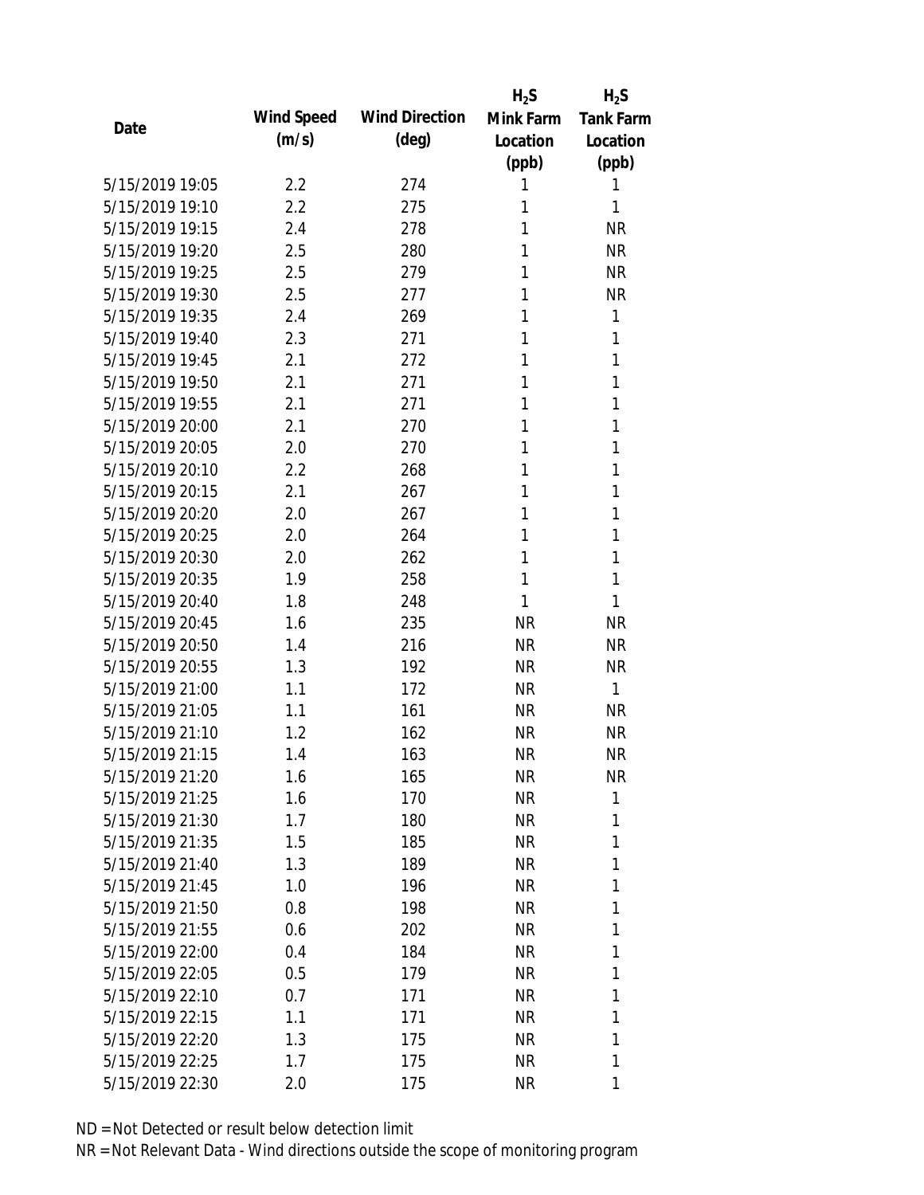| Date | Wind Speed (m/s) | Wind Direction (deg) | $H_2S$ Mink Farm Location (ppb) | $H_2S$ Tank Farm Location (ppb) |
|---|---|---|---|---|
| 5/15/2019 19:05 | 2.2 | 274 | 1 | 1 |
| 5/15/2019 19:10 | 2.2 | 275 | 1 | 1 |
| 5/15/2019 19:15 | 2.4 | 278 | 1 | NR |
| 5/15/2019 19:20 | 2.5 | 280 | 1 | NR |
| 5/15/2019 19:25 | 2.5 | 279 | 1 | NR |
| 5/15/2019 19:30 | 2.5 | 277 | 1 | NR |
| 5/15/2019 19:35 | 2.4 | 269 | 1 | 1 |
| 5/15/2019 19:40 | 2.3 | 271 | 1 | 1 |
| 5/15/2019 19:45 | 2.1 | 272 | 1 | 1 |
| 5/15/2019 19:50 | 2.1 | 271 | 1 | 1 |
| 5/15/2019 19:55 | 2.1 | 271 | 1 | 1 |
| 5/15/2019 20:00 | 2.1 | 270 | 1 | 1 |
| 5/15/2019 20:05 | 2.0 | 270 | 1 | 1 |
| 5/15/2019 20:10 | 2.2 | 268 | 1 | 1 |
| 5/15/2019 20:15 | 2.1 | 267 | 1 | 1 |
| 5/15/2019 20:20 | 2.0 | 267 | 1 | 1 |
| 5/15/2019 20:25 | 2.0 | 264 | 1 | 1 |
| 5/15/2019 20:30 | 2.0 | 262 | 1 | 1 |
| 5/15/2019 20:35 | 1.9 | 258 | 1 | 1 |
| 5/15/2019 20:40 | 1.8 | 248 | 1 | 1 |
| 5/15/2019 20:45 | 1.6 | 235 | NR | NR |
| 5/15/2019 20:50 | 1.4 | 216 | NR | NR |
| 5/15/2019 20:55 | 1.3 | 192 | NR | NR |
| 5/15/2019 21:00 | 1.1 | 172 | NR | 1 |
| 5/15/2019 21:05 | 1.1 | 161 | NR | NR |
| 5/15/2019 21:10 | 1.2 | 162 | NR | NR |
| 5/15/2019 21:15 | 1.4 | 163 | NR | NR |
| 5/15/2019 21:20 | 1.6 | 165 | NR | NR |
| 5/15/2019 21:25 | 1.6 | 170 | NR | 1 |
| 5/15/2019 21:30 | 1.7 | 180 | NR | 1 |
| 5/15/2019 21:35 | 1.5 | 185 | NR | 1 |
| 5/15/2019 21:40 | 1.3 | 189 | NR | 1 |
| 5/15/2019 21:45 | 1.0 | 196 | NR | 1 |
| 5/15/2019 21:50 | 0.8 | 198 | NR | 1 |
| 5/15/2019 21:55 | 0.6 | 202 | NR | 1 |
| 5/15/2019 22:00 | 0.4 | 184 | NR | 1 |
| 5/15/2019 22:05 | 0.5 | 179 | NR | 1 |
| 5/15/2019 22:10 | 0.7 | 171 | NR | 1 |
| 5/15/2019 22:15 | 1.1 | 171 | NR | 1 |
| 5/15/2019 22:20 | 1.3 | 175 | NR | 1 |
| 5/15/2019 22:25 | 1.7 | 175 | NR | 1 |
| 5/15/2019 22:30 | 2.0 | 175 | NR | 1 |

ND = Not Detected or result below detection limit

NR = Not Relevant Data - Wind directions outside the scope of monitoring program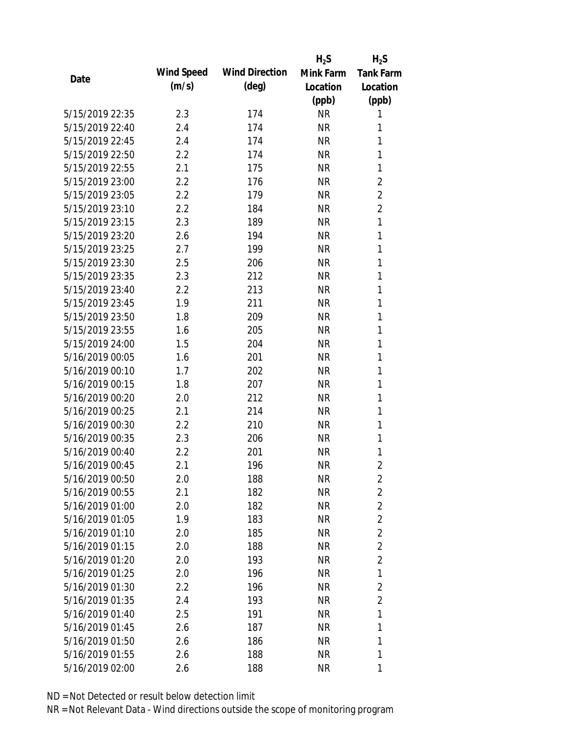| Date | Wind Speed (m/s) | Wind Direction (deg) | $H_2S$ Mink Farm Location (ppb) | $H_2S$ Tank Farm Location (ppb) |
|---|---|---|---|---|
| 5/15/2019 22:35 | 2.3 | 174 | NR | 1 |
| 5/15/2019 22:40 | 2.4 | 174 | NR | 1 |
| 5/15/2019 22:45 | 2.4 | 174 | NR | 1 |
| 5/15/2019 22:50 | 2.2 | 174 | NR | 1 |
| 5/15/2019 22:55 | 2.1 | 175 | NR | 1 |
| 5/15/2019 23:00 | 2.2 | 176 | NR | 2 |
| 5/15/2019 23:05 | 2.2 | 179 | NR | 2 |
| 5/15/2019 23:10 | 2.2 | 184 | NR | 2 |
| 5/15/2019 23:15 | 2.3 | 189 | NR | 1 |
| 5/15/2019 23:20 | 2.6 | 194 | NR | 1 |
| 5/15/2019 23:25 | 2.7 | 199 | NR | 1 |
| 5/15/2019 23:30 | 2.5 | 206 | NR | 1 |
| 5/15/2019 23:35 | 2.3 | 212 | NR | 1 |
| 5/15/2019 23:40 | 2.2 | 213 | NR | 1 |
| 5/15/2019 23:45 | 1.9 | 211 | NR | 1 |
| 5/15/2019 23:50 | 1.8 | 209 | NR | 1 |
| 5/15/2019 23:55 | 1.6 | 205 | NR | 1 |
| 5/15/2019 24:00 | 1.5 | 204 | NR | 1 |
| 5/16/2019 00:05 | 1.6 | 201 | NR | 1 |
| 5/16/2019 00:10 | 1.7 | 202 | NR | 1 |
| 5/16/2019 00:15 | 1.8 | 207 | NR | 1 |
| 5/16/2019 00:20 | 2.0 | 212 | NR | 1 |
| 5/16/2019 00:25 | 2.1 | 214 | NR | 1 |
| 5/16/2019 00:30 | 2.2 | 210 | NR | 1 |
| 5/16/2019 00:35 | 2.3 | 206 | NR | 1 |
| 5/16/2019 00:40 | 2.2 | 201 | NR | 1 |
| 5/16/2019 00:45 | 2.1 | 196 | NR | 2 |
| 5/16/2019 00:50 | 2.0 | 188 | NR | 2 |
| 5/16/2019 00:55 | 2.1 | 182 | NR | 2 |
| 5/16/2019 01:00 | 2.0 | 182 | NR | 2 |
| 5/16/2019 01:05 | 1.9 | 183 | NR | 2 |
| 5/16/2019 01:10 | 2.0 | 185 | NR | 2 |
| 5/16/2019 01:15 | 2.0 | 188 | NR | 2 |
| 5/16/2019 01:20 | 2.0 | 193 | NR | 2 |
| 5/16/2019 01:25 | 2.0 | 196 | NR | 1 |
| 5/16/2019 01:30 | 2.2 | 196 | NR | 2 |
| 5/16/2019 01:35 | 2.4 | 193 | NR | 2 |
| 5/16/2019 01:40 | 2.5 | 191 | NR | 1 |
| 5/16/2019 01:45 | 2.6 | 187 | NR | 1 |
| 5/16/2019 01:50 | 2.6 | 186 | NR | 1 |
| 5/16/2019 01:55 | 2.6 | 188 | NR | 1 |
| 5/16/2019 02:00 | 2.6 | 188 | NR | 1 |

ND = Not Detected or result below detection limit

NR = Not Relevant Data - Wind directions outside the scope of monitoring program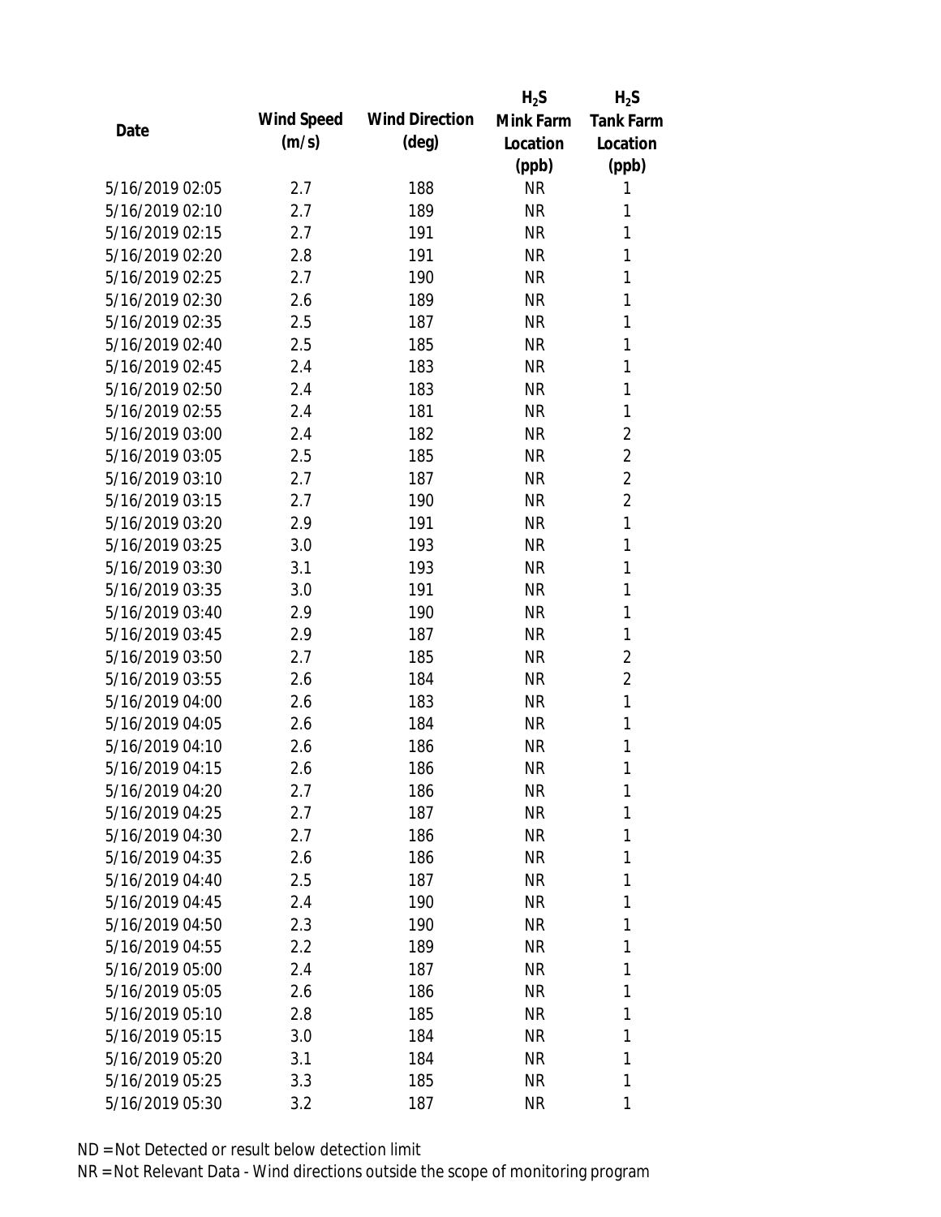| Date | Wind Speed (m/s) | Wind Direction (deg) | $H_2S$ Mink Farm Location (ppb) | $H_2S$ Tank Farm Location (ppb) |
|---|---|---|---|---|
| 5/16/2019 02:05 | 2.7 | 188 | NR | 1 |
| 5/16/2019 02:10 | 2.7 | 189 | NR | 1 |
| 5/16/2019 02:15 | 2.7 | 191 | NR | 1 |
| 5/16/2019 02:20 | 2.8 | 191 | NR | 1 |
| 5/16/2019 02:25 | 2.7 | 190 | NR | 1 |
| 5/16/2019 02:30 | 2.6 | 189 | NR | 1 |
| 5/16/2019 02:35 | 2.5 | 187 | NR | 1 |
| 5/16/2019 02:40 | 2.5 | 185 | NR | 1 |
| 5/16/2019 02:45 | 2.4 | 183 | NR | 1 |
| 5/16/2019 02:50 | 2.4 | 183 | NR | 1 |
| 5/16/2019 02:55 | 2.4 | 181 | NR | 1 |
| 5/16/2019 03:00 | 2.4 | 182 | NR | 2 |
| 5/16/2019 03:05 | 2.5 | 185 | NR | 2 |
| 5/16/2019 03:10 | 2.7 | 187 | NR | 2 |
| 5/16/2019 03:15 | 2.7 | 190 | NR | 2 |
| 5/16/2019 03:20 | 2.9 | 191 | NR | 1 |
| 5/16/2019 03:25 | 3.0 | 193 | NR | 1 |
| 5/16/2019 03:30 | 3.1 | 193 | NR | 1 |
| 5/16/2019 03:35 | 3.0 | 191 | NR | 1 |
| 5/16/2019 03:40 | 2.9 | 190 | NR | 1 |
| 5/16/2019 03:45 | 2.9 | 187 | NR | 1 |
| 5/16/2019 03:50 | 2.7 | 185 | NR | 2 |
| 5/16/2019 03:55 | 2.6 | 184 | NR | 2 |
| 5/16/2019 04:00 | 2.6 | 183 | NR | 1 |
| 5/16/2019 04:05 | 2.6 | 184 | NR | 1 |
| 5/16/2019 04:10 | 2.6 | 186 | NR | 1 |
| 5/16/2019 04:15 | 2.6 | 186 | NR | 1 |
| 5/16/2019 04:20 | 2.7 | 186 | NR | 1 |
| 5/16/2019 04:25 | 2.7 | 187 | NR | 1 |
| 5/16/2019 04:30 | 2.7 | 186 | NR | 1 |
| 5/16/2019 04:35 | 2.6 | 186 | NR | 1 |
| 5/16/2019 04:40 | 2.5 | 187 | NR | 1 |
| 5/16/2019 04:45 | 2.4 | 190 | NR | 1 |
| 5/16/2019 04:50 | 2.3 | 190 | NR | 1 |
| 5/16/2019 04:55 | 2.2 | 189 | NR | 1 |
| 5/16/2019 05:00 | 2.4 | 187 | NR | 1 |
| 5/16/2019 05:05 | 2.6 | 186 | NR | 1 |
| 5/16/2019 05:10 | 2.8 | 185 | NR | 1 |
| 5/16/2019 05:15 | 3.0 | 184 | NR | 1 |
| 5/16/2019 05:20 | 3.1 | 184 | NR | 1 |
| 5/16/2019 05:25 | 3.3 | 185 | NR | 1 |
| 5/16/2019 05:30 | 3.2 | 187 | NR | 1 |

ND = Not Detected or result below detection limit

NR = Not Relevant Data - Wind directions outside the scope of monitoring program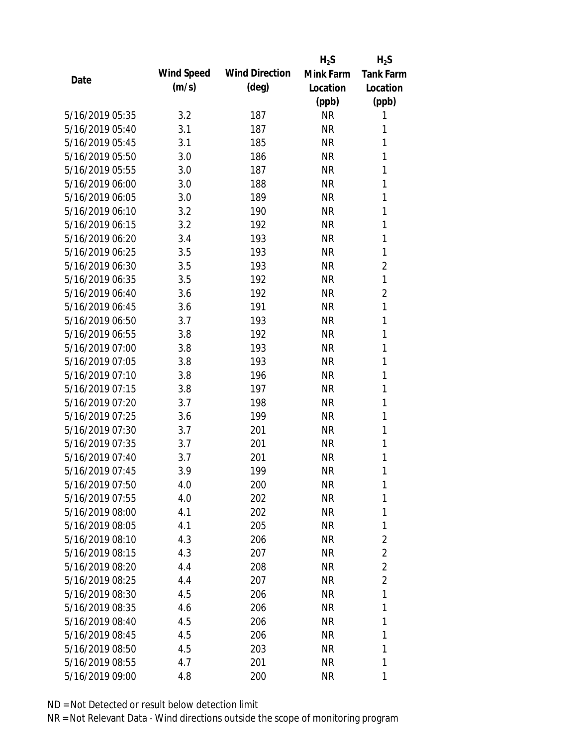| Date | Wind Speed (m/s) | Wind Direction (deg) | $H_2S$ Mink Farm Location (ppb) | $H_2S$ Tank Farm Location (ppb) |
|---|---|---|---|---|
| 5/16/2019 05:35 | 3.2 | 187 | NR | 1 |
| 5/16/2019 05:40 | 3.1 | 187 | NR | 1 |
| 5/16/2019 05:45 | 3.1 | 185 | NR | 1 |
| 5/16/2019 05:50 | 3.0 | 186 | NR | 1 |
| 5/16/2019 05:55 | 3.0 | 187 | NR | 1 |
| 5/16/2019 06:00 | 3.0 | 188 | NR | 1 |
| 5/16/2019 06:05 | 3.0 | 189 | NR | 1 |
| 5/16/2019 06:10 | 3.2 | 190 | NR | 1 |
| 5/16/2019 06:15 | 3.2 | 192 | NR | 1 |
| 5/16/2019 06:20 | 3.4 | 193 | NR | 1 |
| 5/16/2019 06:25 | 3.5 | 193 | NR | 1 |
| 5/16/2019 06:30 | 3.5 | 193 | NR | 2 |
| 5/16/2019 06:35 | 3.5 | 192 | NR | 1 |
| 5/16/2019 06:40 | 3.6 | 192 | NR | 2 |
| 5/16/2019 06:45 | 3.6 | 191 | NR | 1 |
| 5/16/2019 06:50 | 3.7 | 193 | NR | 1 |
| 5/16/2019 06:55 | 3.8 | 192 | NR | 1 |
| 5/16/2019 07:00 | 3.8 | 193 | NR | 1 |
| 5/16/2019 07:05 | 3.8 | 193 | NR | 1 |
| 5/16/2019 07:10 | 3.8 | 196 | NR | 1 |
| 5/16/2019 07:15 | 3.8 | 197 | NR | 1 |
| 5/16/2019 07:20 | 3.7 | 198 | NR | 1 |
| 5/16/2019 07:25 | 3.6 | 199 | NR | 1 |
| 5/16/2019 07:30 | 3.7 | 201 | NR | 1 |
| 5/16/2019 07:35 | 3.7 | 201 | NR | 1 |
| 5/16/2019 07:40 | 3.7 | 201 | NR | 1 |
| 5/16/2019 07:45 | 3.9 | 199 | NR | 1 |
| 5/16/2019 07:50 | 4.0 | 200 | NR | 1 |
| 5/16/2019 07:55 | 4.0 | 202 | NR | 1 |
| 5/16/2019 08:00 | 4.1 | 202 | NR | 1 |
| 5/16/2019 08:05 | 4.1 | 205 | NR | 1 |
| 5/16/2019 08:10 | 4.3 | 206 | NR | 2 |
| 5/16/2019 08:15 | 4.3 | 207 | NR | 2 |
| 5/16/2019 08:20 | 4.4 | 208 | NR | 2 |
| 5/16/2019 08:25 | 4.4 | 207 | NR | 2 |
| 5/16/2019 08:30 | 4.5 | 206 | NR | 1 |
| 5/16/2019 08:35 | 4.6 | 206 | NR | 1 |
| 5/16/2019 08:40 | 4.5 | 206 | NR | 1 |
| 5/16/2019 08:45 | 4.5 | 206 | NR | 1 |
| 5/16/2019 08:50 | 4.5 | 203 | NR | 1 |
| 5/16/2019 08:55 | 4.7 | 201 | NR | 1 |
| 5/16/2019 09:00 | 4.8 | 200 | NR | 1 |

ND = Not Detected or result below detection limit

NR = Not Relevant Data - Wind directions outside the scope of monitoring program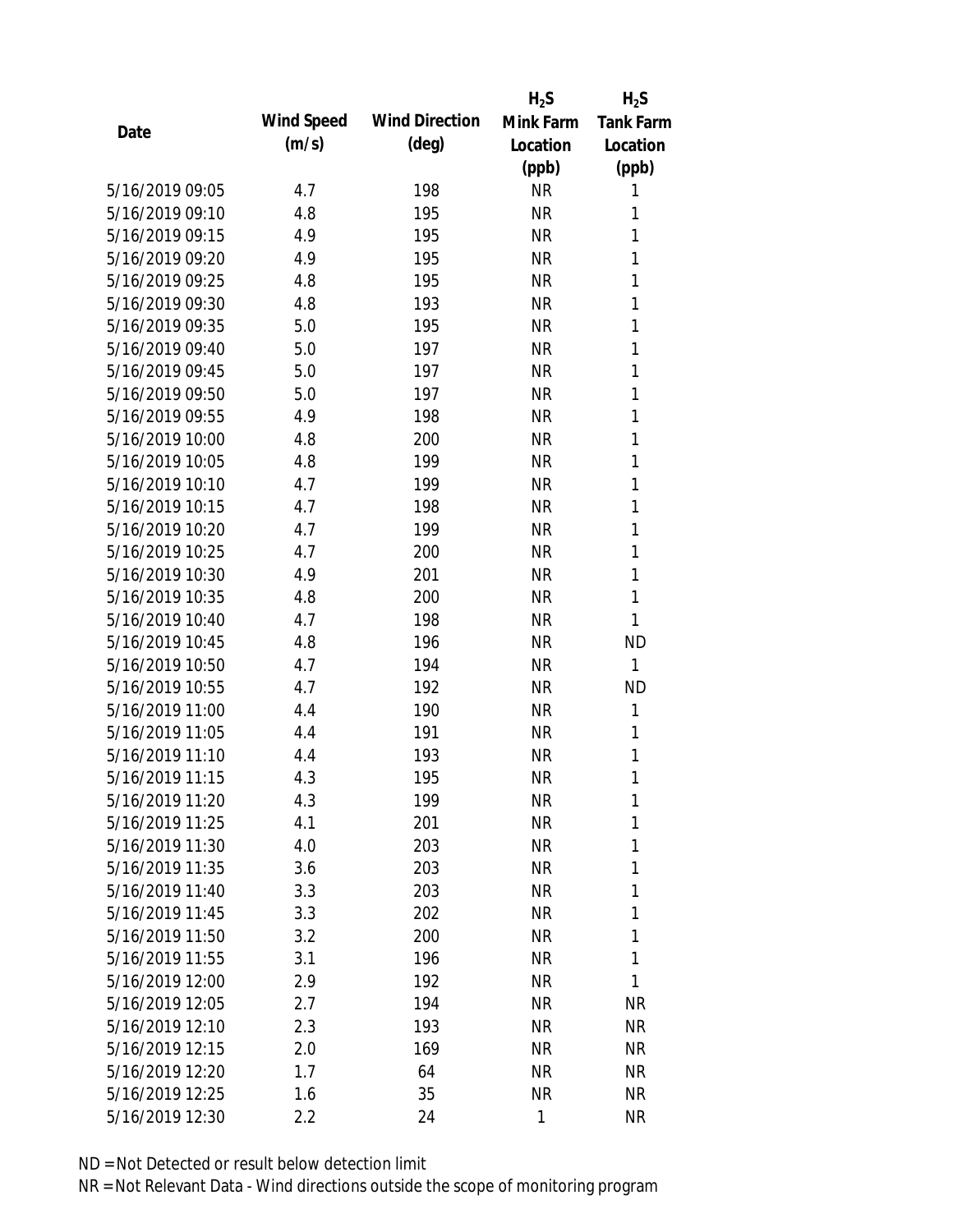| Date | Wind Speed (m/s) | Wind Direction (deg) | $H_2S$ Mink Farm Location (ppb) | $H_2S$ Tank Farm Location (ppb) |
|---|---|---|---|---|
| 5/16/2019 09:05 | 4.7 | 198 | NR | 1 |
| 5/16/2019 09:10 | 4.8 | 195 | NR | 1 |
| 5/16/2019 09:15 | 4.9 | 195 | NR | 1 |
| 5/16/2019 09:20 | 4.9 | 195 | NR | 1 |
| 5/16/2019 09:25 | 4.8 | 195 | NR | 1 |
| 5/16/2019 09:30 | 4.8 | 193 | NR | 1 |
| 5/16/2019 09:35 | 5.0 | 195 | NR | 1 |
| 5/16/2019 09:40 | 5.0 | 197 | NR | 1 |
| 5/16/2019 09:45 | 5.0 | 197 | NR | 1 |
| 5/16/2019 09:50 | 5.0 | 197 | NR | 1 |
| 5/16/2019 09:55 | 4.9 | 198 | NR | 1 |
| 5/16/2019 10:00 | 4.8 | 200 | NR | 1 |
| 5/16/2019 10:05 | 4.8 | 199 | NR | 1 |
| 5/16/2019 10:10 | 4.7 | 199 | NR | 1 |
| 5/16/2019 10:15 | 4.7 | 198 | NR | 1 |
| 5/16/2019 10:20 | 4.7 | 199 | NR | 1 |
| 5/16/2019 10:25 | 4.7 | 200 | NR | 1 |
| 5/16/2019 10:30 | 4.9 | 201 | NR | 1 |
| 5/16/2019 10:35 | 4.8 | 200 | NR | 1 |
| 5/16/2019 10:40 | 4.7 | 198 | NR | 1 |
| 5/16/2019 10:45 | 4.8 | 196 | NR | ND |
| 5/16/2019 10:50 | 4.7 | 194 | NR | 1 |
| 5/16/2019 10:55 | 4.7 | 192 | NR | ND |
| 5/16/2019 11:00 | 4.4 | 190 | NR | 1 |
| 5/16/2019 11:05 | 4.4 | 191 | NR | 1 |
| 5/16/2019 11:10 | 4.4 | 193 | NR | 1 |
| 5/16/2019 11:15 | 4.3 | 195 | NR | 1 |
| 5/16/2019 11:20 | 4.3 | 199 | NR | 1 |
| 5/16/2019 11:25 | 4.1 | 201 | NR | 1 |
| 5/16/2019 11:30 | 4.0 | 203 | NR | 1 |
| 5/16/2019 11:35 | 3.6 | 203 | NR | 1 |
| 5/16/2019 11:40 | 3.3 | 203 | NR | 1 |
| 5/16/2019 11:45 | 3.3 | 202 | NR | 1 |
| 5/16/2019 11:50 | 3.2 | 200 | NR | 1 |
| 5/16/2019 11:55 | 3.1 | 196 | NR | 1 |
| 5/16/2019 12:00 | 2.9 | 192 | NR | 1 |
| 5/16/2019 12:05 | 2.7 | 194 | NR | NR |
| 5/16/2019 12:10 | 2.3 | 193 | NR | NR |
| 5/16/2019 12:15 | 2.0 | 169 | NR | NR |
| 5/16/2019 12:20 | 1.7 | 64 | NR | NR |
| 5/16/2019 12:25 | 1.6 | 35 | NR | NR |
| 5/16/2019 12:30 | 2.2 | 24 | 1 | NR |

ND = Not Detected or result below detection limit

NR = Not Relevant Data - Wind directions outside the scope of monitoring program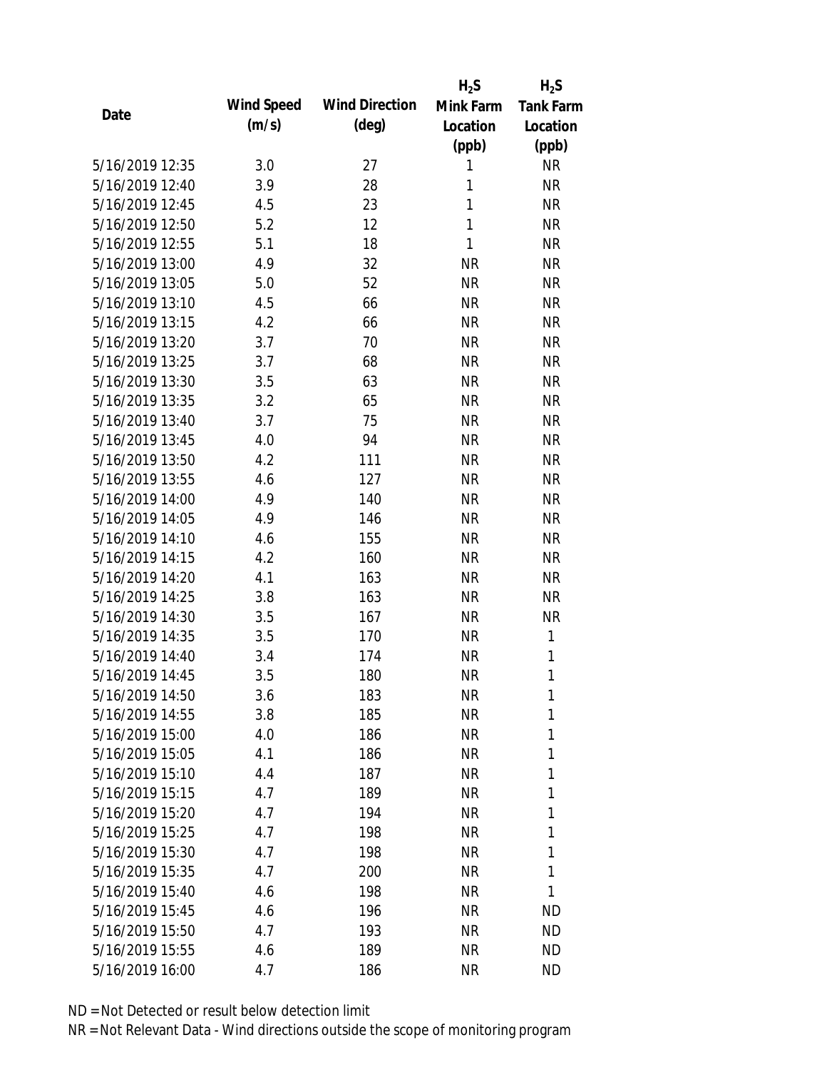| Date | Wind Speed (m/s) | Wind Direction (deg) | $H_2S$ Mink Farm Location (ppb) | $H_2S$ Tank Farm Location (ppb) |
|---|---|---|---|---|
| 5/16/2019 12:35 | 3.0 | 27 | 1 | NR |
| 5/16/2019 12:40 | 3.9 | 28 | 1 | NR |
| 5/16/2019 12:45 | 4.5 | 23 | 1 | NR |
| 5/16/2019 12:50 | 5.2 | 12 | 1 | NR |
| 5/16/2019 12:55 | 5.1 | 18 | 1 | NR |
| 5/16/2019 13:00 | 4.9 | 32 | NR | NR |
| 5/16/2019 13:05 | 5.0 | 52 | NR | NR |
| 5/16/2019 13:10 | 4.5 | 66 | NR | NR |
| 5/16/2019 13:15 | 4.2 | 66 | NR | NR |
| 5/16/2019 13:20 | 3.7 | 70 | NR | NR |
| 5/16/2019 13:25 | 3.7 | 68 | NR | NR |
| 5/16/2019 13:30 | 3.5 | 63 | NR | NR |
| 5/16/2019 13:35 | 3.2 | 65 | NR | NR |
| 5/16/2019 13:40 | 3.7 | 75 | NR | NR |
| 5/16/2019 13:45 | 4.0 | 94 | NR | NR |
| 5/16/2019 13:50 | 4.2 | 111 | NR | NR |
| 5/16/2019 13:55 | 4.6 | 127 | NR | NR |
| 5/16/2019 14:00 | 4.9 | 140 | NR | NR |
| 5/16/2019 14:05 | 4.9 | 146 | NR | NR |
| 5/16/2019 14:10 | 4.6 | 155 | NR | NR |
| 5/16/2019 14:15 | 4.2 | 160 | NR | NR |
| 5/16/2019 14:20 | 4.1 | 163 | NR | NR |
| 5/16/2019 14:25 | 3.8 | 163 | NR | NR |
| 5/16/2019 14:30 | 3.5 | 167 | NR | NR |
| 5/16/2019 14:35 | 3.5 | 170 | NR | 1 |
| 5/16/2019 14:40 | 3.4 | 174 | NR | 1 |
| 5/16/2019 14:45 | 3.5 | 180 | NR | 1 |
| 5/16/2019 14:50 | 3.6 | 183 | NR | 1 |
| 5/16/2019 14:55 | 3.8 | 185 | NR | 1 |
| 5/16/2019 15:00 | 4.0 | 186 | NR | 1 |
| 5/16/2019 15:05 | 4.1 | 186 | NR | 1 |
| 5/16/2019 15:10 | 4.4 | 187 | NR | 1 |
| 5/16/2019 15:15 | 4.7 | 189 | NR | 1 |
| 5/16/2019 15:20 | 4.7 | 194 | NR | 1 |
| 5/16/2019 15:25 | 4.7 | 198 | NR | 1 |
| 5/16/2019 15:30 | 4.7 | 198 | NR | 1 |
| 5/16/2019 15:35 | 4.7 | 200 | NR | 1 |
| 5/16/2019 15:40 | 4.6 | 198 | NR | 1 |
| 5/16/2019 15:45 | 4.6 | 196 | NR | ND |
| 5/16/2019 15:50 | 4.7 | 193 | NR | ND |
| 5/16/2019 15:55 | 4.6 | 189 | NR | ND |
| 5/16/2019 16:00 | 4.7 | 186 | NR | ND |

ND = Not Detected or result below detection limit

NR = Not Relevant Data - Wind directions outside the scope of monitoring program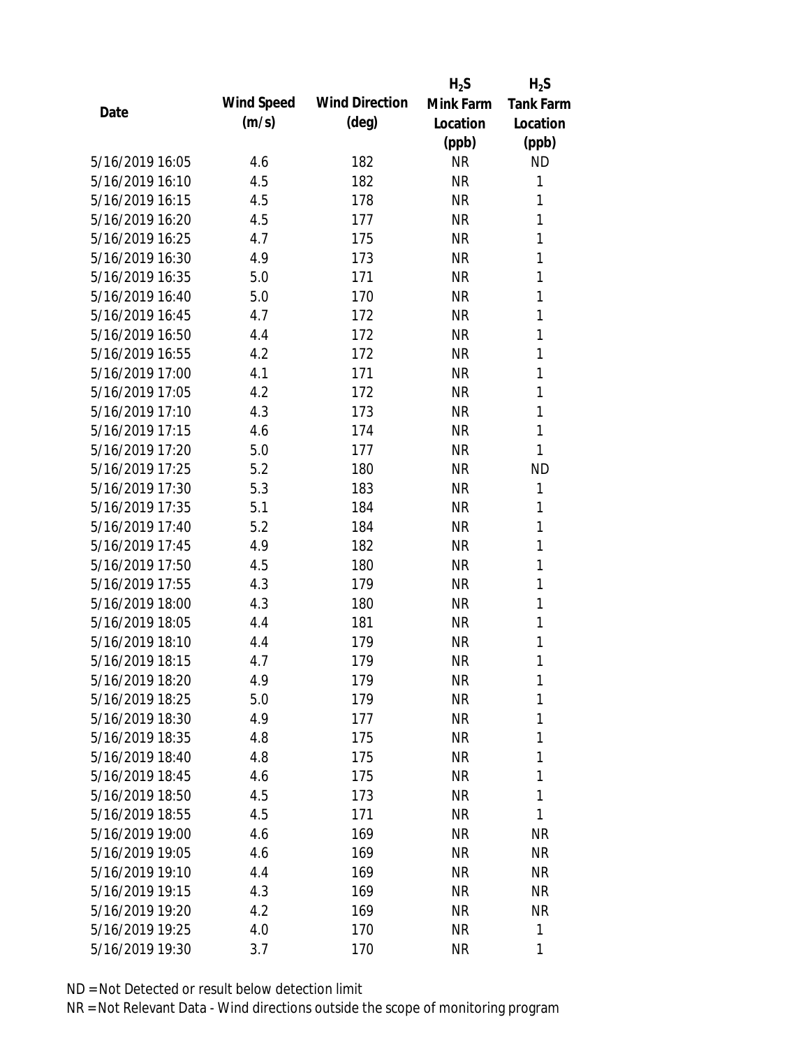| Date | Wind Speed (m/s) | Wind Direction (deg) | $H_2S$ Mink Farm Location (ppb) | $H_2S$ Tank Farm Location (ppb) |
|---|---|---|---|---|
| 5/16/2019 16:05 | 4.6 | 182 | NR | ND |
| 5/16/2019 16:10 | 4.5 | 182 | NR | 1 |
| 5/16/2019 16:15 | 4.5 | 178 | NR | 1 |
| 5/16/2019 16:20 | 4.5 | 177 | NR | 1 |
| 5/16/2019 16:25 | 4.7 | 175 | NR | 1 |
| 5/16/2019 16:30 | 4.9 | 173 | NR | 1 |
| 5/16/2019 16:35 | 5.0 | 171 | NR | 1 |
| 5/16/2019 16:40 | 5.0 | 170 | NR | 1 |
| 5/16/2019 16:45 | 4.7 | 172 | NR | 1 |
| 5/16/2019 16:50 | 4.4 | 172 | NR | 1 |
| 5/16/2019 16:55 | 4.2 | 172 | NR | 1 |
| 5/16/2019 17:00 | 4.1 | 171 | NR | 1 |
| 5/16/2019 17:05 | 4.2 | 172 | NR | 1 |
| 5/16/2019 17:10 | 4.3 | 173 | NR | 1 |
| 5/16/2019 17:15 | 4.6 | 174 | NR | 1 |
| 5/16/2019 17:20 | 5.0 | 177 | NR | 1 |
| 5/16/2019 17:25 | 5.2 | 180 | NR | ND |
| 5/16/2019 17:30 | 5.3 | 183 | NR | 1 |
| 5/16/2019 17:35 | 5.1 | 184 | NR | 1 |
| 5/16/2019 17:40 | 5.2 | 184 | NR | 1 |
| 5/16/2019 17:45 | 4.9 | 182 | NR | 1 |
| 5/16/2019 17:50 | 4.5 | 180 | NR | 1 |
| 5/16/2019 17:55 | 4.3 | 179 | NR | 1 |
| 5/16/2019 18:00 | 4.3 | 180 | NR | 1 |
| 5/16/2019 18:05 | 4.4 | 181 | NR | 1 |
| 5/16/2019 18:10 | 4.4 | 179 | NR | 1 |
| 5/16/2019 18:15 | 4.7 | 179 | NR | 1 |
| 5/16/2019 18:20 | 4.9 | 179 | NR | 1 |
| 5/16/2019 18:25 | 5.0 | 179 | NR | 1 |
| 5/16/2019 18:30 | 4.9 | 177 | NR | 1 |
| 5/16/2019 18:35 | 4.8 | 175 | NR | 1 |
| 5/16/2019 18:40 | 4.8 | 175 | NR | 1 |
| 5/16/2019 18:45 | 4.6 | 175 | NR | 1 |
| 5/16/2019 18:50 | 4.5 | 173 | NR | 1 |
| 5/16/2019 18:55 | 4.5 | 171 | NR | 1 |
| 5/16/2019 19:00 | 4.6 | 169 | NR | NR |
| 5/16/2019 19:05 | 4.6 | 169 | NR | NR |
| 5/16/2019 19:10 | 4.4 | 169 | NR | NR |
| 5/16/2019 19:15 | 4.3 | 169 | NR | NR |
| 5/16/2019 19:20 | 4.2 | 169 | NR | NR |
| 5/16/2019 19:25 | 4.0 | 170 | NR | 1 |
| 5/16/2019 19:30 | 3.7 | 170 | NR | 1 |

ND = Not Detected or result below detection limit

NR = Not Relevant Data - Wind directions outside the scope of monitoring program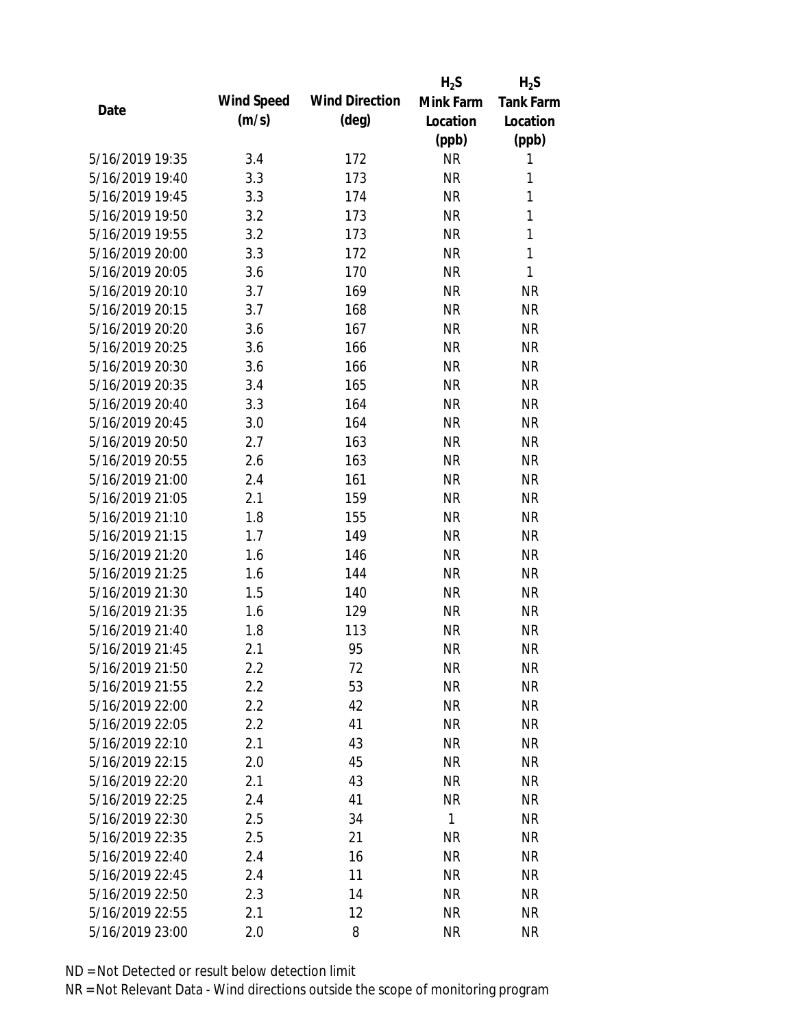| Date | Wind Speed (m/s) | Wind Direction (deg) | $H_2S$ Mink Farm Location (ppb) | $H_2S$ Tank Farm Location (ppb) |
|---|---|---|---|---|
| 5/16/2019 19:35 | 3.4 | 172 | NR | 1 |
| 5/16/2019 19:40 | 3.3 | 173 | NR | 1 |
| 5/16/2019 19:45 | 3.3 | 174 | NR | 1 |
| 5/16/2019 19:50 | 3.2 | 173 | NR | 1 |
| 5/16/2019 19:55 | 3.2 | 173 | NR | 1 |
| 5/16/2019 20:00 | 3.3 | 172 | NR | 1 |
| 5/16/2019 20:05 | 3.6 | 170 | NR | 1 |
| 5/16/2019 20:10 | 3.7 | 169 | NR | NR |
| 5/16/2019 20:15 | 3.7 | 168 | NR | NR |
| 5/16/2019 20:20 | 3.6 | 167 | NR | NR |
| 5/16/2019 20:25 | 3.6 | 166 | NR | NR |
| 5/16/2019 20:30 | 3.6 | 166 | NR | NR |
| 5/16/2019 20:35 | 3.4 | 165 | NR | NR |
| 5/16/2019 20:40 | 3.3 | 164 | NR | NR |
| 5/16/2019 20:45 | 3.0 | 164 | NR | NR |
| 5/16/2019 20:50 | 2.7 | 163 | NR | NR |
| 5/16/2019 20:55 | 2.6 | 163 | NR | NR |
| 5/16/2019 21:00 | 2.4 | 161 | NR | NR |
| 5/16/2019 21:05 | 2.1 | 159 | NR | NR |
| 5/16/2019 21:10 | 1.8 | 155 | NR | NR |
| 5/16/2019 21:15 | 1.7 | 149 | NR | NR |
| 5/16/2019 21:20 | 1.6 | 146 | NR | NR |
| 5/16/2019 21:25 | 1.6 | 144 | NR | NR |
| 5/16/2019 21:30 | 1.5 | 140 | NR | NR |
| 5/16/2019 21:35 | 1.6 | 129 | NR | NR |
| 5/16/2019 21:40 | 1.8 | 113 | NR | NR |
| 5/16/2019 21:45 | 2.1 | 95 | NR | NR |
| 5/16/2019 21:50 | 2.2 | 72 | NR | NR |
| 5/16/2019 21:55 | 2.2 | 53 | NR | NR |
| 5/16/2019 22:00 | 2.2 | 42 | NR | NR |
| 5/16/2019 22:05 | 2.2 | 41 | NR | NR |
| 5/16/2019 22:10 | 2.1 | 43 | NR | NR |
| 5/16/2019 22:15 | 2.0 | 45 | NR | NR |
| 5/16/2019 22:20 | 2.1 | 43 | NR | NR |
| 5/16/2019 22:25 | 2.4 | 41 | NR | NR |
| 5/16/2019 22:30 | 2.5 | 34 | 1 | NR |
| 5/16/2019 22:35 | 2.5 | 21 | NR | NR |
| 5/16/2019 22:40 | 2.4 | 16 | NR | NR |
| 5/16/2019 22:45 | 2.4 | 11 | NR | NR |
| 5/16/2019 22:50 | 2.3 | 14 | NR | NR |
| 5/16/2019 22:55 | 2.1 | 12 | NR | NR |
| 5/16/2019 23:00 | 2.0 | 8 | NR | NR |

ND = Not Detected or result below detection limit

NR = Not Relevant Data - Wind directions outside the scope of monitoring program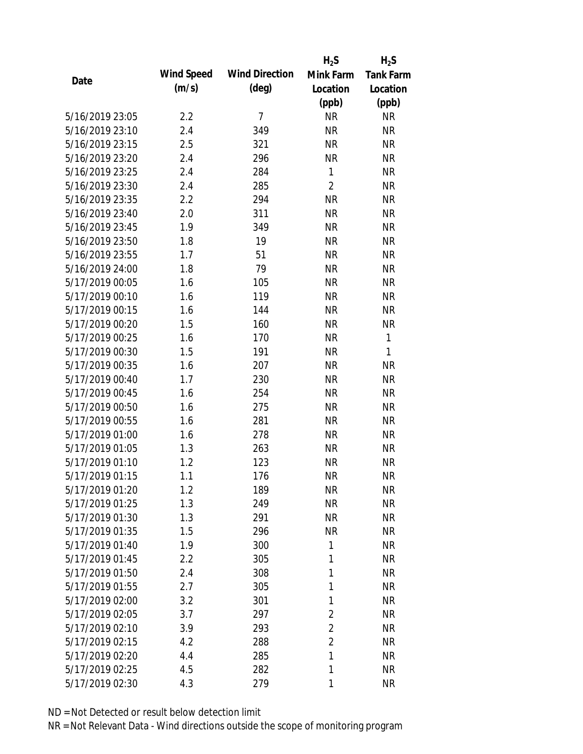| Date | Wind Speed (m/s) | Wind Direction (deg) | $H_2S$ Mink Farm Location (ppb) | $H_2S$ Tank Farm Location (ppb) |
|---|---|---|---|---|
| 5/16/2019 23:05 | 2.2 | 7 | NR | NR |
| 5/16/2019 23:10 | 2.4 | 349 | NR | NR |
| 5/16/2019 23:15 | 2.5 | 321 | NR | NR |
| 5/16/2019 23:20 | 2.4 | 296 | NR | NR |
| 5/16/2019 23:25 | 2.4 | 284 | 1 | NR |
| 5/16/2019 23:30 | 2.4 | 285 | 2 | NR |
| 5/16/2019 23:35 | 2.2 | 294 | NR | NR |
| 5/16/2019 23:40 | 2.0 | 311 | NR | NR |
| 5/16/2019 23:45 | 1.9 | 349 | NR | NR |
| 5/16/2019 23:50 | 1.8 | 19 | NR | NR |
| 5/16/2019 23:55 | 1.7 | 51 | NR | NR |
| 5/16/2019 24:00 | 1.8 | 79 | NR | NR |
| 5/17/2019 00:05 | 1.6 | 105 | NR | NR |
| 5/17/2019 00:10 | 1.6 | 119 | NR | NR |
| 5/17/2019 00:15 | 1.6 | 144 | NR | NR |
| 5/17/2019 00:20 | 1.5 | 160 | NR | NR |
| 5/17/2019 00:25 | 1.6 | 170 | NR | 1 |
| 5/17/2019 00:30 | 1.5 | 191 | NR | 1 |
| 5/17/2019 00:35 | 1.6 | 207 | NR | NR |
| 5/17/2019 00:40 | 1.7 | 230 | NR | NR |
| 5/17/2019 00:45 | 1.6 | 254 | NR | NR |
| 5/17/2019 00:50 | 1.6 | 275 | NR | NR |
| 5/17/2019 00:55 | 1.6 | 281 | NR | NR |
| 5/17/2019 01:00 | 1.6 | 278 | NR | NR |
| 5/17/2019 01:05 | 1.3 | 263 | NR | NR |
| 5/17/2019 01:10 | 1.2 | 123 | NR | NR |
| 5/17/2019 01:15 | 1.1 | 176 | NR | NR |
| 5/17/2019 01:20 | 1.2 | 189 | NR | NR |
| 5/17/2019 01:25 | 1.3 | 249 | NR | NR |
| 5/17/2019 01:30 | 1.3 | 291 | NR | NR |
| 5/17/2019 01:35 | 1.5 | 296 | NR | NR |
| 5/17/2019 01:40 | 1.9 | 300 | 1 | NR |
| 5/17/2019 01:45 | 2.2 | 305 | 1 | NR |
| 5/17/2019 01:50 | 2.4 | 308 | 1 | NR |
| 5/17/2019 01:55 | 2.7 | 305 | 1 | NR |
| 5/17/2019 02:00 | 3.2 | 301 | 1 | NR |
| 5/17/2019 02:05 | 3.7 | 297 | 2 | NR |
| 5/17/2019 02:10 | 3.9 | 293 | 2 | NR |
| 5/17/2019 02:15 | 4.2 | 288 | 2 | NR |
| 5/17/2019 02:20 | 4.4 | 285 | 1 | NR |
| 5/17/2019 02:25 | 4.5 | 282 | 1 | NR |
| 5/17/2019 02:30 | 4.3 | 279 | 1 | NR |

ND = Not Detected or result below detection limit

NR = Not Relevant Data - Wind directions outside the scope of monitoring program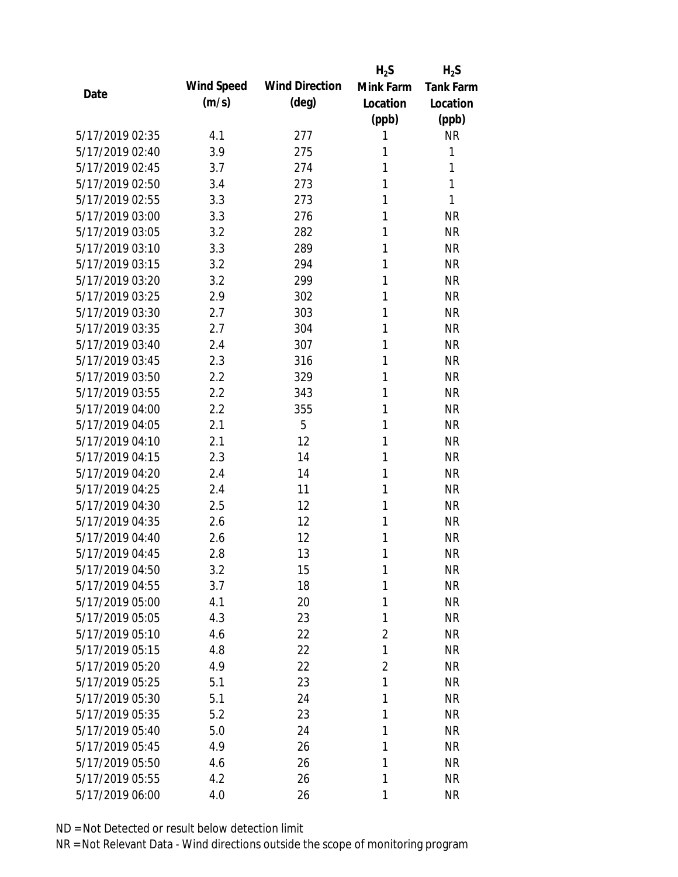| Date | Wind Speed (m/s) | Wind Direction (deg) | $H_2S$ Mink Farm Location (ppb) | $H_2S$ Tank Farm Location (ppb) |
|---|---|---|---|---|
| 5/17/2019 02:35 | 4.1 | 277 | 1 | NR |
| 5/17/2019 02:40 | 3.9 | 275 | 1 | 1 |
| 5/17/2019 02:45 | 3.7 | 274 | 1 | 1 |
| 5/17/2019 02:50 | 3.4 | 273 | 1 | 1 |
| 5/17/2019 02:55 | 3.3 | 273 | 1 | 1 |
| 5/17/2019 03:00 | 3.3 | 276 | 1 | NR |
| 5/17/2019 03:05 | 3.2 | 282 | 1 | NR |
| 5/17/2019 03:10 | 3.3 | 289 | 1 | NR |
| 5/17/2019 03:15 | 3.2 | 294 | 1 | NR |
| 5/17/2019 03:20 | 3.2 | 299 | 1 | NR |
| 5/17/2019 03:25 | 2.9 | 302 | 1 | NR |
| 5/17/2019 03:30 | 2.7 | 303 | 1 | NR |
| 5/17/2019 03:35 | 2.7 | 304 | 1 | NR |
| 5/17/2019 03:40 | 2.4 | 307 | 1 | NR |
| 5/17/2019 03:45 | 2.3 | 316 | 1 | NR |
| 5/17/2019 03:50 | 2.2 | 329 | 1 | NR |
| 5/17/2019 03:55 | 2.2 | 343 | 1 | NR |
| 5/17/2019 04:00 | 2.2 | 355 | 1 | NR |
| 5/17/2019 04:05 | 2.1 | 5 | 1 | NR |
| 5/17/2019 04:10 | 2.1 | 12 | 1 | NR |
| 5/17/2019 04:15 | 2.3 | 14 | 1 | NR |
| 5/17/2019 04:20 | 2.4 | 14 | 1 | NR |
| 5/17/2019 04:25 | 2.4 | 11 | 1 | NR |
| 5/17/2019 04:30 | 2.5 | 12 | 1 | NR |
| 5/17/2019 04:35 | 2.6 | 12 | 1 | NR |
| 5/17/2019 04:40 | 2.6 | 12 | 1 | NR |
| 5/17/2019 04:45 | 2.8 | 13 | 1 | NR |
| 5/17/2019 04:50 | 3.2 | 15 | 1 | NR |
| 5/17/2019 04:55 | 3.7 | 18 | 1 | NR |
| 5/17/2019 05:00 | 4.1 | 20 | 1 | NR |
| 5/17/2019 05:05 | 4.3 | 23 | 1 | NR |
| 5/17/2019 05:10 | 4.6 | 22 | 2 | NR |
| 5/17/2019 05:15 | 4.8 | 22 | 1 | NR |
| 5/17/2019 05:20 | 4.9 | 22 | 2 | NR |
| 5/17/2019 05:25 | 5.1 | 23 | 1 | NR |
| 5/17/2019 05:30 | 5.1 | 24 | 1 | NR |
| 5/17/2019 05:35 | 5.2 | 23 | 1 | NR |
| 5/17/2019 05:40 | 5.0 | 24 | 1 | NR |
| 5/17/2019 05:45 | 4.9 | 26 | 1 | NR |
| 5/17/2019 05:50 | 4.6 | 26 | 1 | NR |
| 5/17/2019 05:55 | 4.2 | 26 | 1 | NR |
| 5/17/2019 06:00 | 4.0 | 26 | 1 | NR |

ND = Not Detected or result below detection limit
NR = Not Relevant Data - Wind directions outside the scope of monitoring program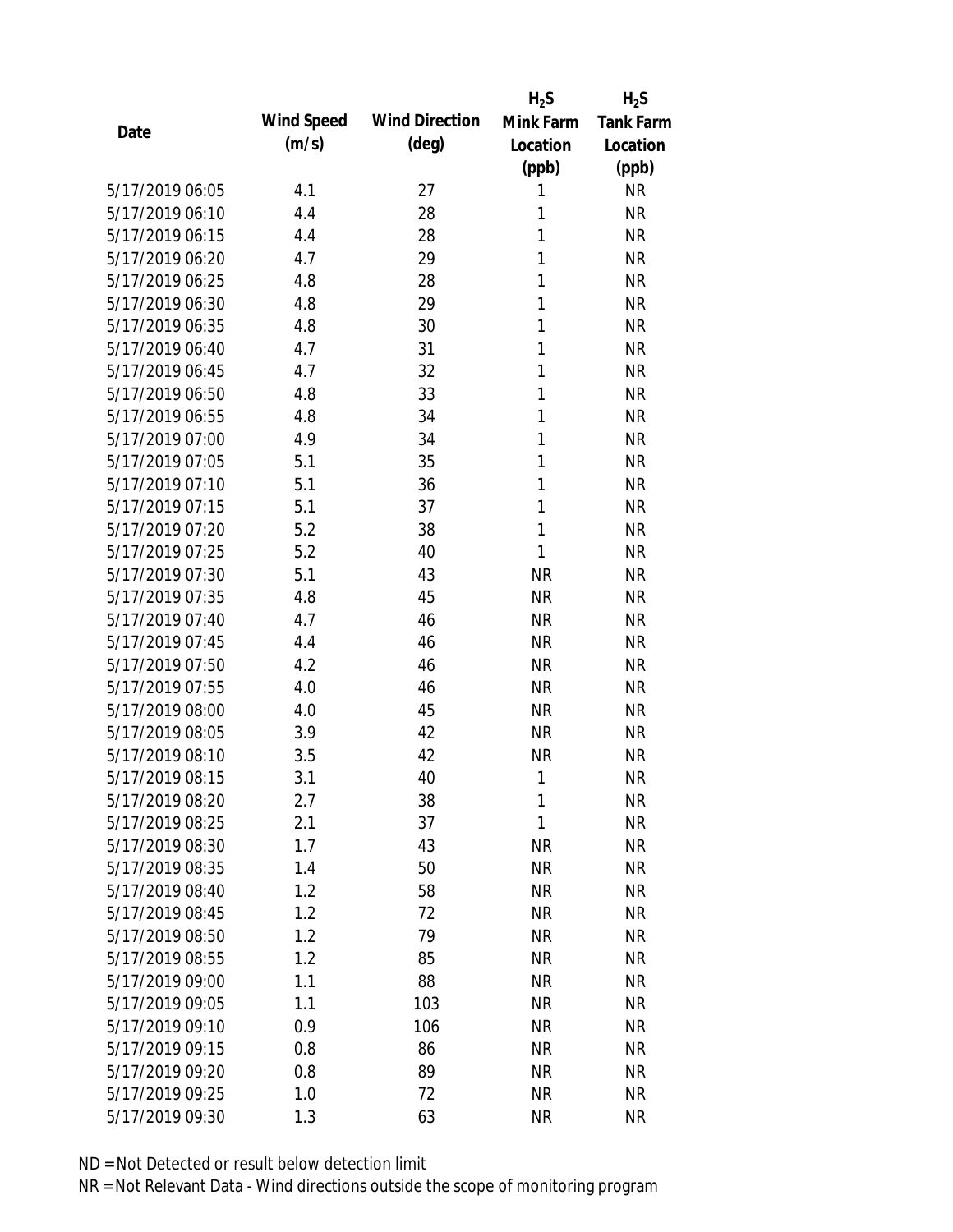| Date | Wind Speed (m/s) | Wind Direction (deg) | $H_2S$ Mink Farm Location (ppb) | $H_2S$ Tank Farm Location (ppb) |
|---|---|---|---|---|
| 5/17/2019 06:05 | 4.1 | 27 | 1 | NR |
| 5/17/2019 06:10 | 4.4 | 28 | 1 | NR |
| 5/17/2019 06:15 | 4.4 | 28 | 1 | NR |
| 5/17/2019 06:20 | 4.7 | 29 | 1 | NR |
| 5/17/2019 06:25 | 4.8 | 28 | 1 | NR |
| 5/17/2019 06:30 | 4.8 | 29 | 1 | NR |
| 5/17/2019 06:35 | 4.8 | 30 | 1 | NR |
| 5/17/2019 06:40 | 4.7 | 31 | 1 | NR |
| 5/17/2019 06:45 | 4.7 | 32 | 1 | NR |
| 5/17/2019 06:50 | 4.8 | 33 | 1 | NR |
| 5/17/2019 06:55 | 4.8 | 34 | 1 | NR |
| 5/17/2019 07:00 | 4.9 | 34 | 1 | NR |
| 5/17/2019 07:05 | 5.1 | 35 | 1 | NR |
| 5/17/2019 07:10 | 5.1 | 36 | 1 | NR |
| 5/17/2019 07:15 | 5.1 | 37 | 1 | NR |
| 5/17/2019 07:20 | 5.2 | 38 | 1 | NR |
| 5/17/2019 07:25 | 5.2 | 40 | 1 | NR |
| 5/17/2019 07:30 | 5.1 | 43 | NR | NR |
| 5/17/2019 07:35 | 4.8 | 45 | NR | NR |
| 5/17/2019 07:40 | 4.7 | 46 | NR | NR |
| 5/17/2019 07:45 | 4.4 | 46 | NR | NR |
| 5/17/2019 07:50 | 4.2 | 46 | NR | NR |
| 5/17/2019 07:55 | 4.0 | 46 | NR | NR |
| 5/17/2019 08:00 | 4.0 | 45 | NR | NR |
| 5/17/2019 08:05 | 3.9 | 42 | NR | NR |
| 5/17/2019 08:10 | 3.5 | 42 | NR | NR |
| 5/17/2019 08:15 | 3.1 | 40 | 1 | NR |
| 5/17/2019 08:20 | 2.7 | 38 | 1 | NR |
| 5/17/2019 08:25 | 2.1 | 37 | 1 | NR |
| 5/17/2019 08:30 | 1.7 | 43 | NR | NR |
| 5/17/2019 08:35 | 1.4 | 50 | NR | NR |
| 5/17/2019 08:40 | 1.2 | 58 | NR | NR |
| 5/17/2019 08:45 | 1.2 | 72 | NR | NR |
| 5/17/2019 08:50 | 1.2 | 79 | NR | NR |
| 5/17/2019 08:55 | 1.2 | 85 | NR | NR |
| 5/17/2019 09:00 | 1.1 | 88 | NR | NR |
| 5/17/2019 09:05 | 1.1 | 103 | NR | NR |
| 5/17/2019 09:10 | 0.9 | 106 | NR | NR |
| 5/17/2019 09:15 | 0.8 | 86 | NR | NR |
| 5/17/2019 09:20 | 0.8 | 89 | NR | NR |
| 5/17/2019 09:25 | 1.0 | 72 | NR | NR |
| 5/17/2019 09:30 | 1.3 | 63 | NR | NR |

ND = Not Detected or result below detection limit

NR = Not Relevant Data - Wind directions outside the scope of monitoring program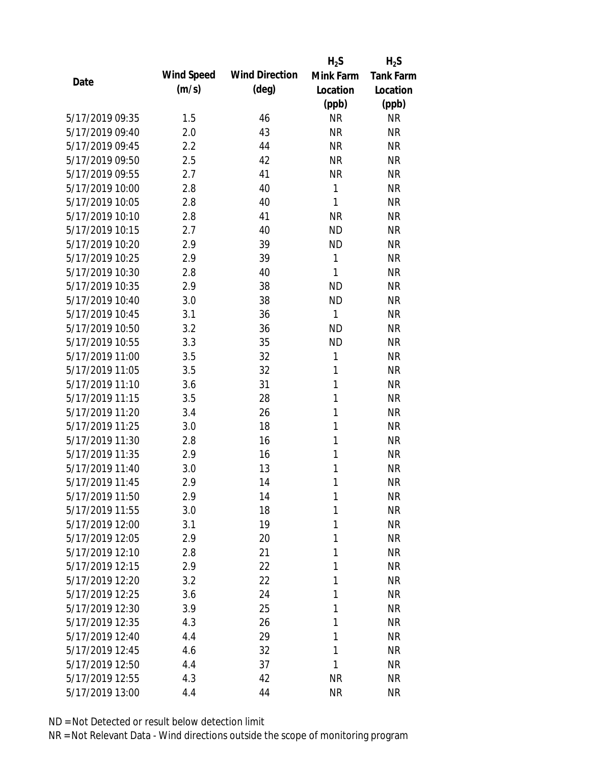| Date | Wind Speed (m/s) | Wind Direction (deg) | $H_2S$ Mink Farm Location (ppb) | $H_2S$ Tank Farm Location (ppb) |
|---|---|---|---|---|
| 5/17/2019 09:35 | 1.5 | 46 | NR | NR |
| 5/17/2019 09:40 | 2.0 | 43 | NR | NR |
| 5/17/2019 09:45 | 2.2 | 44 | NR | NR |
| 5/17/2019 09:50 | 2.5 | 42 | NR | NR |
| 5/17/2019 09:55 | 2.7 | 41 | NR | NR |
| 5/17/2019 10:00 | 2.8 | 40 | 1 | NR |
| 5/17/2019 10:05 | 2.8 | 40 | 1 | NR |
| 5/17/2019 10:10 | 2.8 | 41 | NR | NR |
| 5/17/2019 10:15 | 2.7 | 40 | ND | NR |
| 5/17/2019 10:20 | 2.9 | 39 | ND | NR |
| 5/17/2019 10:25 | 2.9 | 39 | 1 | NR |
| 5/17/2019 10:30 | 2.8 | 40 | 1 | NR |
| 5/17/2019 10:35 | 2.9 | 38 | ND | NR |
| 5/17/2019 10:40 | 3.0 | 38 | ND | NR |
| 5/17/2019 10:45 | 3.1 | 36 | 1 | NR |
| 5/17/2019 10:50 | 3.2 | 36 | ND | NR |
| 5/17/2019 10:55 | 3.3 | 35 | ND | NR |
| 5/17/2019 11:00 | 3.5 | 32 | 1 | NR |
| 5/17/2019 11:05 | 3.5 | 32 | 1 | NR |
| 5/17/2019 11:10 | 3.6 | 31 | 1 | NR |
| 5/17/2019 11:15 | 3.5 | 28 | 1 | NR |
| 5/17/2019 11:20 | 3.4 | 26 | 1 | NR |
| 5/17/2019 11:25 | 3.0 | 18 | 1 | NR |
| 5/17/2019 11:30 | 2.8 | 16 | 1 | NR |
| 5/17/2019 11:35 | 2.9 | 16 | 1 | NR |
| 5/17/2019 11:40 | 3.0 | 13 | 1 | NR |
| 5/17/2019 11:45 | 2.9 | 14 | 1 | NR |
| 5/17/2019 11:50 | 2.9 | 14 | 1 | NR |
| 5/17/2019 11:55 | 3.0 | 18 | 1 | NR |
| 5/17/2019 12:00 | 3.1 | 19 | 1 | NR |
| 5/17/2019 12:05 | 2.9 | 20 | 1 | NR |
| 5/17/2019 12:10 | 2.8 | 21 | 1 | NR |
| 5/17/2019 12:15 | 2.9 | 22 | 1 | NR |
| 5/17/2019 12:20 | 3.2 | 22 | 1 | NR |
| 5/17/2019 12:25 | 3.6 | 24 | 1 | NR |
| 5/17/2019 12:30 | 3.9 | 25 | 1 | NR |
| 5/17/2019 12:35 | 4.3 | 26 | 1 | NR |
| 5/17/2019 12:40 | 4.4 | 29 | 1 | NR |
| 5/17/2019 12:45 | 4.6 | 32 | 1 | NR |
| 5/17/2019 12:50 | 4.4 | 37 | 1 | NR |
| 5/17/2019 12:55 | 4.3 | 42 | NR | NR |
| 5/17/2019 13:00 | 4.4 | 44 | NR | NR |

ND = Not Detected or result below detection limit
NR = Not Relevant Data - Wind directions outside the scope of monitoring program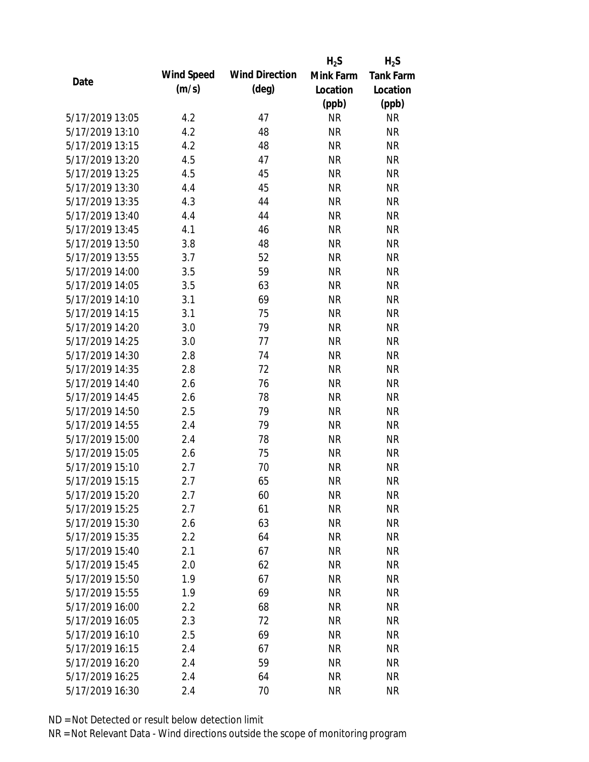| Date | Wind Speed (m/s) | Wind Direction (deg) | $H_2S$ Mink Farm Location (ppb) | $H_2S$ Tank Farm Location (ppb) |
|---|---|---|---|---|
| 5/17/2019 13:05 | 4.2 | 47 | NR | NR |
| 5/17/2019 13:10 | 4.2 | 48 | NR | NR |
| 5/17/2019 13:15 | 4.2 | 48 | NR | NR |
| 5/17/2019 13:20 | 4.5 | 47 | NR | NR |
| 5/17/2019 13:25 | 4.5 | 45 | NR | NR |
| 5/17/2019 13:30 | 4.4 | 45 | NR | NR |
| 5/17/2019 13:35 | 4.3 | 44 | NR | NR |
| 5/17/2019 13:40 | 4.4 | 44 | NR | NR |
| 5/17/2019 13:45 | 4.1 | 46 | NR | NR |
| 5/17/2019 13:50 | 3.8 | 48 | NR | NR |
| 5/17/2019 13:55 | 3.7 | 52 | NR | NR |
| 5/17/2019 14:00 | 3.5 | 59 | NR | NR |
| 5/17/2019 14:05 | 3.5 | 63 | NR | NR |
| 5/17/2019 14:10 | 3.1 | 69 | NR | NR |
| 5/17/2019 14:15 | 3.1 | 75 | NR | NR |
| 5/17/2019 14:20 | 3.0 | 79 | NR | NR |
| 5/17/2019 14:25 | 3.0 | 77 | NR | NR |
| 5/17/2019 14:30 | 2.8 | 74 | NR | NR |
| 5/17/2019 14:35 | 2.8 | 72 | NR | NR |
| 5/17/2019 14:40 | 2.6 | 76 | NR | NR |
| 5/17/2019 14:45 | 2.6 | 78 | NR | NR |
| 5/17/2019 14:50 | 2.5 | 79 | NR | NR |
| 5/17/2019 14:55 | 2.4 | 79 | NR | NR |
| 5/17/2019 15:00 | 2.4 | 78 | NR | NR |
| 5/17/2019 15:05 | 2.6 | 75 | NR | NR |
| 5/17/2019 15:10 | 2.7 | 70 | NR | NR |
| 5/17/2019 15:15 | 2.7 | 65 | NR | NR |
| 5/17/2019 15:20 | 2.7 | 60 | NR | NR |
| 5/17/2019 15:25 | 2.7 | 61 | NR | NR |
| 5/17/2019 15:30 | 2.6 | 63 | NR | NR |
| 5/17/2019 15:35 | 2.2 | 64 | NR | NR |
| 5/17/2019 15:40 | 2.1 | 67 | NR | NR |
| 5/17/2019 15:45 | 2.0 | 62 | NR | NR |
| 5/17/2019 15:50 | 1.9 | 67 | NR | NR |
| 5/17/2019 15:55 | 1.9 | 69 | NR | NR |
| 5/17/2019 16:00 | 2.2 | 68 | NR | NR |
| 5/17/2019 16:05 | 2.3 | 72 | NR | NR |
| 5/17/2019 16:10 | 2.5 | 69 | NR | NR |
| 5/17/2019 16:15 | 2.4 | 67 | NR | NR |
| 5/17/2019 16:20 | 2.4 | 59 | NR | NR |
| 5/17/2019 16:25 | 2.4 | 64 | NR | NR |
| 5/17/2019 16:30 | 2.4 | 70 | NR | NR |

ND = Not Detected or result below detection limit

NR = Not Relevant Data - Wind directions outside the scope of monitoring program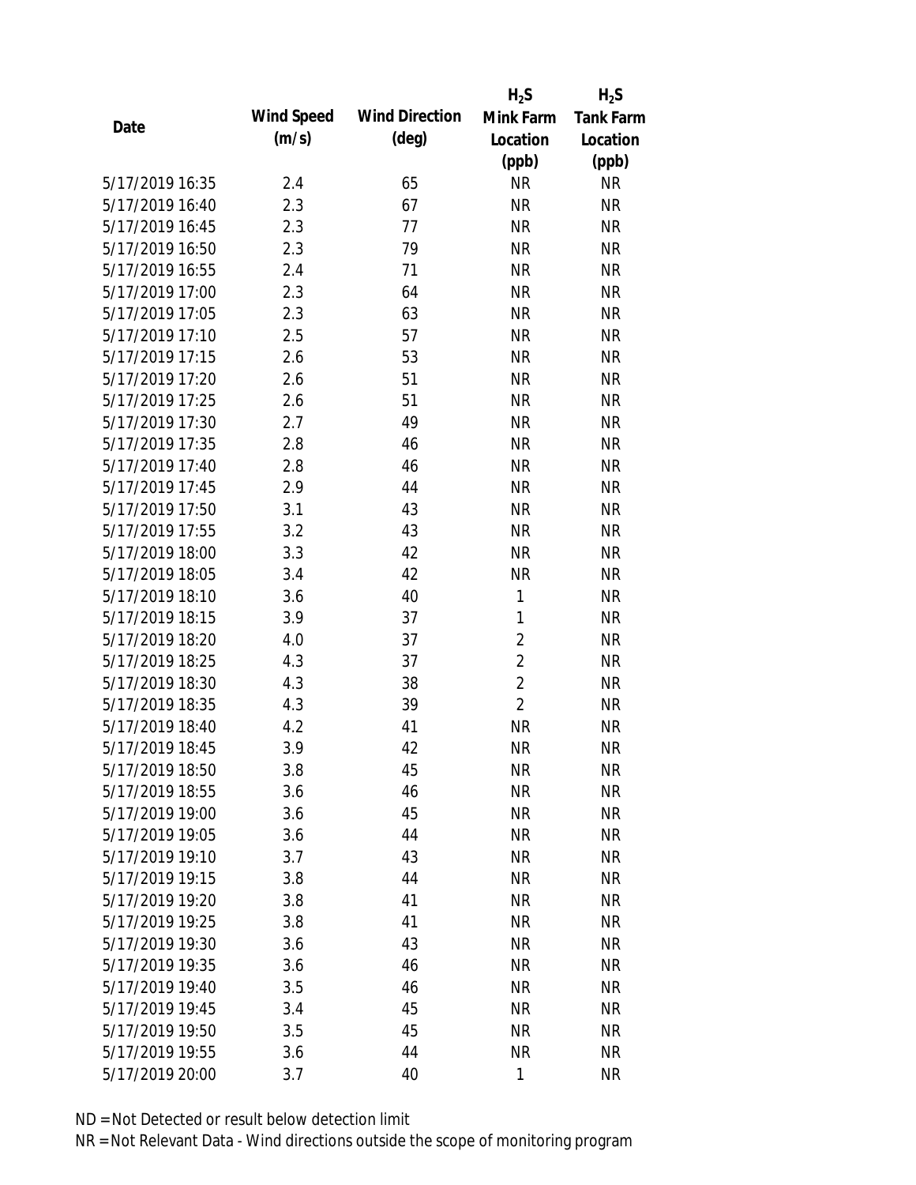| Date | Wind Speed (m/s) | Wind Direction (deg) | $H_2S$ Mink Farm Location (ppb) | $H_2S$ Tank Farm Location (ppb) |
|---|---|---|---|---|
| 5/17/2019 16:35 | 2.4 | 65 | NR | NR |
| 5/17/2019 16:40 | 2.3 | 67 | NR | NR |
| 5/17/2019 16:45 | 2.3 | 77 | NR | NR |
| 5/17/2019 16:50 | 2.3 | 79 | NR | NR |
| 5/17/2019 16:55 | 2.4 | 71 | NR | NR |
| 5/17/2019 17:00 | 2.3 | 64 | NR | NR |
| 5/17/2019 17:05 | 2.3 | 63 | NR | NR |
| 5/17/2019 17:10 | 2.5 | 57 | NR | NR |
| 5/17/2019 17:15 | 2.6 | 53 | NR | NR |
| 5/17/2019 17:20 | 2.6 | 51 | NR | NR |
| 5/17/2019 17:25 | 2.6 | 51 | NR | NR |
| 5/17/2019 17:30 | 2.7 | 49 | NR | NR |
| 5/17/2019 17:35 | 2.8 | 46 | NR | NR |
| 5/17/2019 17:40 | 2.8 | 46 | NR | NR |
| 5/17/2019 17:45 | 2.9 | 44 | NR | NR |
| 5/17/2019 17:50 | 3.1 | 43 | NR | NR |
| 5/17/2019 17:55 | 3.2 | 43 | NR | NR |
| 5/17/2019 18:00 | 3.3 | 42 | NR | NR |
| 5/17/2019 18:05 | 3.4 | 42 | NR | NR |
| 5/17/2019 18:10 | 3.6 | 40 | 1 | NR |
| 5/17/2019 18:15 | 3.9 | 37 | 1 | NR |
| 5/17/2019 18:20 | 4.0 | 37 | 2 | NR |
| 5/17/2019 18:25 | 4.3 | 37 | 2 | NR |
| 5/17/2019 18:30 | 4.3 | 38 | 2 | NR |
| 5/17/2019 18:35 | 4.3 | 39 | 2 | NR |
| 5/17/2019 18:40 | 4.2 | 41 | NR | NR |
| 5/17/2019 18:45 | 3.9 | 42 | NR | NR |
| 5/17/2019 18:50 | 3.8 | 45 | NR | NR |
| 5/17/2019 18:55 | 3.6 | 46 | NR | NR |
| 5/17/2019 19:00 | 3.6 | 45 | NR | NR |
| 5/17/2019 19:05 | 3.6 | 44 | NR | NR |
| 5/17/2019 19:10 | 3.7 | 43 | NR | NR |
| 5/17/2019 19:15 | 3.8 | 44 | NR | NR |
| 5/17/2019 19:20 | 3.8 | 41 | NR | NR |
| 5/17/2019 19:25 | 3.8 | 41 | NR | NR |
| 5/17/2019 19:30 | 3.6 | 43 | NR | NR |
| 5/17/2019 19:35 | 3.6 | 46 | NR | NR |
| 5/17/2019 19:40 | 3.5 | 46 | NR | NR |
| 5/17/2019 19:45 | 3.4 | 45 | NR | NR |
| 5/17/2019 19:50 | 3.5 | 45 | NR | NR |
| 5/17/2019 19:55 | 3.6 | 44 | NR | NR |
| 5/17/2019 20:00 | 3.7 | 40 | 1 | NR |

ND = Not Detected or result below detection limit

NR = Not Relevant Data - Wind directions outside the scope of monitoring program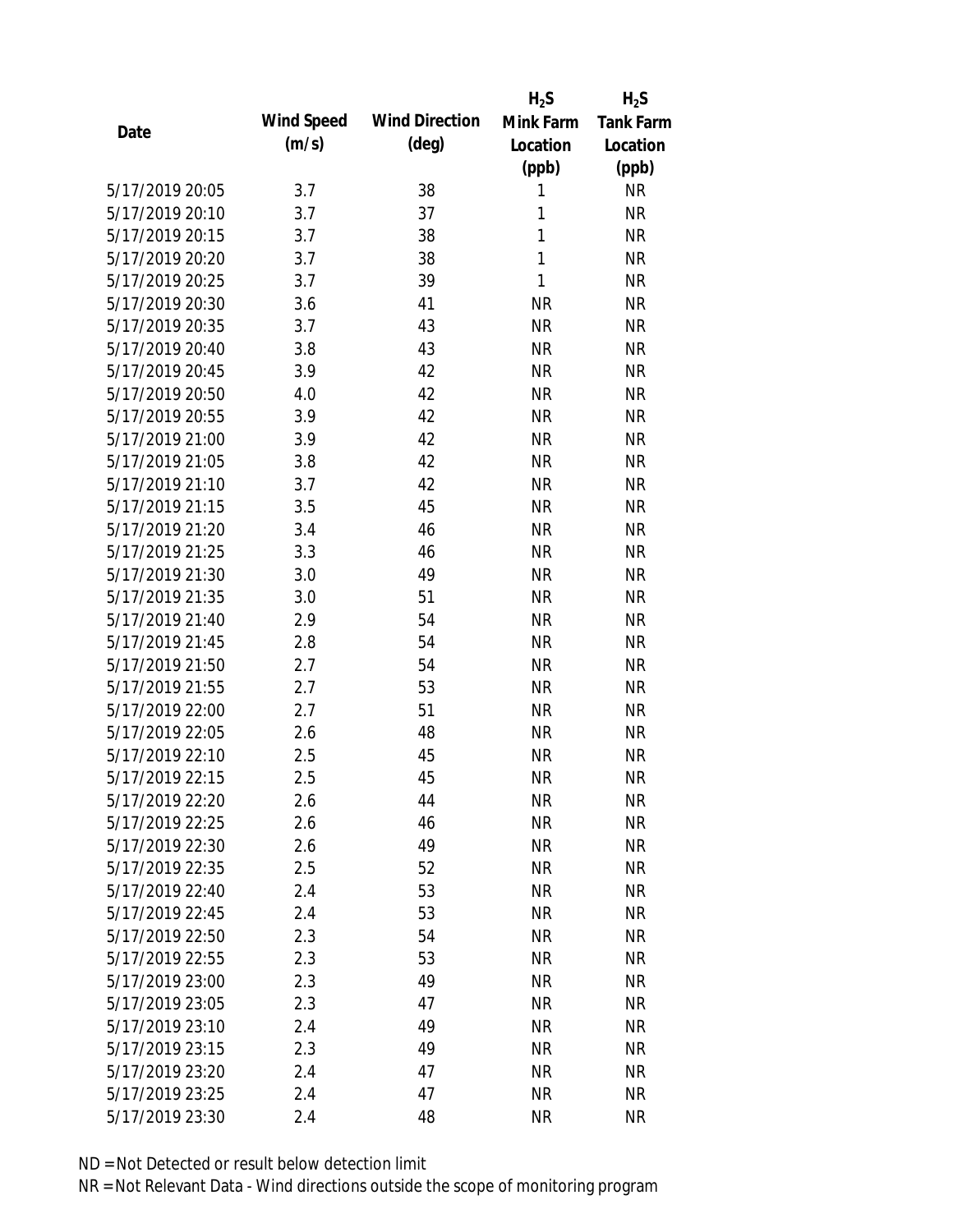| Date | Wind Speed (m/s) | Wind Direction (deg) | $H_2S$ Mink Farm Location (ppb) | $H_2S$ Tank Farm Location (ppb) |
|---|---|---|---|---|
| 5/17/2019 20:05 | 3.7 | 38 | 1 | NR |
| 5/17/2019 20:10 | 3.7 | 37 | 1 | NR |
| 5/17/2019 20:15 | 3.7 | 38 | 1 | NR |
| 5/17/2019 20:20 | 3.7 | 38 | 1 | NR |
| 5/17/2019 20:25 | 3.7 | 39 | 1 | NR |
| 5/17/2019 20:30 | 3.6 | 41 | NR | NR |
| 5/17/2019 20:35 | 3.7 | 43 | NR | NR |
| 5/17/2019 20:40 | 3.8 | 43 | NR | NR |
| 5/17/2019 20:45 | 3.9 | 42 | NR | NR |
| 5/17/2019 20:50 | 4.0 | 42 | NR | NR |
| 5/17/2019 20:55 | 3.9 | 42 | NR | NR |
| 5/17/2019 21:00 | 3.9 | 42 | NR | NR |
| 5/17/2019 21:05 | 3.8 | 42 | NR | NR |
| 5/17/2019 21:10 | 3.7 | 42 | NR | NR |
| 5/17/2019 21:15 | 3.5 | 45 | NR | NR |
| 5/17/2019 21:20 | 3.4 | 46 | NR | NR |
| 5/17/2019 21:25 | 3.3 | 46 | NR | NR |
| 5/17/2019 21:30 | 3.0 | 49 | NR | NR |
| 5/17/2019 21:35 | 3.0 | 51 | NR | NR |
| 5/17/2019 21:40 | 2.9 | 54 | NR | NR |
| 5/17/2019 21:45 | 2.8 | 54 | NR | NR |
| 5/17/2019 21:50 | 2.7 | 54 | NR | NR |
| 5/17/2019 21:55 | 2.7 | 53 | NR | NR |
| 5/17/2019 22:00 | 2.7 | 51 | NR | NR |
| 5/17/2019 22:05 | 2.6 | 48 | NR | NR |
| 5/17/2019 22:10 | 2.5 | 45 | NR | NR |
| 5/17/2019 22:15 | 2.5 | 45 | NR | NR |
| 5/17/2019 22:20 | 2.6 | 44 | NR | NR |
| 5/17/2019 22:25 | 2.6 | 46 | NR | NR |
| 5/17/2019 22:30 | 2.6 | 49 | NR | NR |
| 5/17/2019 22:35 | 2.5 | 52 | NR | NR |
| 5/17/2019 22:40 | 2.4 | 53 | NR | NR |
| 5/17/2019 22:45 | 2.4 | 53 | NR | NR |
| 5/17/2019 22:50 | 2.3 | 54 | NR | NR |
| 5/17/2019 22:55 | 2.3 | 53 | NR | NR |
| 5/17/2019 23:00 | 2.3 | 49 | NR | NR |
| 5/17/2019 23:05 | 2.3 | 47 | NR | NR |
| 5/17/2019 23:10 | 2.4 | 49 | NR | NR |
| 5/17/2019 23:15 | 2.3 | 49 | NR | NR |
| 5/17/2019 23:20 | 2.4 | 47 | NR | NR |
| 5/17/2019 23:25 | 2.4 | 47 | NR | NR |
| 5/17/2019 23:30 | 2.4 | 48 | NR | NR |

ND = Not Detected or result below detection limit

NR = Not Relevant Data - Wind directions outside the scope of monitoring program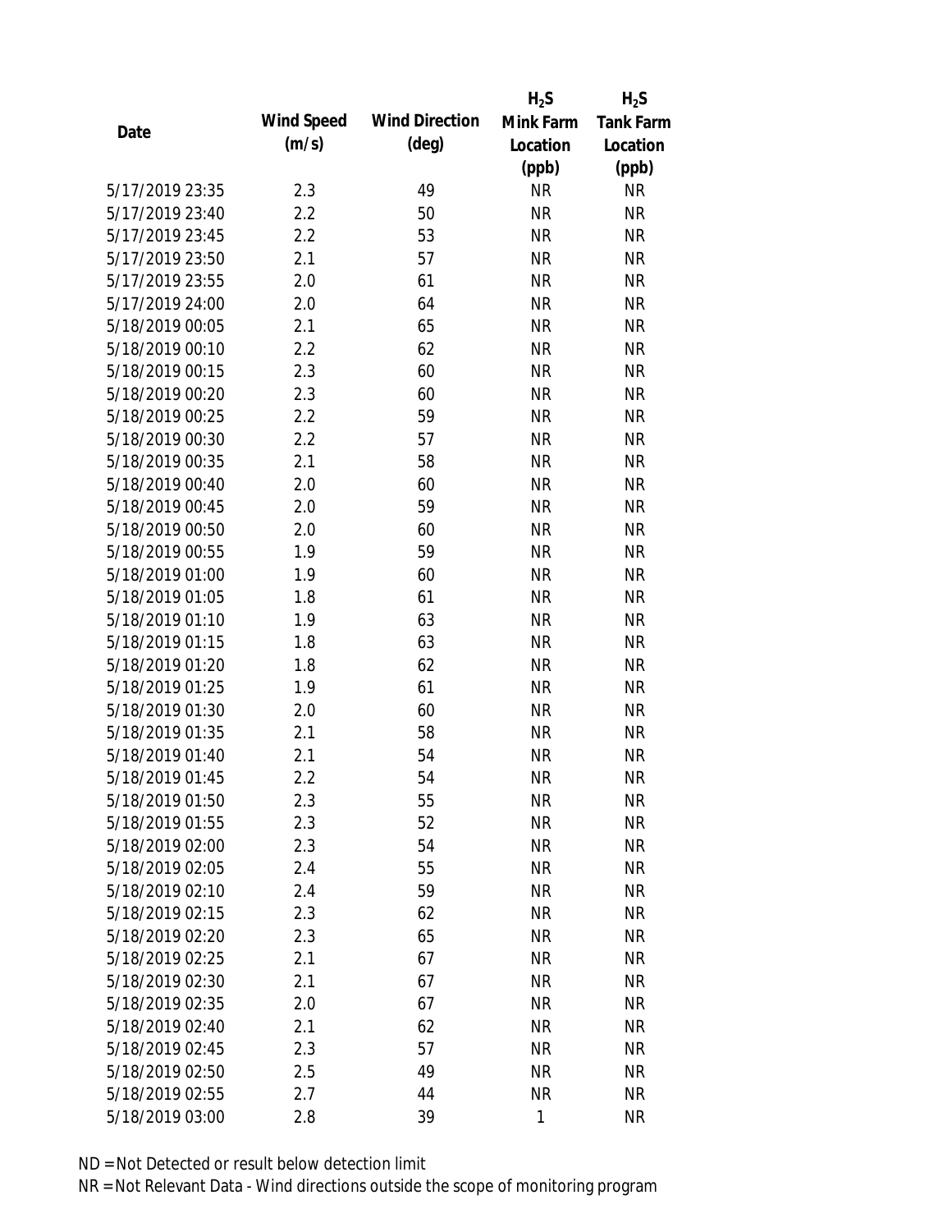| Date | Wind Speed (m/s) | Wind Direction (deg) | $H_2S$ Mink Farm Location (ppb) | $H_2S$ Tank Farm Location (ppb) |
|---|---|---|---|---|
| 5/17/2019 23:35 | 2.3 | 49 | NR | NR |
| 5/17/2019 23:40 | 2.2 | 50 | NR | NR |
| 5/17/2019 23:45 | 2.2 | 53 | NR | NR |
| 5/17/2019 23:50 | 2.1 | 57 | NR | NR |
| 5/17/2019 23:55 | 2.0 | 61 | NR | NR |
| 5/17/2019 24:00 | 2.0 | 64 | NR | NR |
| 5/18/2019 00:05 | 2.1 | 65 | NR | NR |
| 5/18/2019 00:10 | 2.2 | 62 | NR | NR |
| 5/18/2019 00:15 | 2.3 | 60 | NR | NR |
| 5/18/2019 00:20 | 2.3 | 60 | NR | NR |
| 5/18/2019 00:25 | 2.2 | 59 | NR | NR |
| 5/18/2019 00:30 | 2.2 | 57 | NR | NR |
| 5/18/2019 00:35 | 2.1 | 58 | NR | NR |
| 5/18/2019 00:40 | 2.0 | 60 | NR | NR |
| 5/18/2019 00:45 | 2.0 | 59 | NR | NR |
| 5/18/2019 00:50 | 2.0 | 60 | NR | NR |
| 5/18/2019 00:55 | 1.9 | 59 | NR | NR |
| 5/18/2019 01:00 | 1.9 | 60 | NR | NR |
| 5/18/2019 01:05 | 1.8 | 61 | NR | NR |
| 5/18/2019 01:10 | 1.9 | 63 | NR | NR |
| 5/18/2019 01:15 | 1.8 | 63 | NR | NR |
| 5/18/2019 01:20 | 1.8 | 62 | NR | NR |
| 5/18/2019 01:25 | 1.9 | 61 | NR | NR |
| 5/18/2019 01:30 | 2.0 | 60 | NR | NR |
| 5/18/2019 01:35 | 2.1 | 58 | NR | NR |
| 5/18/2019 01:40 | 2.1 | 54 | NR | NR |
| 5/18/2019 01:45 | 2.2 | 54 | NR | NR |
| 5/18/2019 01:50 | 2.3 | 55 | NR | NR |
| 5/18/2019 01:55 | 2.3 | 52 | NR | NR |
| 5/18/2019 02:00 | 2.3 | 54 | NR | NR |
| 5/18/2019 02:05 | 2.4 | 55 | NR | NR |
| 5/18/2019 02:10 | 2.4 | 59 | NR | NR |
| 5/18/2019 02:15 | 2.3 | 62 | NR | NR |
| 5/18/2019 02:20 | 2.3 | 65 | NR | NR |
| 5/18/2019 02:25 | 2.1 | 67 | NR | NR |
| 5/18/2019 02:30 | 2.1 | 67 | NR | NR |
| 5/18/2019 02:35 | 2.0 | 67 | NR | NR |
| 5/18/2019 02:40 | 2.1 | 62 | NR | NR |
| 5/18/2019 02:45 | 2.3 | 57 | NR | NR |
| 5/18/2019 02:50 | 2.5 | 49 | NR | NR |
| 5/18/2019 02:55 | 2.7 | 44 | NR | NR |
| 5/18/2019 03:00 | 2.8 | 39 | 1 | NR |

ND = Not Detected or result below detection limit
NR = Not Relevant Data - Wind directions outside the scope of monitoring program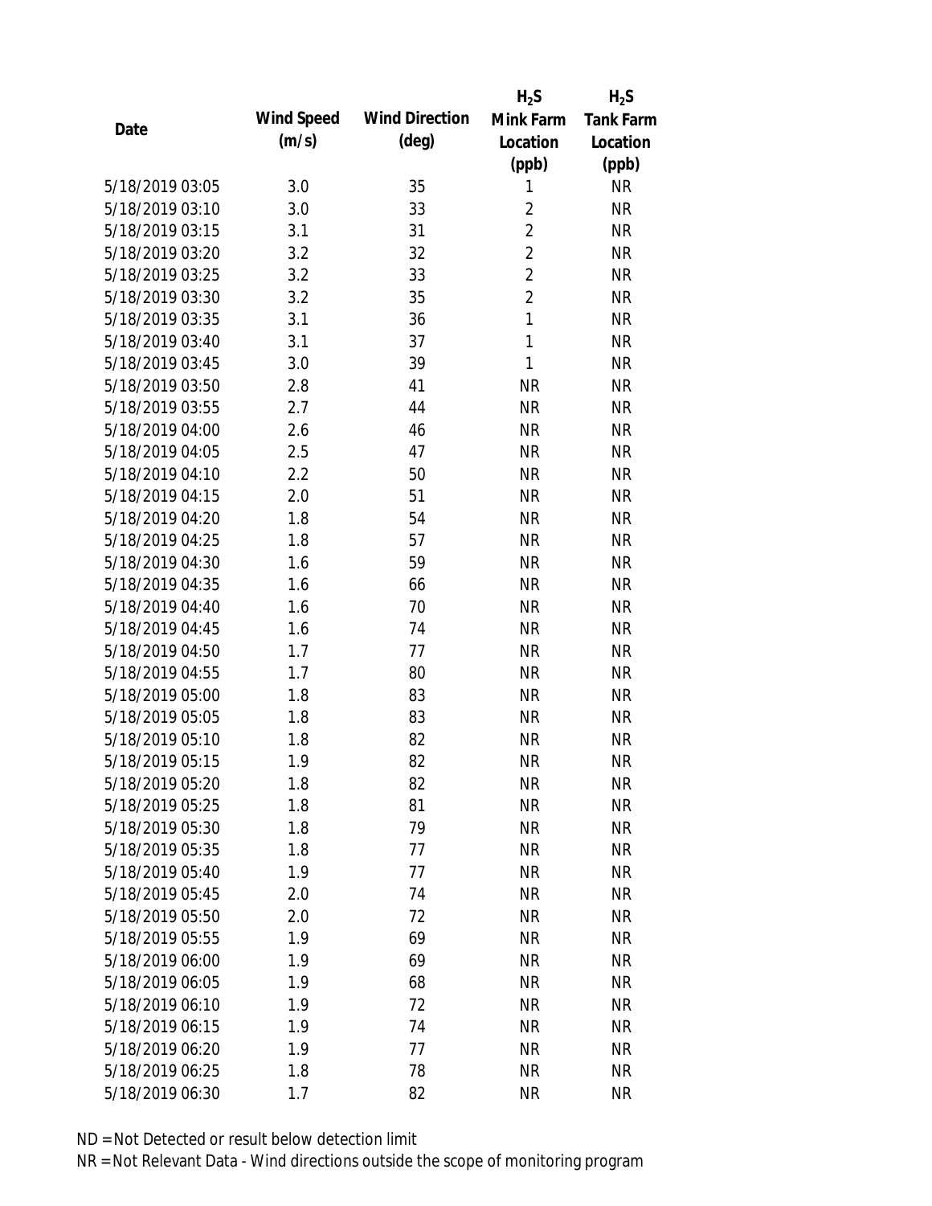| Date | Wind Speed (m/s) | Wind Direction (deg) | $H_2S$ Mink Farm Location (ppb) | $H_2S$ Tank Farm Location (ppb) |
|---|---|---|---|---|
| 5/18/2019 03:05 | 3.0 | 35 | 1 | NR |
| 5/18/2019 03:10 | 3.0 | 33 | 2 | NR |
| 5/18/2019 03:15 | 3.1 | 31 | 2 | NR |
| 5/18/2019 03:20 | 3.2 | 32 | 2 | NR |
| 5/18/2019 03:25 | 3.2 | 33 | 2 | NR |
| 5/18/2019 03:30 | 3.2 | 35 | 2 | NR |
| 5/18/2019 03:35 | 3.1 | 36 | 1 | NR |
| 5/18/2019 03:40 | 3.1 | 37 | 1 | NR |
| 5/18/2019 03:45 | 3.0 | 39 | 1 | NR |
| 5/18/2019 03:50 | 2.8 | 41 | NR | NR |
| 5/18/2019 03:55 | 2.7 | 44 | NR | NR |
| 5/18/2019 04:00 | 2.6 | 46 | NR | NR |
| 5/18/2019 04:05 | 2.5 | 47 | NR | NR |
| 5/18/2019 04:10 | 2.2 | 50 | NR | NR |
| 5/18/2019 04:15 | 2.0 | 51 | NR | NR |
| 5/18/2019 04:20 | 1.8 | 54 | NR | NR |
| 5/18/2019 04:25 | 1.8 | 57 | NR | NR |
| 5/18/2019 04:30 | 1.6 | 59 | NR | NR |
| 5/18/2019 04:35 | 1.6 | 66 | NR | NR |
| 5/18/2019 04:40 | 1.6 | 70 | NR | NR |
| 5/18/2019 04:45 | 1.6 | 74 | NR | NR |
| 5/18/2019 04:50 | 1.7 | 77 | NR | NR |
| 5/18/2019 04:55 | 1.7 | 80 | NR | NR |
| 5/18/2019 05:00 | 1.8 | 83 | NR | NR |
| 5/18/2019 05:05 | 1.8 | 83 | NR | NR |
| 5/18/2019 05:10 | 1.8 | 82 | NR | NR |
| 5/18/2019 05:15 | 1.9 | 82 | NR | NR |
| 5/18/2019 05:20 | 1.8 | 82 | NR | NR |
| 5/18/2019 05:25 | 1.8 | 81 | NR | NR |
| 5/18/2019 05:30 | 1.8 | 79 | NR | NR |
| 5/18/2019 05:35 | 1.8 | 77 | NR | NR |
| 5/18/2019 05:40 | 1.9 | 77 | NR | NR |
| 5/18/2019 05:45 | 2.0 | 74 | NR | NR |
| 5/18/2019 05:50 | 2.0 | 72 | NR | NR |
| 5/18/2019 05:55 | 1.9 | 69 | NR | NR |
| 5/18/2019 06:00 | 1.9 | 69 | NR | NR |
| 5/18/2019 06:05 | 1.9 | 68 | NR | NR |
| 5/18/2019 06:10 | 1.9 | 72 | NR | NR |
| 5/18/2019 06:15 | 1.9 | 74 | NR | NR |
| 5/18/2019 06:20 | 1.9 | 77 | NR | NR |
| 5/18/2019 06:25 | 1.8 | 78 | NR | NR |
| 5/18/2019 06:30 | 1.7 | 82 | NR | NR |

ND = Not Detected or result below detection limit

NR = Not Relevant Data - Wind directions outside the scope of monitoring program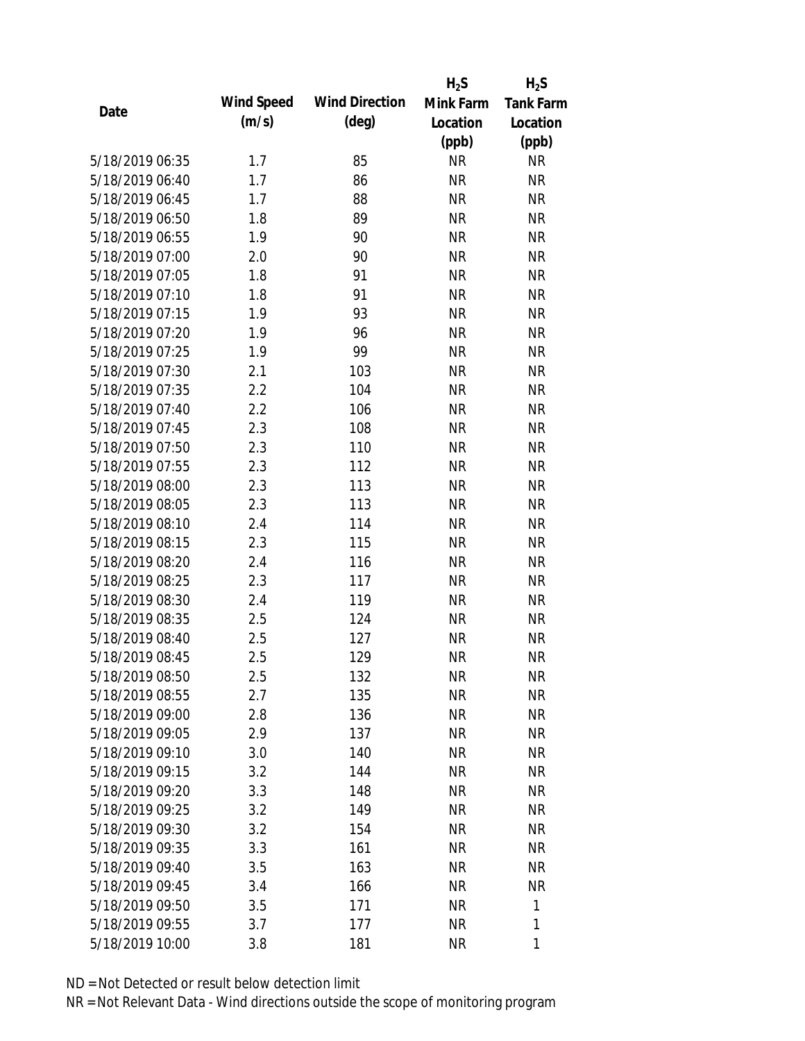| Date | Wind Speed (m/s) | Wind Direction (deg) | $H_2S$ Mink Farm Location (ppb) | $H_2S$ Tank Farm Location (ppb) |
|---|---|---|---|---|
| 5/18/2019 06:35 | 1.7 | 85 | NR | NR |
| 5/18/2019 06:40 | 1.7 | 86 | NR | NR |
| 5/18/2019 06:45 | 1.7 | 88 | NR | NR |
| 5/18/2019 06:50 | 1.8 | 89 | NR | NR |
| 5/18/2019 06:55 | 1.9 | 90 | NR | NR |
| 5/18/2019 07:00 | 2.0 | 90 | NR | NR |
| 5/18/2019 07:05 | 1.8 | 91 | NR | NR |
| 5/18/2019 07:10 | 1.8 | 91 | NR | NR |
| 5/18/2019 07:15 | 1.9 | 93 | NR | NR |
| 5/18/2019 07:20 | 1.9 | 96 | NR | NR |
| 5/18/2019 07:25 | 1.9 | 99 | NR | NR |
| 5/18/2019 07:30 | 2.1 | 103 | NR | NR |
| 5/18/2019 07:35 | 2.2 | 104 | NR | NR |
| 5/18/2019 07:40 | 2.2 | 106 | NR | NR |
| 5/18/2019 07:45 | 2.3 | 108 | NR | NR |
| 5/18/2019 07:50 | 2.3 | 110 | NR | NR |
| 5/18/2019 07:55 | 2.3 | 112 | NR | NR |
| 5/18/2019 08:00 | 2.3 | 113 | NR | NR |
| 5/18/2019 08:05 | 2.3 | 113 | NR | NR |
| 5/18/2019 08:10 | 2.4 | 114 | NR | NR |
| 5/18/2019 08:15 | 2.3 | 115 | NR | NR |
| 5/18/2019 08:20 | 2.4 | 116 | NR | NR |
| 5/18/2019 08:25 | 2.3 | 117 | NR | NR |
| 5/18/2019 08:30 | 2.4 | 119 | NR | NR |
| 5/18/2019 08:35 | 2.5 | 124 | NR | NR |
| 5/18/2019 08:40 | 2.5 | 127 | NR | NR |
| 5/18/2019 08:45 | 2.5 | 129 | NR | NR |
| 5/18/2019 08:50 | 2.5 | 132 | NR | NR |
| 5/18/2019 08:55 | 2.7 | 135 | NR | NR |
| 5/18/2019 09:00 | 2.8 | 136 | NR | NR |
| 5/18/2019 09:05 | 2.9 | 137 | NR | NR |
| 5/18/2019 09:10 | 3.0 | 140 | NR | NR |
| 5/18/2019 09:15 | 3.2 | 144 | NR | NR |
| 5/18/2019 09:20 | 3.3 | 148 | NR | NR |
| 5/18/2019 09:25 | 3.2 | 149 | NR | NR |
| 5/18/2019 09:30 | 3.2 | 154 | NR | NR |
| 5/18/2019 09:35 | 3.3 | 161 | NR | NR |
| 5/18/2019 09:40 | 3.5 | 163 | NR | NR |
| 5/18/2019 09:45 | 3.4 | 166 | NR | NR |
| 5/18/2019 09:50 | 3.5 | 171 | NR | 1 |
| 5/18/2019 09:55 | 3.7 | 177 | NR | 1 |
| 5/18/2019 10:00 | 3.8 | 181 | NR | 1 |

ND = Not Detected or result below detection limit

NR = Not Relevant Data - Wind directions outside the scope of monitoring program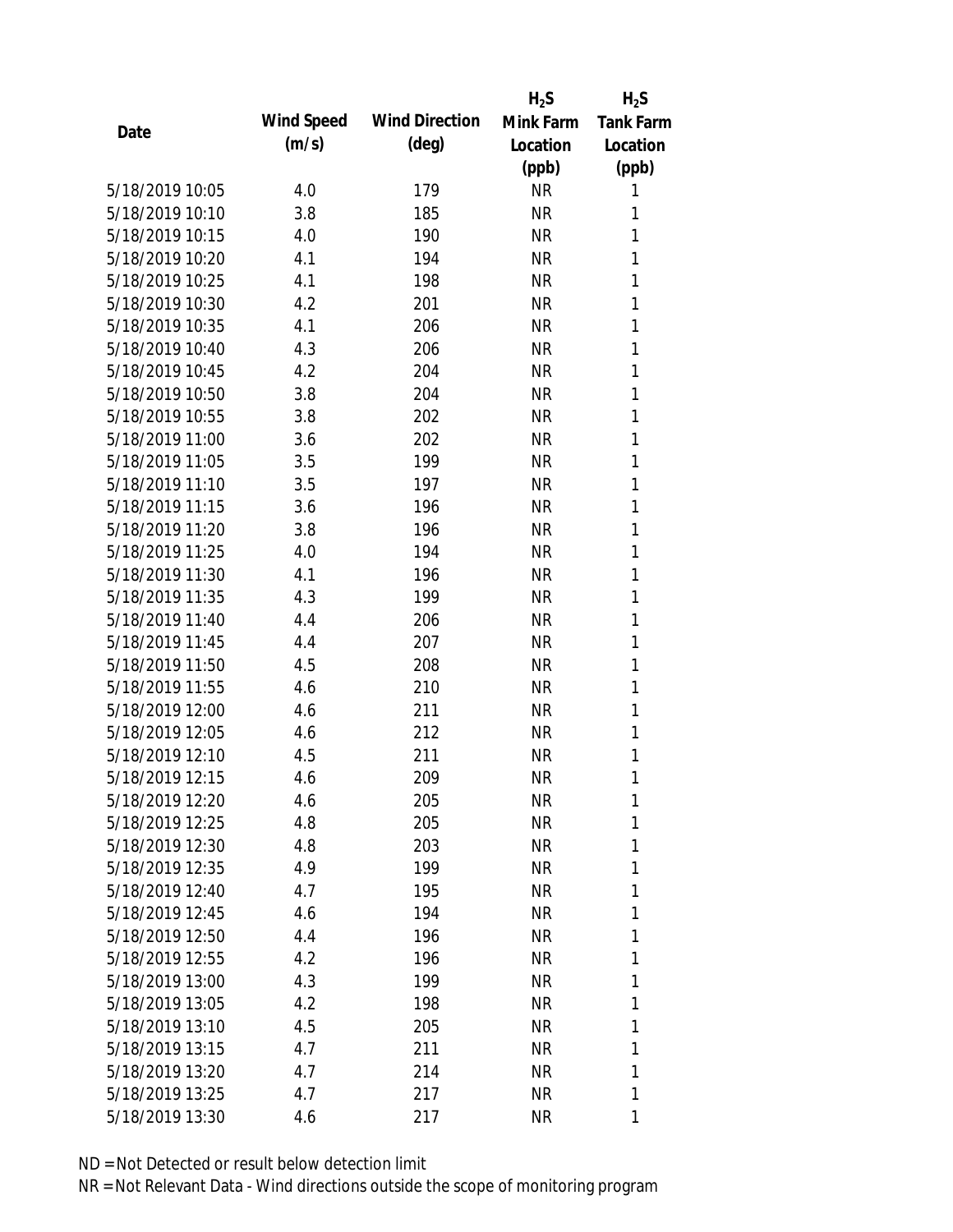| Date | Wind Speed (m/s) | Wind Direction (deg) | $H_2S$ Mink Farm Location (ppb) | $H_2S$ Tank Farm Location (ppb) |
|---|---|---|---|---|
| 5/18/2019 10:05 | 4.0 | 179 | NR | 1 |
| 5/18/2019 10:10 | 3.8 | 185 | NR | 1 |
| 5/18/2019 10:15 | 4.0 | 190 | NR | 1 |
| 5/18/2019 10:20 | 4.1 | 194 | NR | 1 |
| 5/18/2019 10:25 | 4.1 | 198 | NR | 1 |
| 5/18/2019 10:30 | 4.2 | 201 | NR | 1 |
| 5/18/2019 10:35 | 4.1 | 206 | NR | 1 |
| 5/18/2019 10:40 | 4.3 | 206 | NR | 1 |
| 5/18/2019 10:45 | 4.2 | 204 | NR | 1 |
| 5/18/2019 10:50 | 3.8 | 204 | NR | 1 |
| 5/18/2019 10:55 | 3.8 | 202 | NR | 1 |
| 5/18/2019 11:00 | 3.6 | 202 | NR | 1 |
| 5/18/2019 11:05 | 3.5 | 199 | NR | 1 |
| 5/18/2019 11:10 | 3.5 | 197 | NR | 1 |
| 5/18/2019 11:15 | 3.6 | 196 | NR | 1 |
| 5/18/2019 11:20 | 3.8 | 196 | NR | 1 |
| 5/18/2019 11:25 | 4.0 | 194 | NR | 1 |
| 5/18/2019 11:30 | 4.1 | 196 | NR | 1 |
| 5/18/2019 11:35 | 4.3 | 199 | NR | 1 |
| 5/18/2019 11:40 | 4.4 | 206 | NR | 1 |
| 5/18/2019 11:45 | 4.4 | 207 | NR | 1 |
| 5/18/2019 11:50 | 4.5 | 208 | NR | 1 |
| 5/18/2019 11:55 | 4.6 | 210 | NR | 1 |
| 5/18/2019 12:00 | 4.6 | 211 | NR | 1 |
| 5/18/2019 12:05 | 4.6 | 212 | NR | 1 |
| 5/18/2019 12:10 | 4.5 | 211 | NR | 1 |
| 5/18/2019 12:15 | 4.6 | 209 | NR | 1 |
| 5/18/2019 12:20 | 4.6 | 205 | NR | 1 |
| 5/18/2019 12:25 | 4.8 | 205 | NR | 1 |
| 5/18/2019 12:30 | 4.8 | 203 | NR | 1 |
| 5/18/2019 12:35 | 4.9 | 199 | NR | 1 |
| 5/18/2019 12:40 | 4.7 | 195 | NR | 1 |
| 5/18/2019 12:45 | 4.6 | 194 | NR | 1 |
| 5/18/2019 12:50 | 4.4 | 196 | NR | 1 |
| 5/18/2019 12:55 | 4.2 | 196 | NR | 1 |
| 5/18/2019 13:00 | 4.3 | 199 | NR | 1 |
| 5/18/2019 13:05 | 4.2 | 198 | NR | 1 |
| 5/18/2019 13:10 | 4.5 | 205 | NR | 1 |
| 5/18/2019 13:15 | 4.7 | 211 | NR | 1 |
| 5/18/2019 13:20 | 4.7 | 214 | NR | 1 |
| 5/18/2019 13:25 | 4.7 | 217 | NR | 1 |
| 5/18/2019 13:30 | 4.6 | 217 | NR | 1 |

ND = Not Detected or result below detection limit

NR = Not Relevant Data - Wind directions outside the scope of monitoring program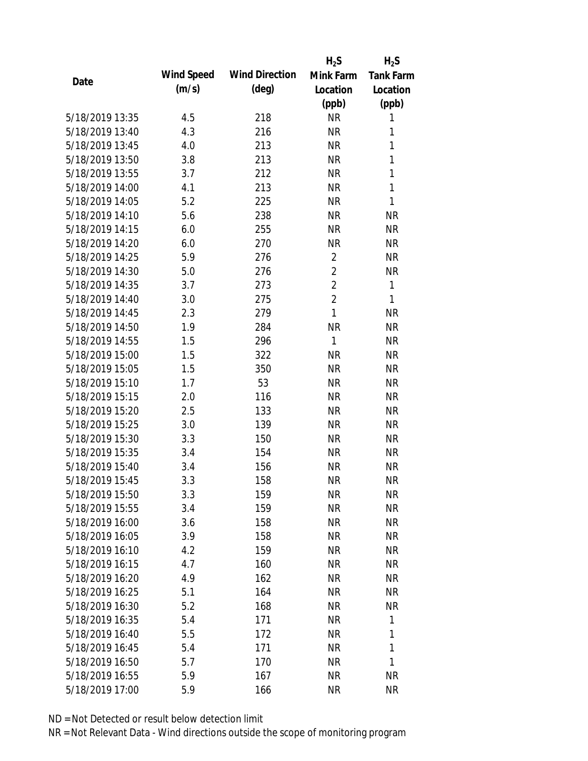| Date | Wind Speed (m/s) | Wind Direction (deg) | $H_2S$ Mink Farm Location (ppb) | $H_2S$ Tank Farm Location (ppb) |
|---|---|---|---|---|
| 5/18/2019 13:35 | 4.5 | 218 | NR | 1 |
| 5/18/2019 13:40 | 4.3 | 216 | NR | 1 |
| 5/18/2019 13:45 | 4.0 | 213 | NR | 1 |
| 5/18/2019 13:50 | 3.8 | 213 | NR | 1 |
| 5/18/2019 13:55 | 3.7 | 212 | NR | 1 |
| 5/18/2019 14:00 | 4.1 | 213 | NR | 1 |
| 5/18/2019 14:05 | 5.2 | 225 | NR | 1 |
| 5/18/2019 14:10 | 5.6 | 238 | NR | NR |
| 5/18/2019 14:15 | 6.0 | 255 | NR | NR |
| 5/18/2019 14:20 | 6.0 | 270 | NR | NR |
| 5/18/2019 14:25 | 5.9 | 276 | 2 | NR |
| 5/18/2019 14:30 | 5.0 | 276 | 2 | NR |
| 5/18/2019 14:35 | 3.7 | 273 | 2 | 1 |
| 5/18/2019 14:40 | 3.0 | 275 | 2 | 1 |
| 5/18/2019 14:45 | 2.3 | 279 | 1 | NR |
| 5/18/2019 14:50 | 1.9 | 284 | NR | NR |
| 5/18/2019 14:55 | 1.5 | 296 | 1 | NR |
| 5/18/2019 15:00 | 1.5 | 322 | NR | NR |
| 5/18/2019 15:05 | 1.5 | 350 | NR | NR |
| 5/18/2019 15:10 | 1.7 | 53 | NR | NR |
| 5/18/2019 15:15 | 2.0 | 116 | NR | NR |
| 5/18/2019 15:20 | 2.5 | 133 | NR | NR |
| 5/18/2019 15:25 | 3.0 | 139 | NR | NR |
| 5/18/2019 15:30 | 3.3 | 150 | NR | NR |
| 5/18/2019 15:35 | 3.4 | 154 | NR | NR |
| 5/18/2019 15:40 | 3.4 | 156 | NR | NR |
| 5/18/2019 15:45 | 3.3 | 158 | NR | NR |
| 5/18/2019 15:50 | 3.3 | 159 | NR | NR |
| 5/18/2019 15:55 | 3.4 | 159 | NR | NR |
| 5/18/2019 16:00 | 3.6 | 158 | NR | NR |
| 5/18/2019 16:05 | 3.9 | 158 | NR | NR |
| 5/18/2019 16:10 | 4.2 | 159 | NR | NR |
| 5/18/2019 16:15 | 4.7 | 160 | NR | NR |
| 5/18/2019 16:20 | 4.9 | 162 | NR | NR |
| 5/18/2019 16:25 | 5.1 | 164 | NR | NR |
| 5/18/2019 16:30 | 5.2 | 168 | NR | NR |
| 5/18/2019 16:35 | 5.4 | 171 | NR | 1 |
| 5/18/2019 16:40 | 5.5 | 172 | NR | 1 |
| 5/18/2019 16:45 | 5.4 | 171 | NR | 1 |
| 5/18/2019 16:50 | 5.7 | 170 | NR | 1 |
| 5/18/2019 16:55 | 5.9 | 167 | NR | NR |
| 5/18/2019 17:00 | 5.9 | 166 | NR | NR |

ND = Not Detected or result below detection limit

NR = Not Relevant Data - Wind directions outside the scope of monitoring program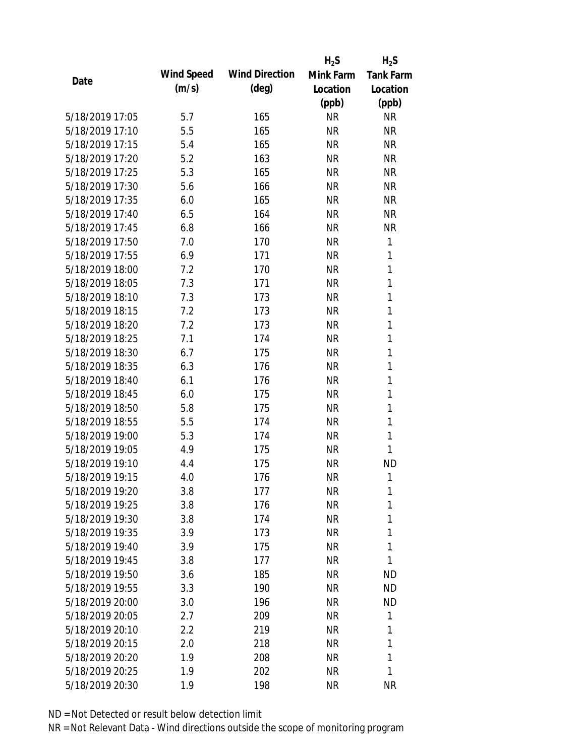| Date | Wind Speed (m/s) | Wind Direction (deg) | $H_2S$ Mink Farm Location (ppb) | $H_2S$ Tank Farm Location (ppb) |
|---|---|---|---|---|
| 5/18/2019 17:05 | 5.7 | 165 | NR | NR |
| 5/18/2019 17:10 | 5.5 | 165 | NR | NR |
| 5/18/2019 17:15 | 5.4 | 165 | NR | NR |
| 5/18/2019 17:20 | 5.2 | 163 | NR | NR |
| 5/18/2019 17:25 | 5.3 | 165 | NR | NR |
| 5/18/2019 17:30 | 5.6 | 166 | NR | NR |
| 5/18/2019 17:35 | 6.0 | 165 | NR | NR |
| 5/18/2019 17:40 | 6.5 | 164 | NR | NR |
| 5/18/2019 17:45 | 6.8 | 166 | NR | NR |
| 5/18/2019 17:50 | 7.0 | 170 | NR | 1 |
| 5/18/2019 17:55 | 6.9 | 171 | NR | 1 |
| 5/18/2019 18:00 | 7.2 | 170 | NR | 1 |
| 5/18/2019 18:05 | 7.3 | 171 | NR | 1 |
| 5/18/2019 18:10 | 7.3 | 173 | NR | 1 |
| 5/18/2019 18:15 | 7.2 | 173 | NR | 1 |
| 5/18/2019 18:20 | 7.2 | 173 | NR | 1 |
| 5/18/2019 18:25 | 7.1 | 174 | NR | 1 |
| 5/18/2019 18:30 | 6.7 | 175 | NR | 1 |
| 5/18/2019 18:35 | 6.3 | 176 | NR | 1 |
| 5/18/2019 18:40 | 6.1 | 176 | NR | 1 |
| 5/18/2019 18:45 | 6.0 | 175 | NR | 1 |
| 5/18/2019 18:50 | 5.8 | 175 | NR | 1 |
| 5/18/2019 18:55 | 5.5 | 174 | NR | 1 |
| 5/18/2019 19:00 | 5.3 | 174 | NR | 1 |
| 5/18/2019 19:05 | 4.9 | 175 | NR | 1 |
| 5/18/2019 19:10 | 4.4 | 175 | NR | ND |
| 5/18/2019 19:15 | 4.0 | 176 | NR | 1 |
| 5/18/2019 19:20 | 3.8 | 177 | NR | 1 |
| 5/18/2019 19:25 | 3.8 | 176 | NR | 1 |
| 5/18/2019 19:30 | 3.8 | 174 | NR | 1 |
| 5/18/2019 19:35 | 3.9 | 173 | NR | 1 |
| 5/18/2019 19:40 | 3.9 | 175 | NR | 1 |
| 5/18/2019 19:45 | 3.8 | 177 | NR | 1 |
| 5/18/2019 19:50 | 3.6 | 185 | NR | ND |
| 5/18/2019 19:55 | 3.3 | 190 | NR | ND |
| 5/18/2019 20:00 | 3.0 | 196 | NR | ND |
| 5/18/2019 20:05 | 2.7 | 209 | NR | 1 |
| 5/18/2019 20:10 | 2.2 | 219 | NR | 1 |
| 5/18/2019 20:15 | 2.0 | 218 | NR | 1 |
| 5/18/2019 20:20 | 1.9 | 208 | NR | 1 |
| 5/18/2019 20:25 | 1.9 | 202 | NR | 1 |
| 5/18/2019 20:30 | 1.9 | 198 | NR | NR |

ND = Not Detected or result below detection limit

NR = Not Relevant Data - Wind directions outside the scope of monitoring program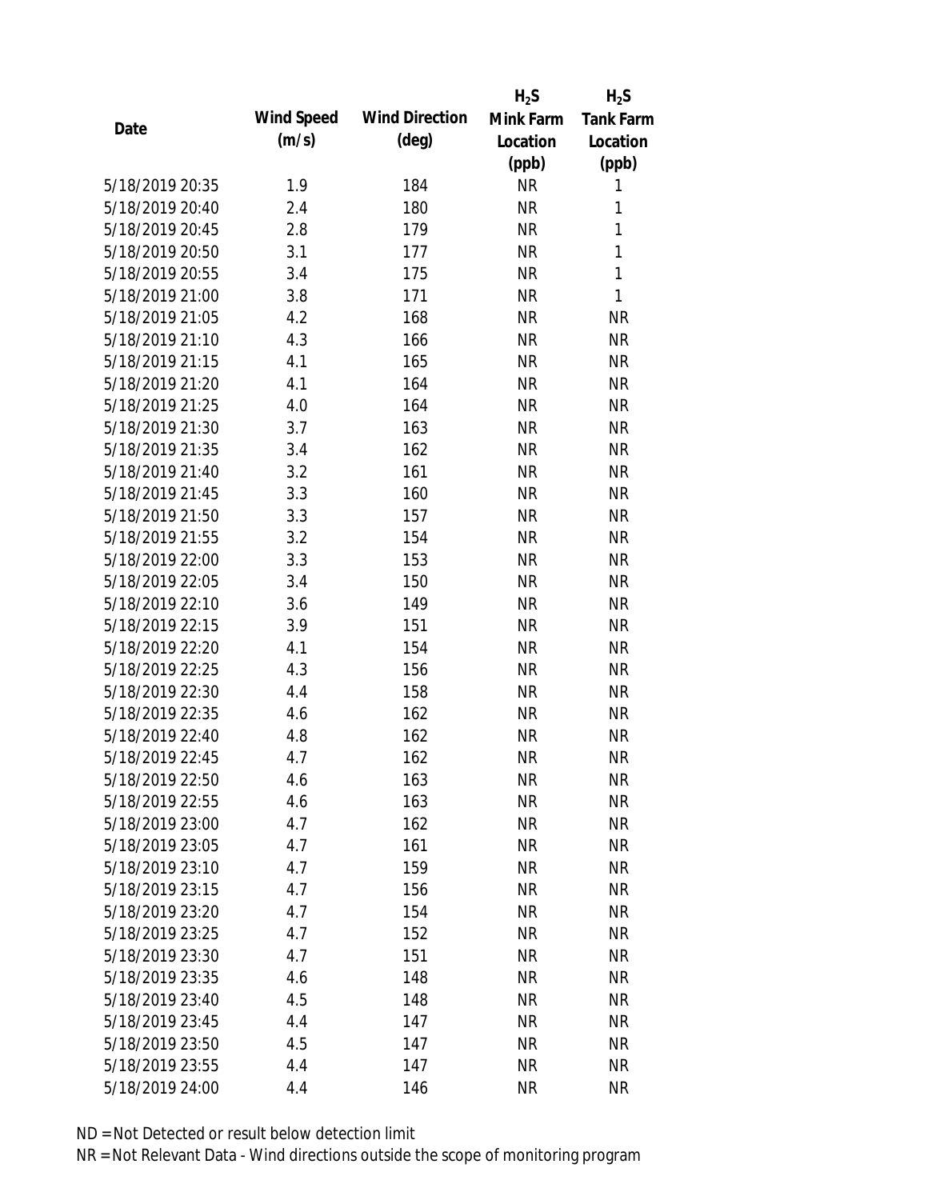| Date | Wind Speed (m/s) | Wind Direction (deg) | $H_2S$ Mink Farm Location (ppb) | $H_2S$ Tank Farm Location (ppb) |
|---|---|---|---|---|
| 5/18/2019 20:35 | 1.9 | 184 | NR | 1 |
| 5/18/2019 20:40 | 2.4 | 180 | NR | 1 |
| 5/18/2019 20:45 | 2.8 | 179 | NR | 1 |
| 5/18/2019 20:50 | 3.1 | 177 | NR | 1 |
| 5/18/2019 20:55 | 3.4 | 175 | NR | 1 |
| 5/18/2019 21:00 | 3.8 | 171 | NR | 1 |
| 5/18/2019 21:05 | 4.2 | 168 | NR | NR |
| 5/18/2019 21:10 | 4.3 | 166 | NR | NR |
| 5/18/2019 21:15 | 4.1 | 165 | NR | NR |
| 5/18/2019 21:20 | 4.1 | 164 | NR | NR |
| 5/18/2019 21:25 | 4.0 | 164 | NR | NR |
| 5/18/2019 21:30 | 3.7 | 163 | NR | NR |
| 5/18/2019 21:35 | 3.4 | 162 | NR | NR |
| 5/18/2019 21:40 | 3.2 | 161 | NR | NR |
| 5/18/2019 21:45 | 3.3 | 160 | NR | NR |
| 5/18/2019 21:50 | 3.3 | 157 | NR | NR |
| 5/18/2019 21:55 | 3.2 | 154 | NR | NR |
| 5/18/2019 22:00 | 3.3 | 153 | NR | NR |
| 5/18/2019 22:05 | 3.4 | 150 | NR | NR |
| 5/18/2019 22:10 | 3.6 | 149 | NR | NR |
| 5/18/2019 22:15 | 3.9 | 151 | NR | NR |
| 5/18/2019 22:20 | 4.1 | 154 | NR | NR |
| 5/18/2019 22:25 | 4.3 | 156 | NR | NR |
| 5/18/2019 22:30 | 4.4 | 158 | NR | NR |
| 5/18/2019 22:35 | 4.6 | 162 | NR | NR |
| 5/18/2019 22:40 | 4.8 | 162 | NR | NR |
| 5/18/2019 22:45 | 4.7 | 162 | NR | NR |
| 5/18/2019 22:50 | 4.6 | 163 | NR | NR |
| 5/18/2019 22:55 | 4.6 | 163 | NR | NR |
| 5/18/2019 23:00 | 4.7 | 162 | NR | NR |
| 5/18/2019 23:05 | 4.7 | 161 | NR | NR |
| 5/18/2019 23:10 | 4.7 | 159 | NR | NR |
| 5/18/2019 23:15 | 4.7 | 156 | NR | NR |
| 5/18/2019 23:20 | 4.7 | 154 | NR | NR |
| 5/18/2019 23:25 | 4.7 | 152 | NR | NR |
| 5/18/2019 23:30 | 4.7 | 151 | NR | NR |
| 5/18/2019 23:35 | 4.6 | 148 | NR | NR |
| 5/18/2019 23:40 | 4.5 | 148 | NR | NR |
| 5/18/2019 23:45 | 4.4 | 147 | NR | NR |
| 5/18/2019 23:50 | 4.5 | 147 | NR | NR |
| 5/18/2019 23:55 | 4.4 | 147 | NR | NR |
| 5/18/2019 24:00 | 4.4 | 146 | NR | NR |

ND = Not Detected or result below detection limit

NR = Not Relevant Data - Wind directions outside the scope of monitoring program